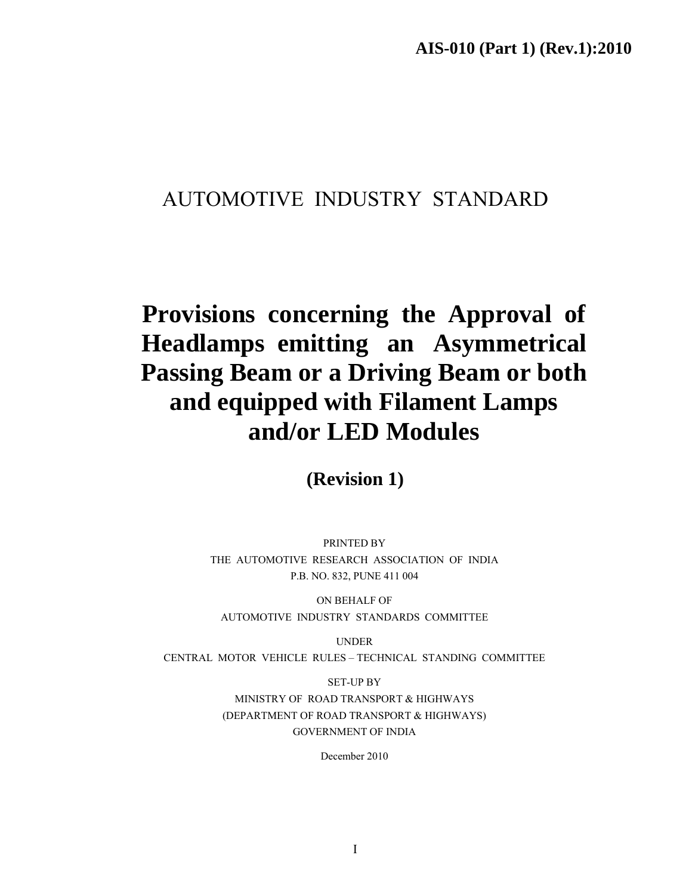**AIS-010 (Part 1) (Rev.1):2010**

AUTOMOTIVE INDUSTRY STANDARD

# Provisions concerning the Approval of Headlamps emitting an Asymmetrical Passing Beam or a Driving Beam or both and equipped with Filament Lamps and/or LED Modules

## (Revision 1)

PRINTED BY
THE AUTOMOTIVE RESEARCH ASSOCIATION OF INDIA
P.B. NO. 832, PUNE 411 004

ON BEHALF OF
AUTOMOTIVE INDUSTRY STANDARDS COMMITTEE

UNDER
CENTRAL MOTOR VEHICLE RULES – TECHNICAL STANDING COMMITTEE

SET-UP BY
MINISTRY OF ROAD TRANSPORT & HIGHWAYS
(DEPARTMENT OF ROAD TRANSPORT & HIGHWAYS)
GOVERNMENT OF INDIA

December 2010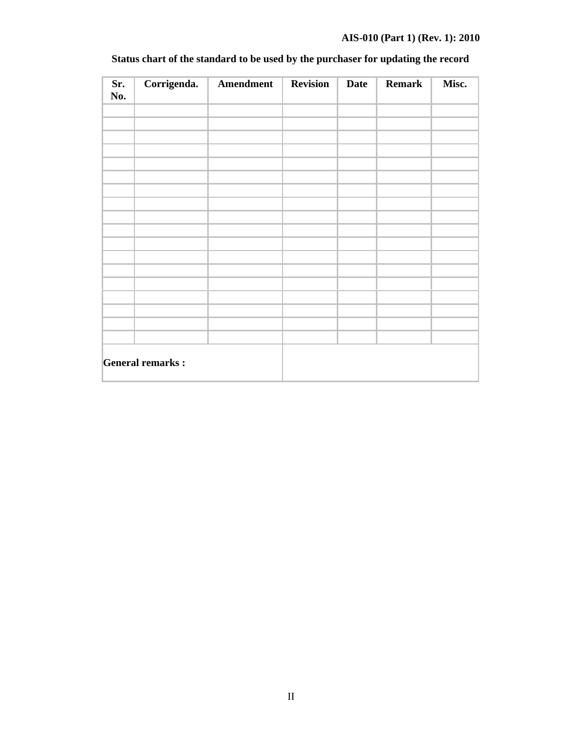**Status chart of the standard to be used by the purchaser for updating the record**

| Sr. No. | Corrigenda. | Amendment | Revision | Date | Remark | Misc. |
|---|---|---|---|---|---|---|
| | | | | | | |
| | | | | | | |
| | | | | | | |
| | | | | | | |
| | | | | | | |
| | | | | | | |
| | | | | | | |
| | | | | | | |
| | | | | | | |
| | | | | | | |
| | | | | | | |
| | | | | | | |
| | | | | | | |
| | | | | | | |
| | | | | | | |
| | | | | | | |
| | | | | | | |
| | | | | | | |
| **General remarks :** | | | | | | |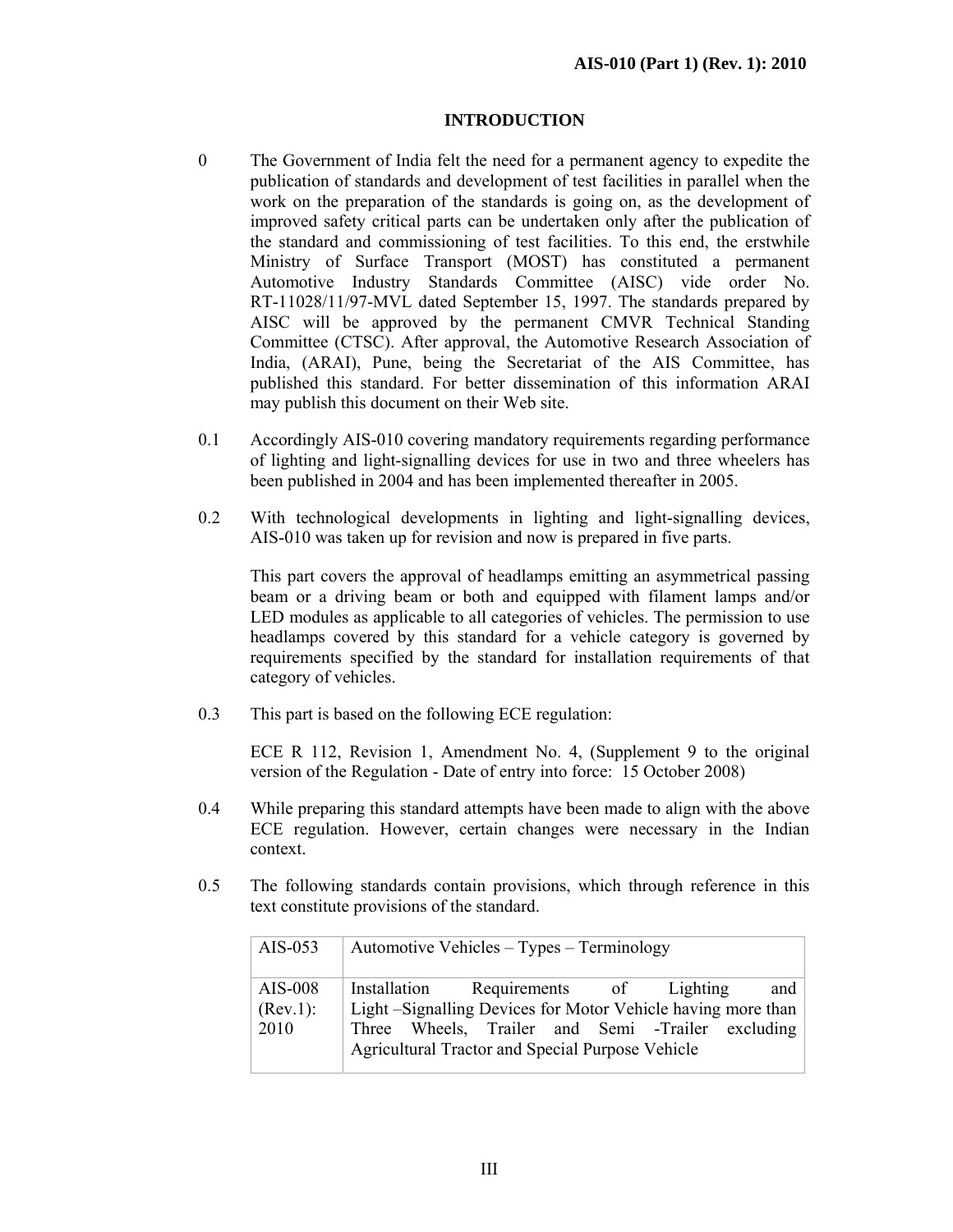## INTRODUCTION

0 The Government of India felt the need for a permanent agency to expedite the publication of standards and development of test facilities in parallel when the work on the preparation of the standards is going on, as the development of improved safety critical parts can be undertaken only after the publication of the standard and commissioning of test facilities. To this end, the erstwhile Ministry of Surface Transport (MOST) has constituted a permanent Automotive Industry Standards Committee (AISC) vide order No. RT-11028/11/97-MVL dated September 15, 1997. The standards prepared by AISC will be approved by the permanent CMVR Technical Standing Committee (CTSC). After approval, the Automotive Research Association of India, (ARAI), Pune, being the Secretariat of the AIS Committee, has published this standard. For better dissemination of this information ARAI may publish this document on their Web site.

0.1 Accordingly AIS-010 covering mandatory requirements regarding performance of lighting and light-signalling devices for use in two and three wheelers has been published in 2004 and has been implemented thereafter in 2005.

0.2 With technological developments in lighting and light-signalling devices, AIS-010 was taken up for revision and now is prepared in five parts.

This part covers the approval of headlamps emitting an asymmetrical passing beam or a driving beam or both and equipped with filament lamps and/or LED modules as applicable to all categories of vehicles. The permission to use headlamps covered by this standard for a vehicle category is governed by requirements specified by the standard for installation requirements of that category of vehicles.

0.3 This part is based on the following ECE regulation:

ECE R 112, Revision 1, Amendment No. 4, (Supplement 9 to the original version of the Regulation - Date of entry into force: 15 October 2008)

0.4 While preparing this standard attempts have been made to align with the above ECE regulation. However, certain changes were necessary in the Indian context.

0.5 The following standards contain provisions, which through reference in this text constitute provisions of the standard.

| | |
|---|---|
| AIS-053 | Automotive Vehicles – Types – Terminology |
| AIS-008 (Rev.1): 2010 | Installation Requirements of Lighting and Light –Signalling Devices for Motor Vehicle having more than Three Wheels, Trailer and Semi -Trailer excluding Agricultural Tractor and Special Purpose Vehicle |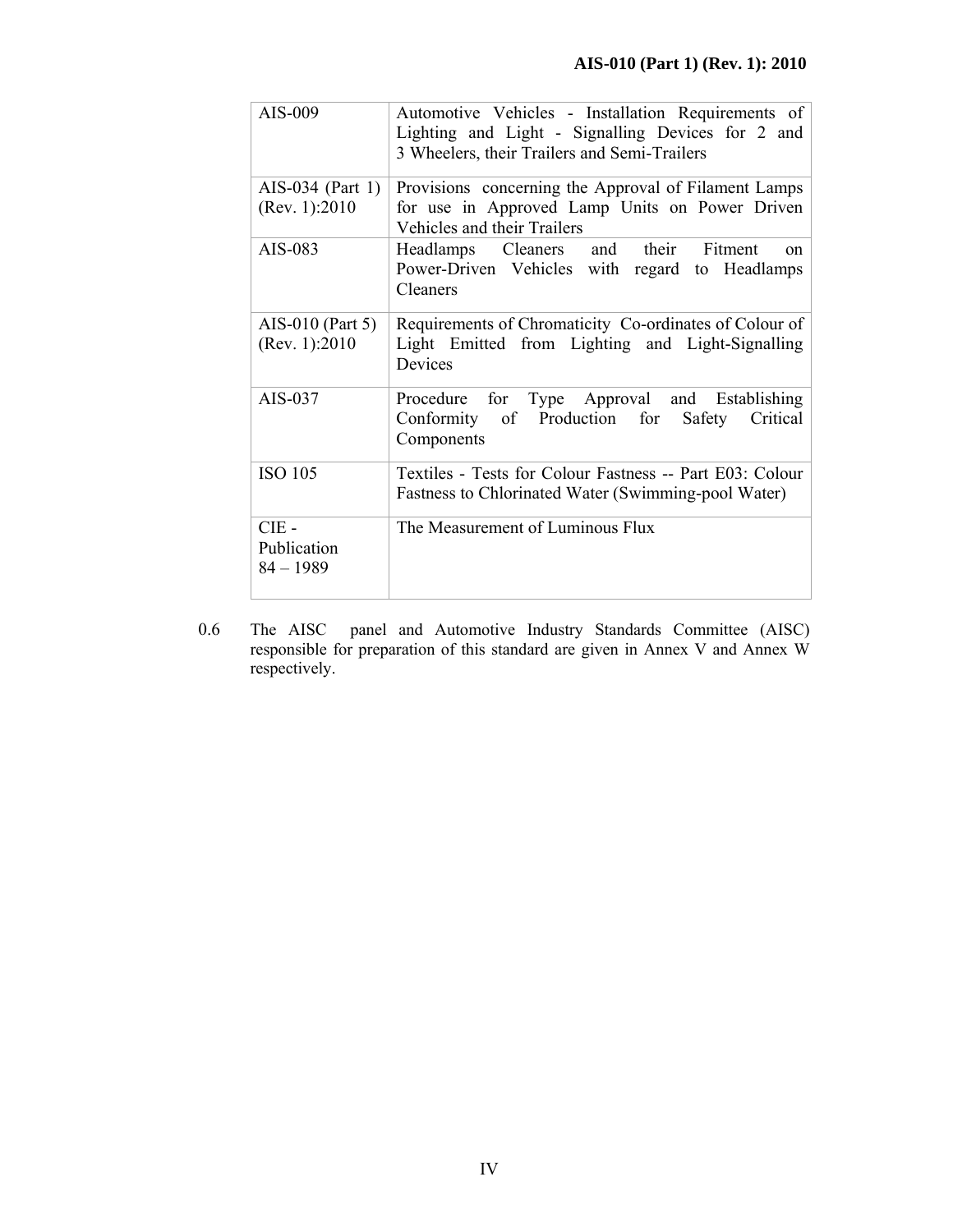| | |
|---|---|
| AIS-009 | Automotive Vehicles - Installation Requirements of Lighting and Light - Signalling Devices for 2 and 3 Wheelers, their Trailers and Semi-Trailers |
| AIS-034 (Part 1) (Rev. 1):2010 | Provisions concerning the Approval of Filament Lamps for use in Approved Lamp Units on Power Driven Vehicles and their Trailers |
| AIS-083 | Headlamps Cleaners and their Fitment on Power-Driven Vehicles with regard to Headlamps Cleaners |
| AIS-010 (Part 5) (Rev. 1):2010 | Requirements of Chromaticity Co-ordinates of Colour of Light Emitted from Lighting and Light-Signalling Devices |
| AIS-037 | Procedure for Type Approval and Establishing Conformity of Production for Safety Critical Components |
| ISO 105 | Textiles - Tests for Colour Fastness -- Part E03: Colour Fastness to Chlorinated Water (Swimming-pool Water) |
| CIE - Publication 84 – 1989 | The Measurement of Luminous Flux |

0.6 The AISC panel and Automotive Industry Standards Committee (AISC) responsible for preparation of this standard are given in Annex V and Annex W respectively.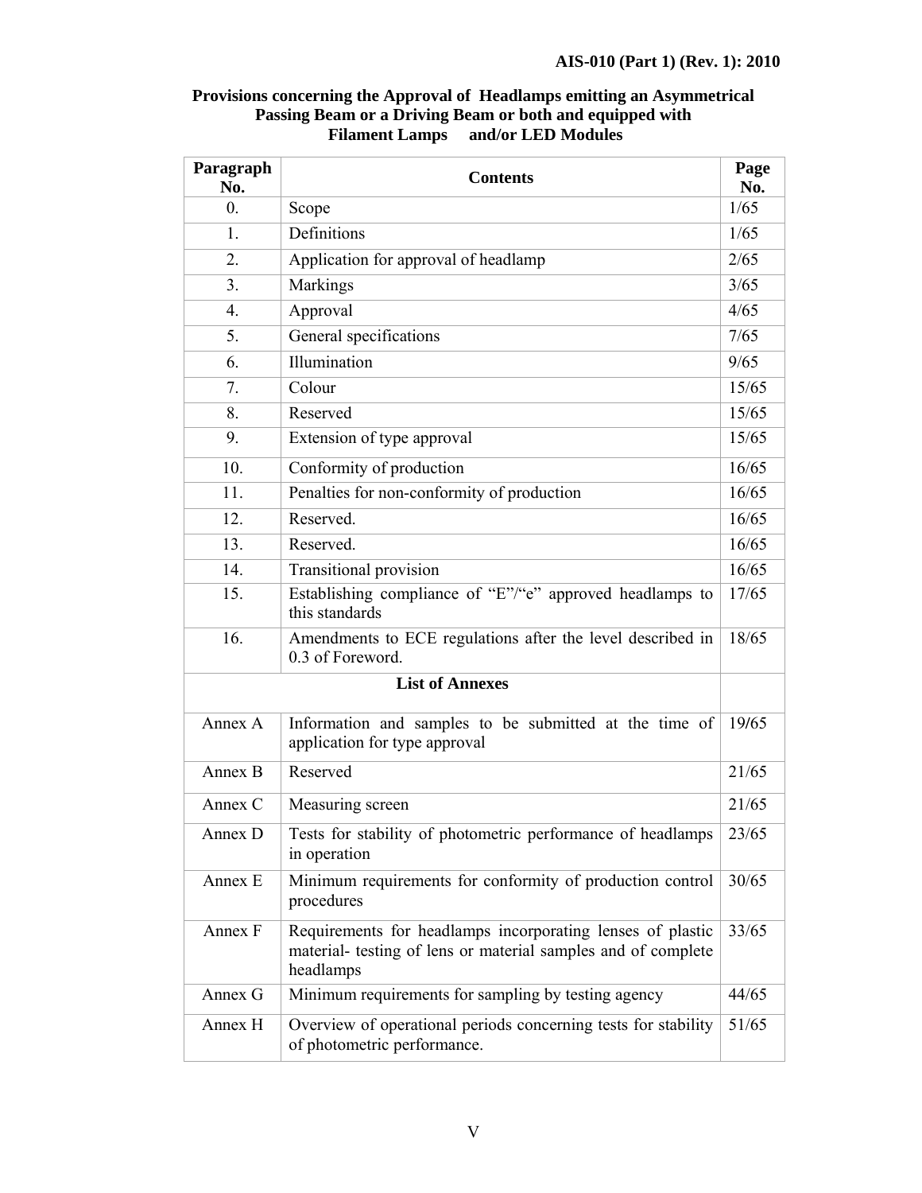**Provisions concerning the Approval of Headlamps emitting an Asymmetrical Passing Beam or a Driving Beam or both and equipped with Filament Lamps and/or LED Modules**

| Paragraph No. | Contents | Page No. |
|---|---|---|
| 0. | Scope | 1/65 |
| 1. | Definitions | 1/65 |
| 2. | Application for approval of headlamp | 2/65 |
| 3. | Markings | 3/65 |
| 4. | Approval | 4/65 |
| 5. | General specifications | 7/65 |
| 6. | Illumination | 9/65 |
| 7. | Colour | 15/65 |
| 8. | Reserved | 15/65 |
| 9. | Extension of type approval | 15/65 |
| 10. | Conformity of production | 16/65 |
| 11. | Penalties for non-conformity of production | 16/65 |
| 12. | Reserved. | 16/65 |
| 13. | Reserved. | 16/65 |
| 14. | Transitional provision | 16/65 |
| 15. | Establishing compliance of "E"/"e" approved headlamps to this standards | 17/65 |
| 16. | Amendments to ECE regulations after the level described in 0.3 of Foreword. | 18/65 |
| | **List of Annexes** | |
| Annex A | Information and samples to be submitted at the time of application for type approval | 19/65 |
| Annex B | Reserved | 21/65 |
| Annex C | Measuring screen | 21/65 |
| Annex D | Tests for stability of photometric performance of headlamps in operation | 23/65 |
| Annex E | Minimum requirements for conformity of production control procedures | 30/65 |
| Annex F | Requirements for headlamps incorporating lenses of plastic material- testing of lens or material samples and of complete headlamps | 33/65 |
| Annex G | Minimum requirements for sampling by testing agency | 44/65 |
| Annex H | Overview of operational periods concerning tests for stability of photometric performance. | 51/65 |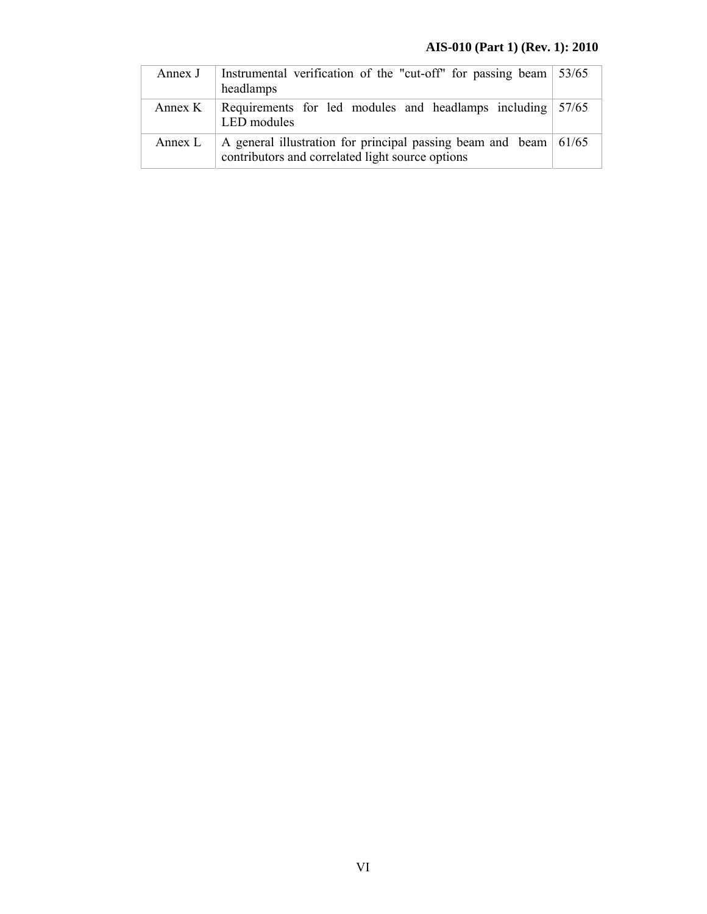| Annex J | Instrumental verification of the "cut-off" for passing beam headlamps | 53/65 |
|---|---|---|
| Annex K | Requirements for led modules and headlamps including LED modules | 57/65 |
| Annex L | A general illustration for principal passing beam and beam contributors and correlated light source options | 61/65 |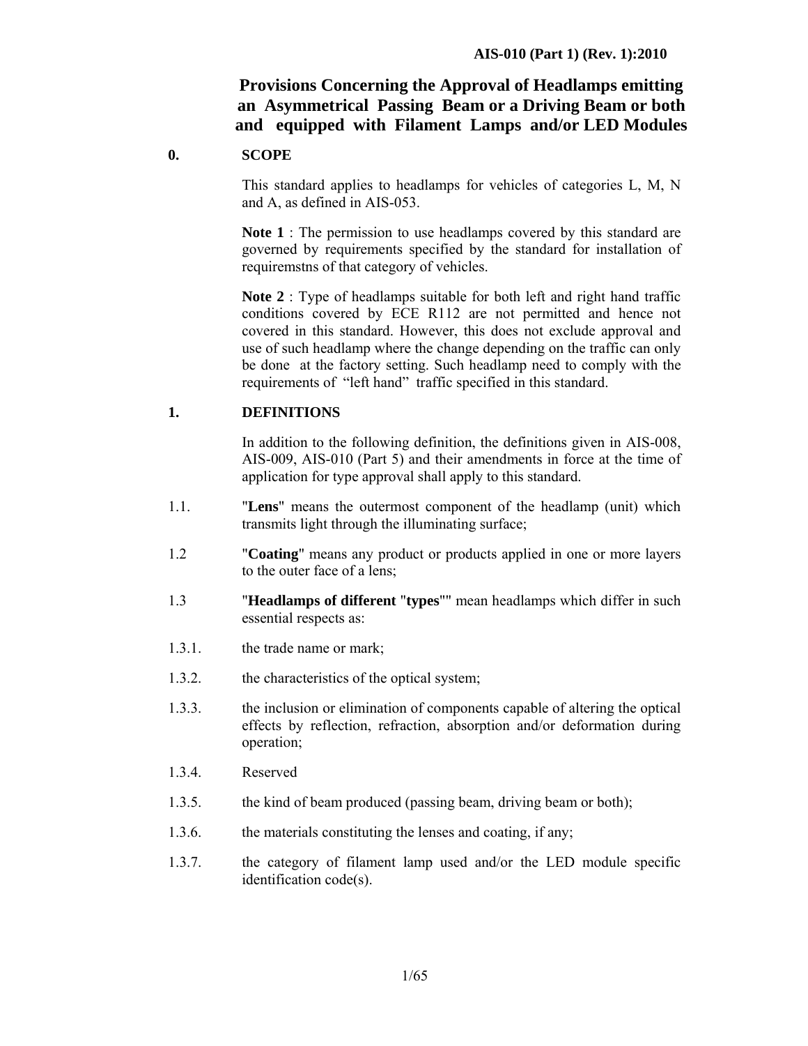# Provisions Concerning the Approval of Headlamps emitting an Asymmetrical Passing Beam or a Driving Beam or both and equipped with Filament Lamps and/or LED Modules

## 0. SCOPE

This standard applies to headlamps for vehicles of categories L, M, N and A, as defined in AIS-053.

**Note 1** : The permission to use headlamps covered by this standard are governed by requirements specified by the standard for installation of requiremstns of that category of vehicles.

**Note 2** : Type of headlamps suitable for both left and right hand traffic conditions covered by ECE R112 are not permitted and hence not covered in this standard. However, this does not exclude approval and use of such headlamp where the change depending on the traffic can only be done at the factory setting. Such headlamp need to comply with the requirements of "left hand" traffic specified in this standard.

## 1. DEFINITIONS

In addition to the following definition, the definitions given in AIS-008, AIS-009, AIS-010 (Part 5) and their amendments in force at the time of application for type approval shall apply to this standard.

1.1. "**Lens**" means the outermost component of the headlamp (unit) which transmits light through the illuminating surface;

1.2 "**Coating**" means any product or products applied in one or more layers to the outer face of a lens;

1.3 "**Headlamps of different "types"**" mean headlamps which differ in such essential respects as:

1.3.1. the trade name or mark;

1.3.2. the characteristics of the optical system;

1.3.3. the inclusion or elimination of components capable of altering the optical effects by reflection, refraction, absorption and/or deformation during operation;

1.3.4. Reserved

1.3.5. the kind of beam produced (passing beam, driving beam or both);

1.3.6. the materials constituting the lenses and coating, if any;

1.3.7. the category of filament lamp used and/or the LED module specific identification code(s).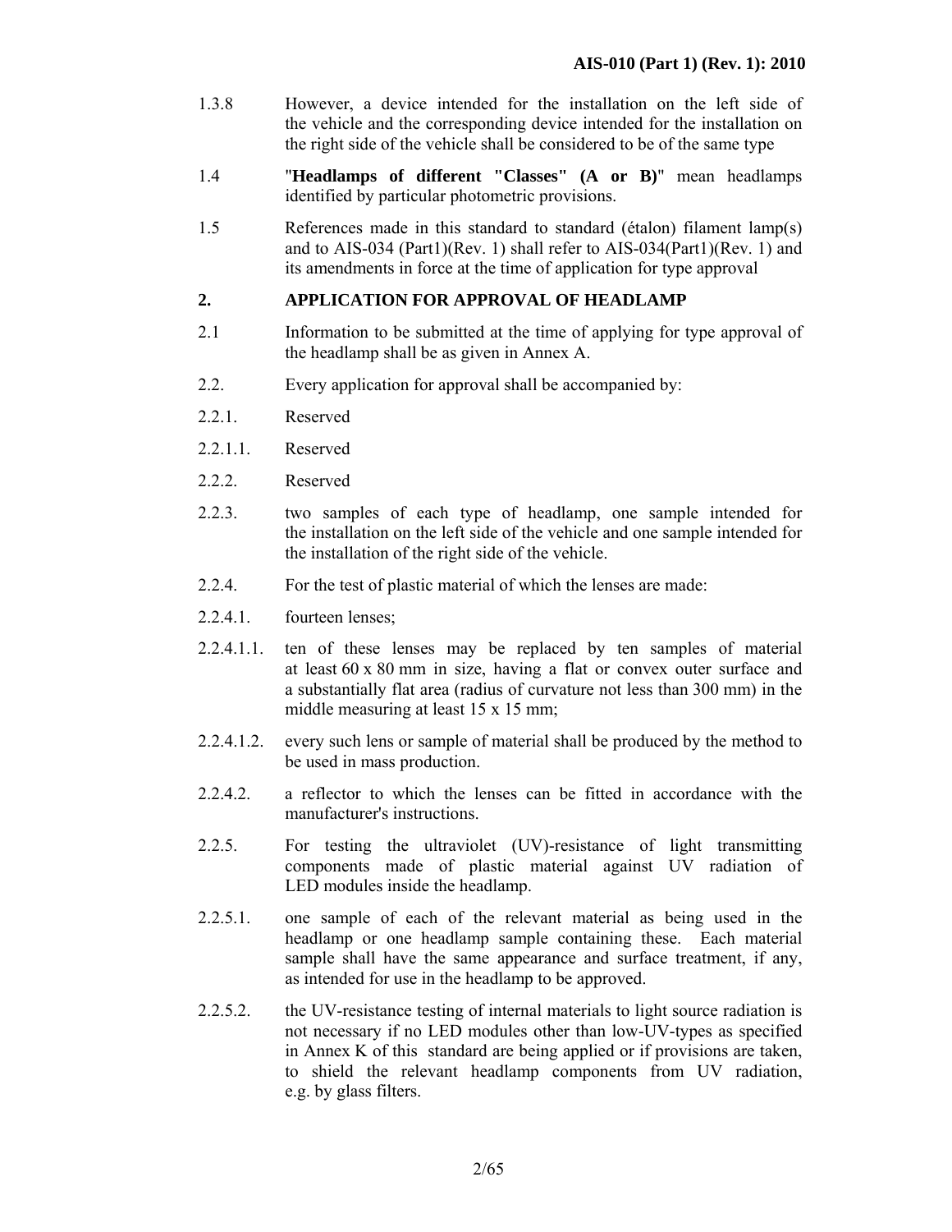1.3.8 However, a device intended for the installation on the left side of the vehicle and the corresponding device intended for the installation on the right side of the vehicle shall be considered to be of the same type

1.4 "**Headlamps of different "Classes" (A or B)**" mean headlamps identified by particular photometric provisions.

1.5 References made in this standard to standard (étalon) filament lamp(s) and to AIS-034 (Part1)(Rev. 1) shall refer to AIS-034(Part1)(Rev. 1) and its amendments in force at the time of application for type approval

## 2. APPLICATION FOR APPROVAL OF HEADLAMP

2.1 Information to be submitted at the time of applying for type approval of the headlamp shall be as given in Annex A.

2.2. Every application for approval shall be accompanied by:

2.2.1. Reserved

2.2.1.1. Reserved

2.2.2. Reserved

2.2.3. two samples of each type of headlamp, one sample intended for the installation on the left side of the vehicle and one sample intended for the installation of the right side of the vehicle.

2.2.4. For the test of plastic material of which the lenses are made:

2.2.4.1. fourteen lenses;

2.2.4.1.1. ten of these lenses may be replaced by ten samples of material at least 60 x 80 mm in size, having a flat or convex outer surface and a substantially flat area (radius of curvature not less than 300 mm) in the middle measuring at least 15 x 15 mm;

2.2.4.1.2. every such lens or sample of material shall be produced by the method to be used in mass production.

2.2.4.2. a reflector to which the lenses can be fitted in accordance with the manufacturer's instructions.

2.2.5. For testing the ultraviolet (UV)-resistance of light transmitting components made of plastic material against UV radiation of LED modules inside the headlamp.

2.2.5.1. one sample of each of the relevant material as being used in the headlamp or one headlamp sample containing these. Each material sample shall have the same appearance and surface treatment, if any, as intended for use in the headlamp to be approved.

2.2.5.2. the UV-resistance testing of internal materials to light source radiation is not necessary if no LED modules other than low-UV-types as specified in Annex K of this standard are being applied or if provisions are taken, to shield the relevant headlamp components from UV radiation, e.g. by glass filters.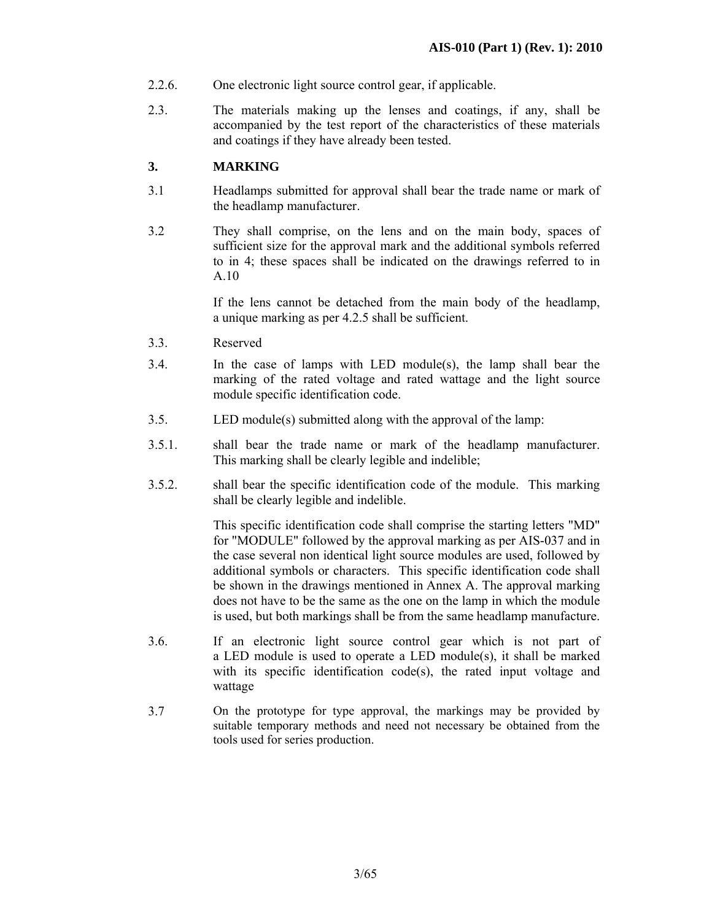2.2.6. One electronic light source control gear, if applicable.

2.3. The materials making up the lenses and coatings, if any, shall be accompanied by the test report of the characteristics of these materials and coatings if they have already been tested.

## 3. MARKING

3.1 Headlamps submitted for approval shall bear the trade name or mark of the headlamp manufacturer.

3.2 They shall comprise, on the lens and on the main body, spaces of sufficient size for the approval mark and the additional symbols referred to in 4; these spaces shall be indicated on the drawings referred to in A.10

If the lens cannot be detached from the main body of the headlamp, a unique marking as per 4.2.5 shall be sufficient.

3.3. Reserved

3.4. In the case of lamps with LED module(s), the lamp shall bear the marking of the rated voltage and rated wattage and the light source module specific identification code.

3.5. LED module(s) submitted along with the approval of the lamp:

3.5.1. shall bear the trade name or mark of the headlamp manufacturer. This marking shall be clearly legible and indelible;

3.5.2. shall bear the specific identification code of the module. This marking shall be clearly legible and indelible.

This specific identification code shall comprise the starting letters "MD" for "MODULE" followed by the approval marking as per AIS-037 and in the case several non identical light source modules are used, followed by additional symbols or characters. This specific identification code shall be shown in the drawings mentioned in Annex A. The approval marking does not have to be the same as the one on the lamp in which the module is used, but both markings shall be from the same headlamp manufacture.

3.6. If an electronic light source control gear which is not part of a LED module is used to operate a LED module(s), it shall be marked with its specific identification code(s), the rated input voltage and wattage

3.7 On the prototype for type approval, the markings may be provided by suitable temporary methods and need not necessary be obtained from the tools used for series production.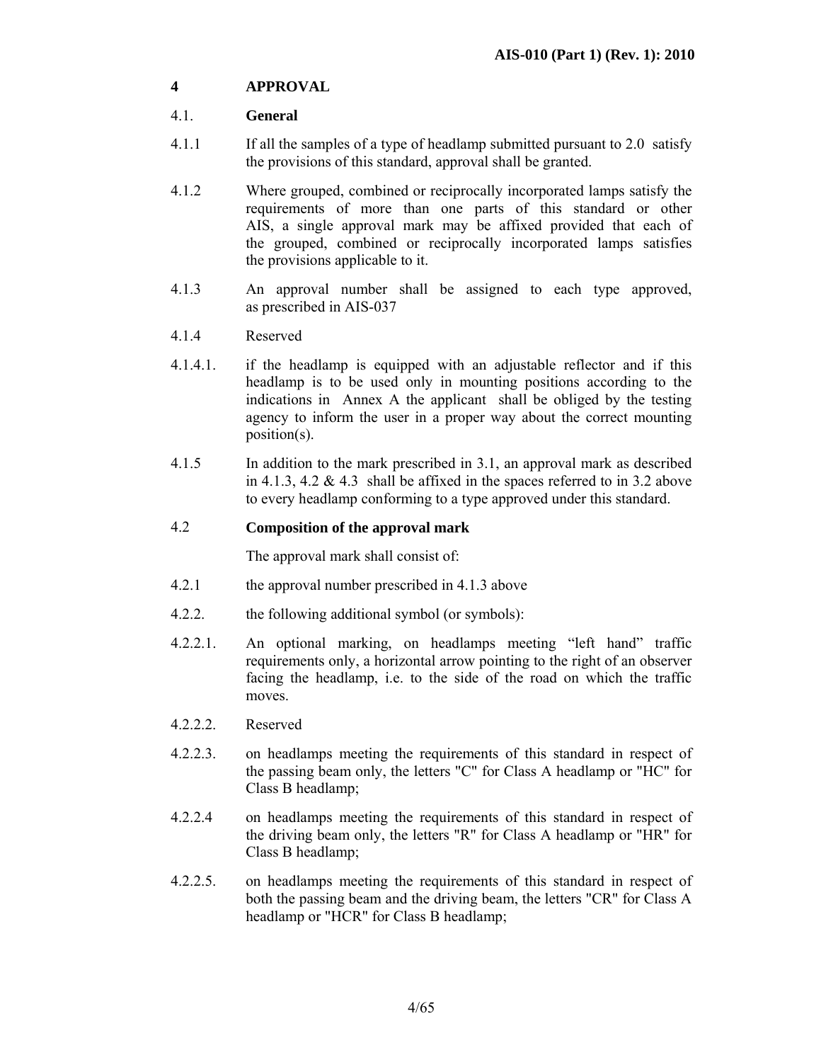## 4 APPROVAL

### 4.1. General

4.1.1 If all the samples of a type of headlamp submitted pursuant to 2.0 satisfy the provisions of this standard, approval shall be granted.

4.1.2 Where grouped, combined or reciprocally incorporated lamps satisfy the requirements of more than one parts of this standard or other AIS, a single approval mark may be affixed provided that each of the grouped, combined or reciprocally incorporated lamps satisfies the provisions applicable to it.

4.1.3 An approval number shall be assigned to each type approved, as prescribed in AIS-037

4.1.4 Reserved

4.1.4.1. if the headlamp is equipped with an adjustable reflector and if this headlamp is to be used only in mounting positions according to the indications in Annex A the applicant shall be obliged by the testing agency to inform the user in a proper way about the correct mounting position(s).

4.1.5 In addition to the mark prescribed in 3.1, an approval mark as described in 4.1.3, 4.2 & 4.3 shall be affixed in the spaces referred to in 3.2 above to every headlamp conforming to a type approved under this standard.

### 4.2 Composition of the approval mark

The approval mark shall consist of:

4.2.1 the approval number prescribed in 4.1.3 above

4.2.2. the following additional symbol (or symbols):

4.2.2.1. An optional marking, on headlamps meeting “left hand” traffic requirements only, a horizontal arrow pointing to the right of an observer facing the headlamp, i.e. to the side of the road on which the traffic moves.

4.2.2.2. Reserved

4.2.2.3. on headlamps meeting the requirements of this standard in respect of the passing beam only, the letters "C" for Class A headlamp or "HC" for Class B headlamp;

4.2.2.4 on headlamps meeting the requirements of this standard in respect of the driving beam only, the letters "R" for Class A headlamp or "HR" for Class B headlamp;

4.2.2.5. on headlamps meeting the requirements of this standard in respect of both the passing beam and the driving beam, the letters "CR" for Class A headlamp or "HCR" for Class B headlamp;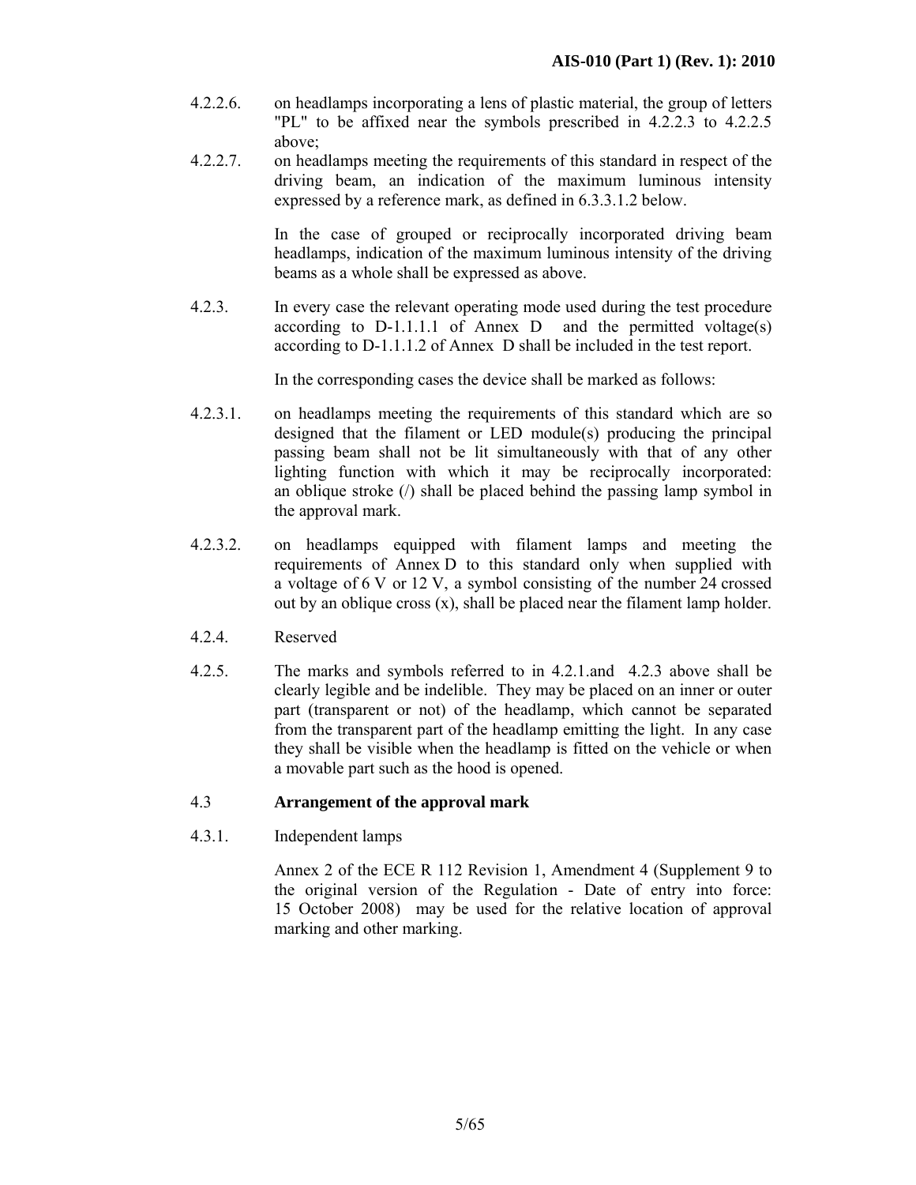4.2.2.6. on headlamps incorporating a lens of plastic material, the group of letters "PL" to be affixed near the symbols prescribed in 4.2.2.3 to 4.2.2.5 above;

4.2.2.7. on headlamps meeting the requirements of this standard in respect of the driving beam, an indication of the maximum luminous intensity expressed by a reference mark, as defined in 6.3.3.1.2 below.

In the case of grouped or reciprocally incorporated driving beam headlamps, indication of the maximum luminous intensity of the driving beams as a whole shall be expressed as above.

4.2.3. In every case the relevant operating mode used during the test procedure according to D-1.1.1.1 of Annex D and the permitted voltage(s) according to D-1.1.1.2 of Annex D shall be included in the test report.

In the corresponding cases the device shall be marked as follows:

4.2.3.1. on headlamps meeting the requirements of this standard which are so designed that the filament or LED module(s) producing the principal passing beam shall not be lit simultaneously with that of any other lighting function with which it may be reciprocally incorporated: an oblique stroke (/) shall be placed behind the passing lamp symbol in the approval mark.

4.2.3.2. on headlamps equipped with filament lamps and meeting the requirements of Annex D to this standard only when supplied with a voltage of 6 V or 12 V, a symbol consisting of the number 24 crossed out by an oblique cross (x), shall be placed near the filament lamp holder.

4.2.4. Reserved

4.2.5. The marks and symbols referred to in 4.2.1.and 4.2.3 above shall be clearly legible and be indelible. They may be placed on an inner or outer part (transparent or not) of the headlamp, which cannot be separated from the transparent part of the headlamp emitting the light. In any case they shall be visible when the headlamp is fitted on the vehicle or when a movable part such as the hood is opened.

## 4.3 Arrangement of the approval mark

4.3.1. Independent lamps

Annex 2 of the ECE R 112 Revision 1, Amendment 4 (Supplement 9 to the original version of the Regulation - Date of entry into force: 15 October 2008) may be used for the relative location of approval marking and other marking.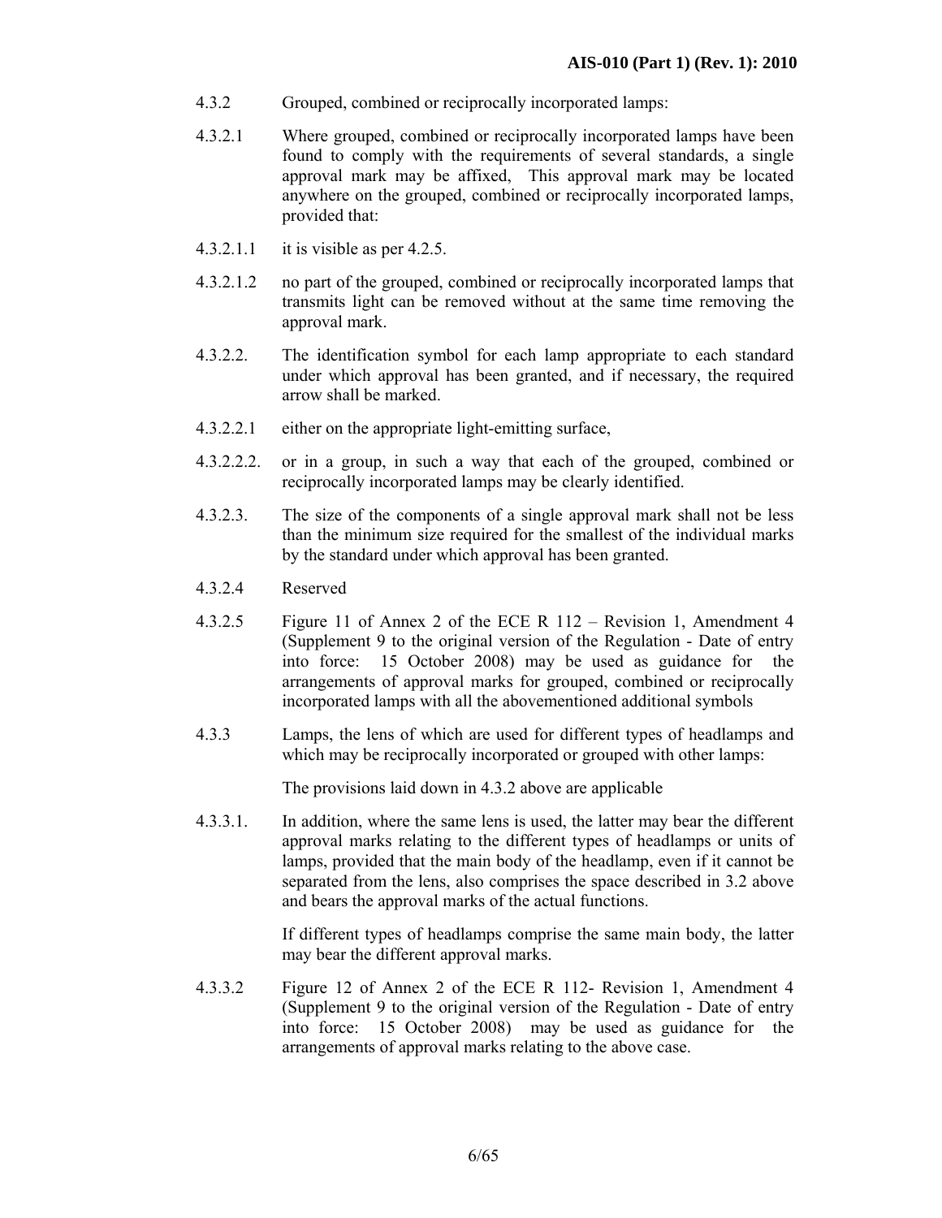4.3.2 Grouped, combined or reciprocally incorporated lamps:

4.3.2.1 Where grouped, combined or reciprocally incorporated lamps have been found to comply with the requirements of several standards, a single approval mark may be affixed, This approval mark may be located anywhere on the grouped, combined or reciprocally incorporated lamps, provided that:

4.3.2.1.1 it is visible as per 4.2.5.

4.3.2.1.2 no part of the grouped, combined or reciprocally incorporated lamps that transmits light can be removed without at the same time removing the approval mark.

4.3.2.2. The identification symbol for each lamp appropriate to each standard under which approval has been granted, and if necessary, the required arrow shall be marked.

4.3.2.2.1 either on the appropriate light-emitting surface,

4.3.2.2.2. or in a group, in such a way that each of the grouped, combined or reciprocally incorporated lamps may be clearly identified.

4.3.2.3. The size of the components of a single approval mark shall not be less than the minimum size required for the smallest of the individual marks by the standard under which approval has been granted.

4.3.2.4 Reserved

4.3.2.5 Figure 11 of Annex 2 of the ECE R 112 – Revision 1, Amendment 4 (Supplement 9 to the original version of the Regulation - Date of entry into force: 15 October 2008) may be used as guidance for the arrangements of approval marks for grouped, combined or reciprocally incorporated lamps with all the abovementioned additional symbols

4.3.3 Lamps, the lens of which are used for different types of headlamps and which may be reciprocally incorporated or grouped with other lamps:

The provisions laid down in 4.3.2 above are applicable

4.3.3.1. In addition, where the same lens is used, the latter may bear the different approval marks relating to the different types of headlamps or units of lamps, provided that the main body of the headlamp, even if it cannot be separated from the lens, also comprises the space described in 3.2 above and bears the approval marks of the actual functions.

If different types of headlamps comprise the same main body, the latter may bear the different approval marks.

4.3.3.2 Figure 12 of Annex 2 of the ECE R 112- Revision 1, Amendment 4 (Supplement 9 to the original version of the Regulation - Date of entry into force: 15 October 2008) may be used as guidance for the arrangements of approval marks relating to the above case.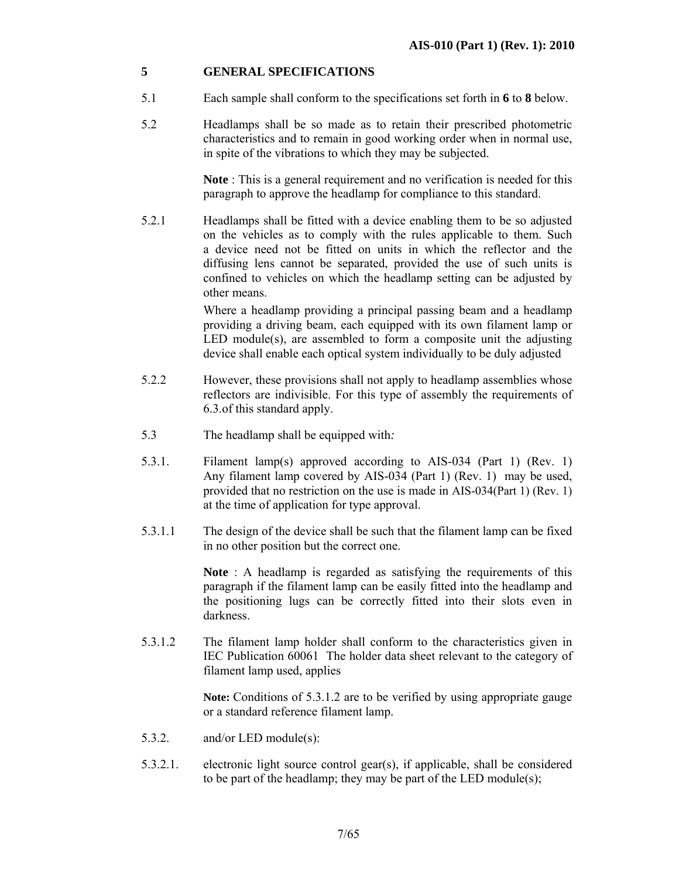## 5 GENERAL SPECIFICATIONS

5.1 Each sample shall conform to the specifications set forth in **6** to **8** below.

5.2 Headlamps shall be so made as to retain their prescribed photometric characteristics and to remain in good working order when in normal use, in spite of the vibrations to which they may be subjected.

**Note** : This is a general requirement and no verification is needed for this paragraph to approve the headlamp for compliance to this standard.

5.2.1 Headlamps shall be fitted with a device enabling them to be so adjusted on the vehicles as to comply with the rules applicable to them. Such a device need not be fitted on units in which the reflector and the diffusing lens cannot be separated, provided the use of such units is confined to vehicles on which the headlamp setting can be adjusted by other means.

Where a headlamp providing a principal passing beam and a headlamp providing a driving beam, each equipped with its own filament lamp or LED module(s), are assembled to form a composite unit the adjusting device shall enable each optical system individually to be duly adjusted

5.2.2 However, these provisions shall not apply to headlamp assemblies whose reflectors are indivisible. For this type of assembly the requirements of 6.3.of this standard apply.

5.3 The headlamp shall be equipped with*:*

5.3.1. Filament lamp(s) approved according to AIS-034 (Part 1) (Rev. 1) Any filament lamp covered by AIS-034 (Part 1) (Rev. 1) may be used, provided that no restriction on the use is made in AIS-034(Part 1) (Rev. 1) at the time of application for type approval.

5.3.1.1 The design of the device shall be such that the filament lamp can be fixed in no other position but the correct one.

**Note** : A headlamp is regarded as satisfying the requirements of this paragraph if the filament lamp can be easily fitted into the headlamp and the positioning lugs can be correctly fitted into their slots even in darkness.

5.3.1.2 The filament lamp holder shall conform to the characteristics given in IEC Publication 60061 The holder data sheet relevant to the category of filament lamp used, applies

**Note:** Conditions of 5.3.1.2 are to be verified by using appropriate gauge or a standard reference filament lamp.

5.3.2. and/or LED module(s):

5.3.2.1. electronic light source control gear(s), if applicable, shall be considered to be part of the headlamp; they may be part of the LED module(s);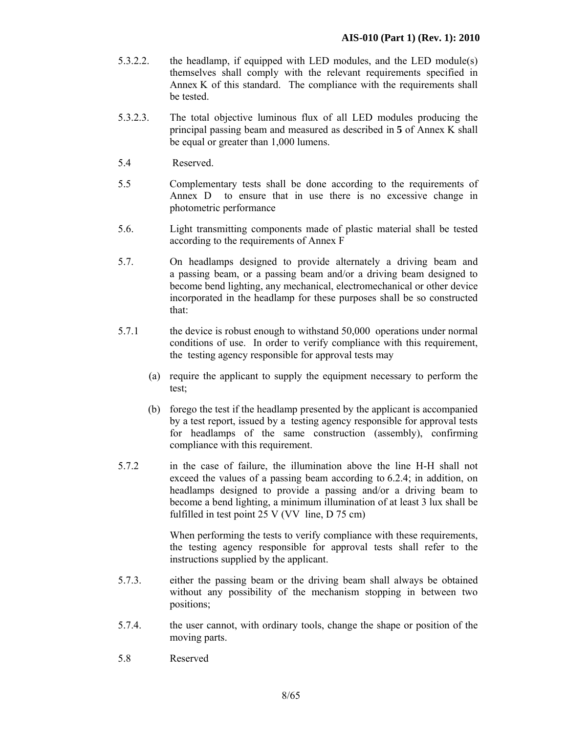5.3.2.2. the headlamp, if equipped with LED modules, and the LED module(s) themselves shall comply with the relevant requirements specified in Annex K of this standard. The compliance with the requirements shall be tested.

5.3.2.3. The total objective luminous flux of all LED modules producing the principal passing beam and measured as described in **5** of Annex K shall be equal or greater than 1,000 lumens.

5.4 Reserved.

5.5 Complementary tests shall be done according to the requirements of Annex D to ensure that in use there is no excessive change in photometric performance

5.6. Light transmitting components made of plastic material shall be tested according to the requirements of Annex F

5.7. On headlamps designed to provide alternately a driving beam and a passing beam, or a passing beam and/or a driving beam designed to become bend lighting, any mechanical, electromechanical or other device incorporated in the headlamp for these purposes shall be so constructed that:

5.7.1 the device is robust enough to withstand 50,000 operations under normal conditions of use. In order to verify compliance with this requirement, the testing agency responsible for approval tests may

(a) require the applicant to supply the equipment necessary to perform the test;

(b) forego the test if the headlamp presented by the applicant is accompanied by a test report, issued by a testing agency responsible for approval tests for headlamps of the same construction (assembly), confirming compliance with this requirement.

5.7.2 in the case of failure, the illumination above the line H-H shall not exceed the values of a passing beam according to 6.2.4; in addition, on headlamps designed to provide a passing and/or a driving beam to become a bend lighting, a minimum illumination of at least 3 lux shall be fulfilled in test point 25 V (VV line, D 75 cm)

When performing the tests to verify compliance with these requirements, the testing agency responsible for approval tests shall refer to the instructions supplied by the applicant.

5.7.3. either the passing beam or the driving beam shall always be obtained without any possibility of the mechanism stopping in between two positions;

5.7.4. the user cannot, with ordinary tools, change the shape or position of the moving parts.

5.8 Reserved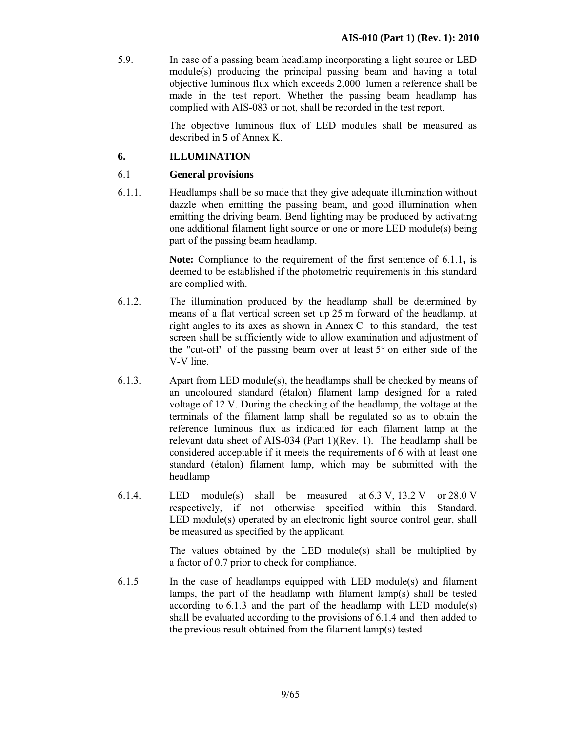5.9. In case of a passing beam headlamp incorporating a light source or LED module(s) producing the principal passing beam and having a total objective luminous flux which exceeds 2,000 lumen a reference shall be made in the test report. Whether the passing beam headlamp has complied with AIS-083 or not, shall be recorded in the test report.

The objective luminous flux of LED modules shall be measured as described in **5** of Annex K.

## 6. ILLUMINATION

### 6.1 General provisions

6.1.1. Headlamps shall be so made that they give adequate illumination without dazzle when emitting the passing beam, and good illumination when emitting the driving beam. Bend lighting may be produced by activating one additional filament light source or one or more LED module(s) being part of the passing beam headlamp.

**Note:** Compliance to the requirement of the first sentence of 6.1.1**,** is deemed to be established if the photometric requirements in this standard are complied with.

6.1.2. The illumination produced by the headlamp shall be determined by means of a flat vertical screen set up 25 m forward of the headlamp, at right angles to its axes as shown in Annex C to this standard, the test screen shall be sufficiently wide to allow examination and adjustment of the "cut-off" of the passing beam over at least 5° on either side of the V-V line.

6.1.3. Apart from LED module(s), the headlamps shall be checked by means of an uncoloured standard (étalon) filament lamp designed for a rated voltage of 12 V. During the checking of the headlamp, the voltage at the terminals of the filament lamp shall be regulated so as to obtain the reference luminous flux as indicated for each filament lamp at the relevant data sheet of AIS-034 (Part 1)(Rev. 1). The headlamp shall be considered acceptable if it meets the requirements of 6 with at least one standard (étalon) filament lamp, which may be submitted with the headlamp

6.1.4. LED module(s) shall be measured at 6.3 V, 13.2 V or 28.0 V respectively, if not otherwise specified within this Standard. LED module(s) operated by an electronic light source control gear, shall be measured as specified by the applicant.

The values obtained by the LED module(s) shall be multiplied by a factor of 0.7 prior to check for compliance.

6.1.5 In the case of headlamps equipped with LED module(s) and filament lamps, the part of the headlamp with filament lamp(s) shall be tested according to 6.1.3 and the part of the headlamp with LED module(s) shall be evaluated according to the provisions of 6.1.4 and then added to the previous result obtained from the filament lamp(s) tested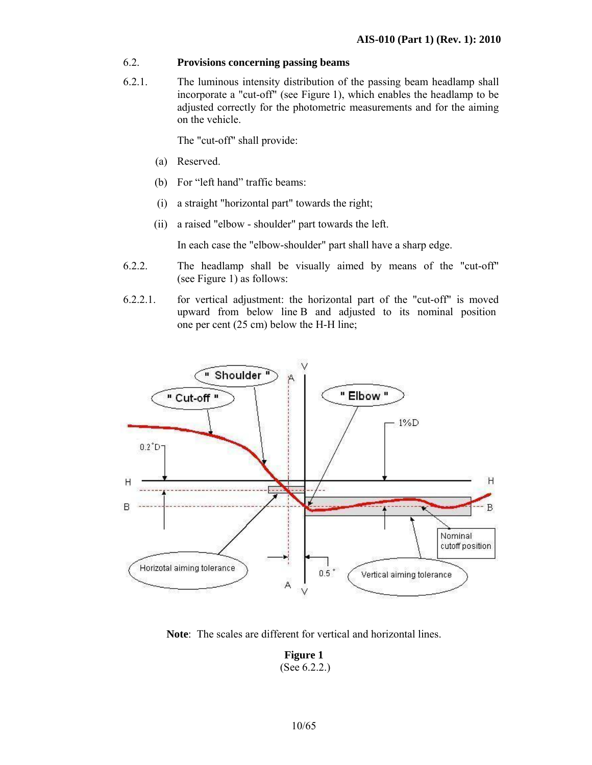6.2. **Provisions concerning passing beams**

6.2.1. The luminous intensity distribution of the passing beam headlamp shall incorporate a "cut-off" (see Figure 1), which enables the headlamp to be adjusted correctly for the photometric measurements and for the aiming on the vehicle.

The "cut-off" shall provide:

(a) Reserved.

(b) For "left hand" traffic beams:

(i) a straight "horizontal part" towards the right;

(ii) a raised "elbow - shoulder" part towards the left.

In each case the "elbow-shoulder" part shall have a sharp edge.

6.2.2. The headlamp shall be visually aimed by means of the "cut-off" (see Figure 1) as follows:

6.2.2.1. for vertical adjustment: the horizontal part of the "cut-off" is moved upward from below line B and adjusted to its nominal position one per cent (25 cm) below the H-H line;

**Note**: The scales are different for vertical and horizontal lines.

**Figure 1**
(See 6.2.2.)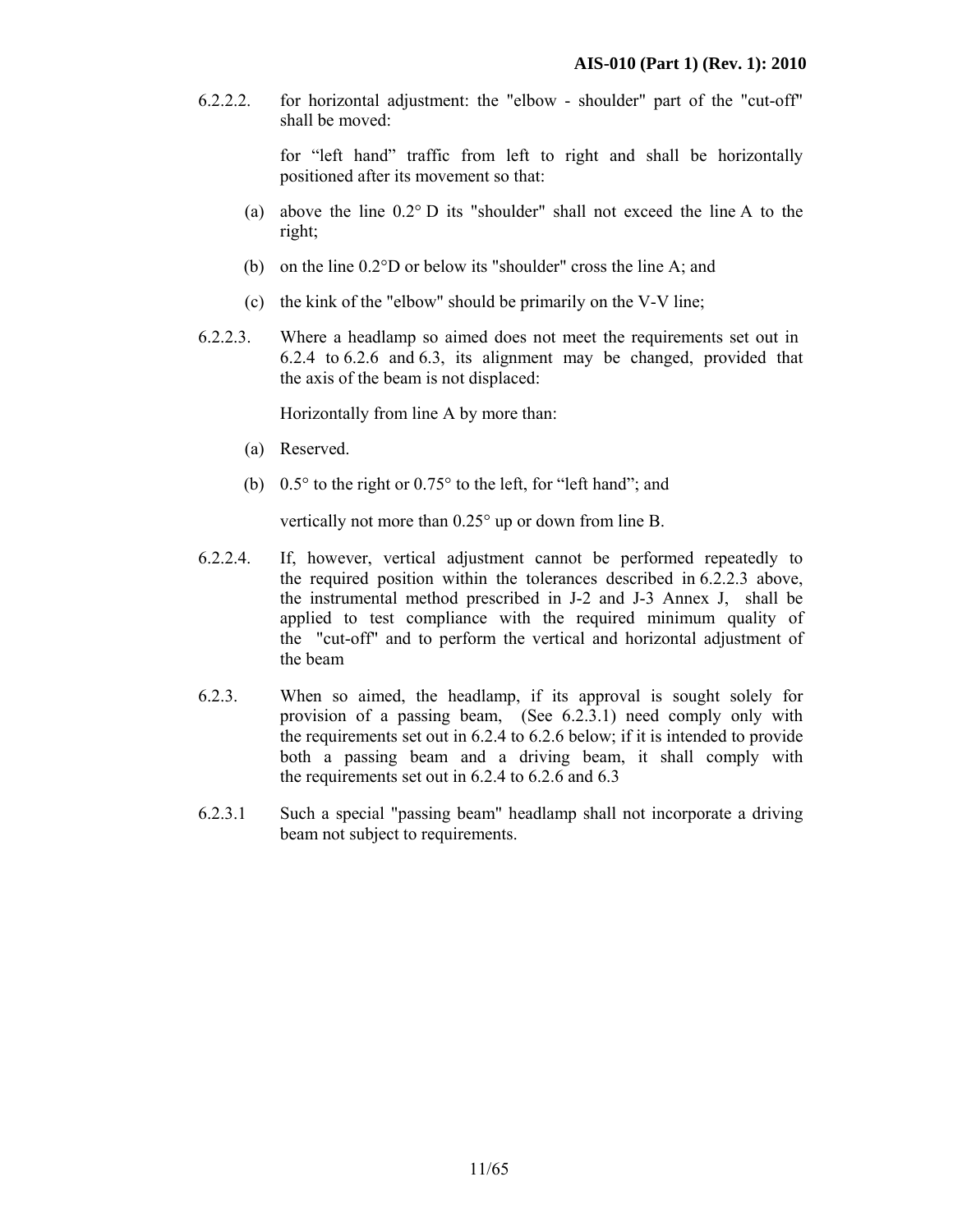6.2.2.2. for horizontal adjustment: the "elbow - shoulder" part of the "cut-off" shall be moved:

for “left hand” traffic from left to right and shall be horizontally positioned after its movement so that:

(a) above the line 0.2° D its "shoulder" shall not exceed the line A to the right;

(b) on the line 0.2°D or below its "shoulder" cross the line A; and

(c) the kink of the "elbow" should be primarily on the V-V line;

6.2.2.3. Where a headlamp so aimed does not meet the requirements set out in 6.2.4 to 6.2.6 and 6.3, its alignment may be changed, provided that the axis of the beam is not displaced:

Horizontally from line A by more than:

(a) Reserved.

(b) 0.5° to the right or 0.75° to the left, for “left hand”; and

vertically not more than 0.25° up or down from line B.

6.2.2.4. If, however, vertical adjustment cannot be performed repeatedly to the required position within the tolerances described in 6.2.2.3 above, the instrumental method prescribed in J-2 and J-3 Annex J, shall be applied to test compliance with the required minimum quality of the "cut-off" and to perform the vertical and horizontal adjustment of the beam

6.2.3. When so aimed, the headlamp, if its approval is sought solely for provision of a passing beam, (See 6.2.3.1) need comply only with the requirements set out in 6.2.4 to 6.2.6 below; if it is intended to provide both a passing beam and a driving beam, it shall comply with the requirements set out in 6.2.4 to 6.2.6 and 6.3

6.2.3.1 Such a special "passing beam" headlamp shall not incorporate a driving beam not subject to requirements.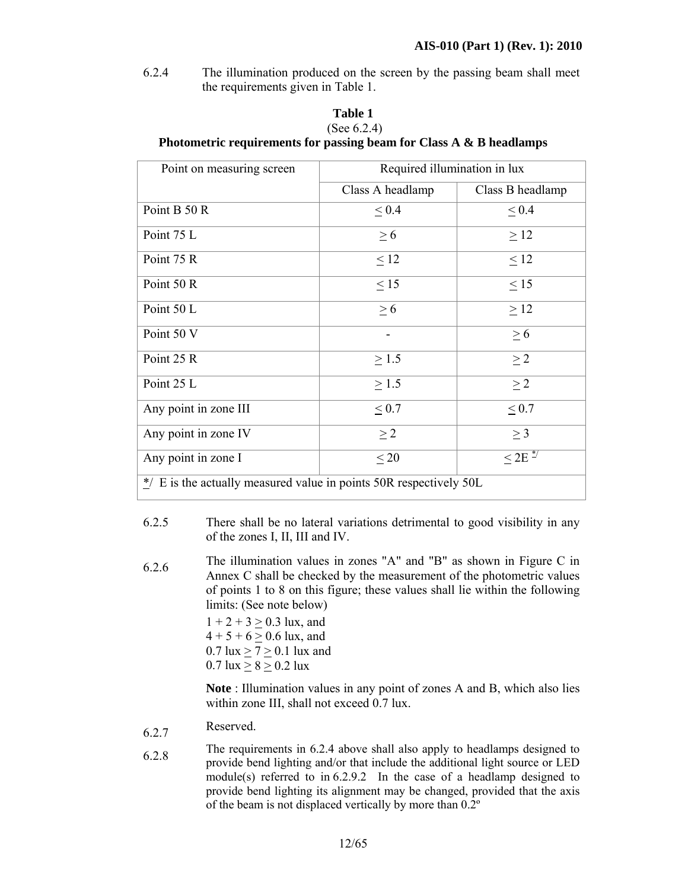6.2.4 The illumination produced on the screen by the passing beam shall meet the requirements given in Table 1.

**Table 1**
(See 6.2.4)
**Photometric requirements for passing beam for Class A & B headlamps**

| Point on measuring screen | Required illumination in lux | |
|---|---|---|
| | Class A headlamp | Class B headlamp |
| Point B 50 R | ≤ 0.4 | ≤ 0.4 |
| Point 75 L | ≥ 6 | ≥ 12 |
| Point 75 R | ≤ 12 | ≤ 12 |
| Point 50 R | ≤ 15 | ≤ 15 |
| Point 50 L | ≥ 6 | ≥ 12 |
| Point 50 V | - | ≥ 6 |
| Point 25 R | ≥ 1.5 | ≥ 2 |
| Point 25 L | ≥ 1.5 | ≥ 2 |
| Any point in zone III | ≤ 0.7 | ≤ 0.7 |
| Any point in zone IV | ≥ 2 | ≥ 3 |
| Any point in zone I | ≤ 20 | ≤ 2E */ |
| */ E is the actually measured value in points 50R respectively 50L | | |

6.2.5 There shall be no lateral variations detrimental to good visibility in any of the zones I, II, III and IV.

6.2.6 The illumination values in zones "A" and "B" as shown in Figure C in Annex C shall be checked by the measurement of the photometric values of points 1 to 8 on this figure; these values shall lie within the following limits: (See note below)

1 + 2 + 3 ≥ 0.3 lux, and
4 + 5 + 6 ≥ 0.6 lux, and
0.7 lux ≥ 7 ≥ 0.1 lux and
0.7 lux ≥ 8 ≥ 0.2 lux

**Note** : Illumination values in any point of zones A and B, which also lies within zone III, shall not exceed 0.7 lux.

6.2.7 Reserved.

6.2.8 The requirements in 6.2.4 above shall also apply to headlamps designed to provide bend lighting and/or that include the additional light source or LED module(s) referred to in 6.2.9.2 In the case of a headlamp designed to provide bend lighting its alignment may be changed, provided that the axis of the beam is not displaced vertically by more than 0.2º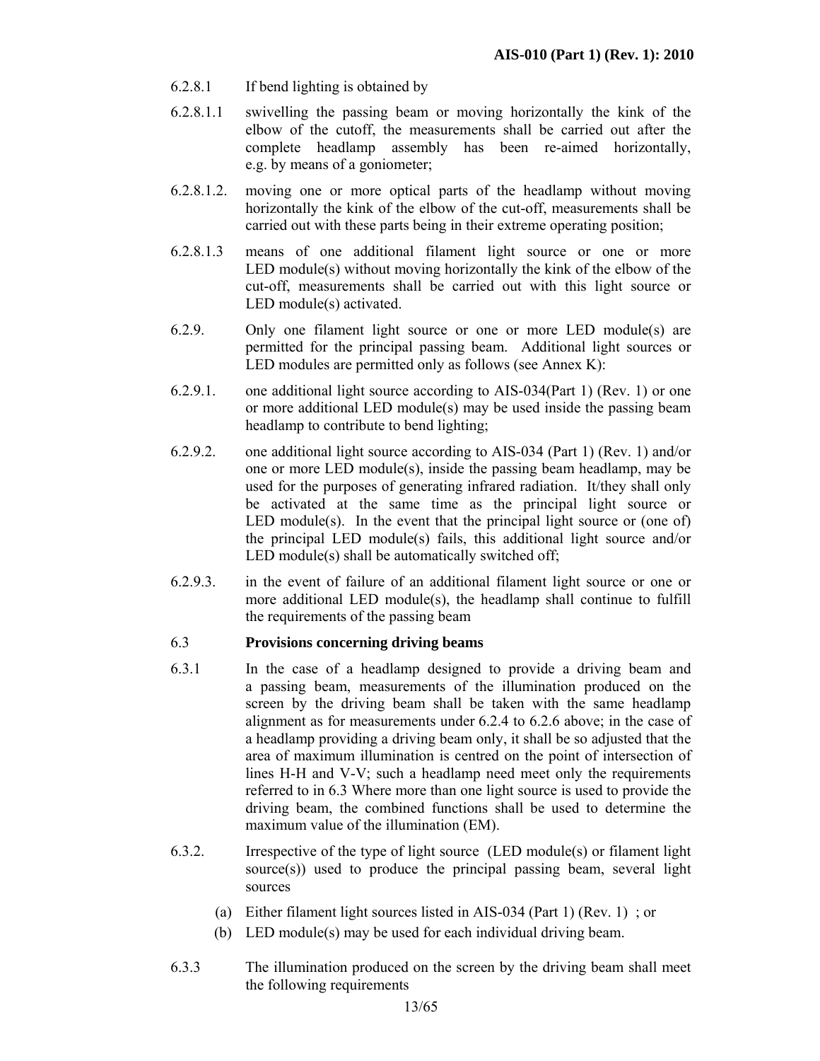6.2.8.1 If bend lighting is obtained by

6.2.8.1.1 swivelling the passing beam or moving horizontally the kink of the elbow of the cutoff, the measurements shall be carried out after the complete headlamp assembly has been re-aimed horizontally, e.g. by means of a goniometer;

6.2.8.1.2. moving one or more optical parts of the headlamp without moving horizontally the kink of the elbow of the cut-off, measurements shall be carried out with these parts being in their extreme operating position;

6.2.8.1.3 means of one additional filament light source or one or more LED module(s) without moving horizontally the kink of the elbow of the cut-off, measurements shall be carried out with this light source or LED module(s) activated.

6.2.9. Only one filament light source or one or more LED module(s) are permitted for the principal passing beam. Additional light sources or LED modules are permitted only as follows (see Annex K):

6.2.9.1. one additional light source according to AIS-034(Part 1) (Rev. 1) or one or more additional LED module(s) may be used inside the passing beam headlamp to contribute to bend lighting;

6.2.9.2. one additional light source according to AIS-034 (Part 1) (Rev. 1) and/or one or more LED module(s), inside the passing beam headlamp, may be used for the purposes of generating infrared radiation. It/they shall only be activated at the same time as the principal light source or LED module(s). In the event that the principal light source or (one of) the principal LED module(s) fails, this additional light source and/or LED module(s) shall be automatically switched off;

6.2.9.3. in the event of failure of an additional filament light source or one or more additional LED module(s), the headlamp shall continue to fulfill the requirements of the passing beam

### 6.3 Provisions concerning driving beams

6.3.1 In the case of a headlamp designed to provide a driving beam and a passing beam, measurements of the illumination produced on the screen by the driving beam shall be taken with the same headlamp alignment as for measurements under 6.2.4 to 6.2.6 above; in the case of a headlamp providing a driving beam only, it shall be so adjusted that the area of maximum illumination is centred on the point of intersection of lines H-H and V-V; such a headlamp need meet only the requirements referred to in 6.3 Where more than one light source is used to provide the driving beam, the combined functions shall be used to determine the maximum value of the illumination (EM).

6.3.2. Irrespective of the type of light source (LED module(s) or filament light source(s)) used to produce the principal passing beam, several light sources

(a) Either filament light sources listed in AIS-034 (Part 1) (Rev. 1) ; or

(b) LED module(s) may be used for each individual driving beam.

6.3.3 The illumination produced on the screen by the driving beam shall meet the following requirements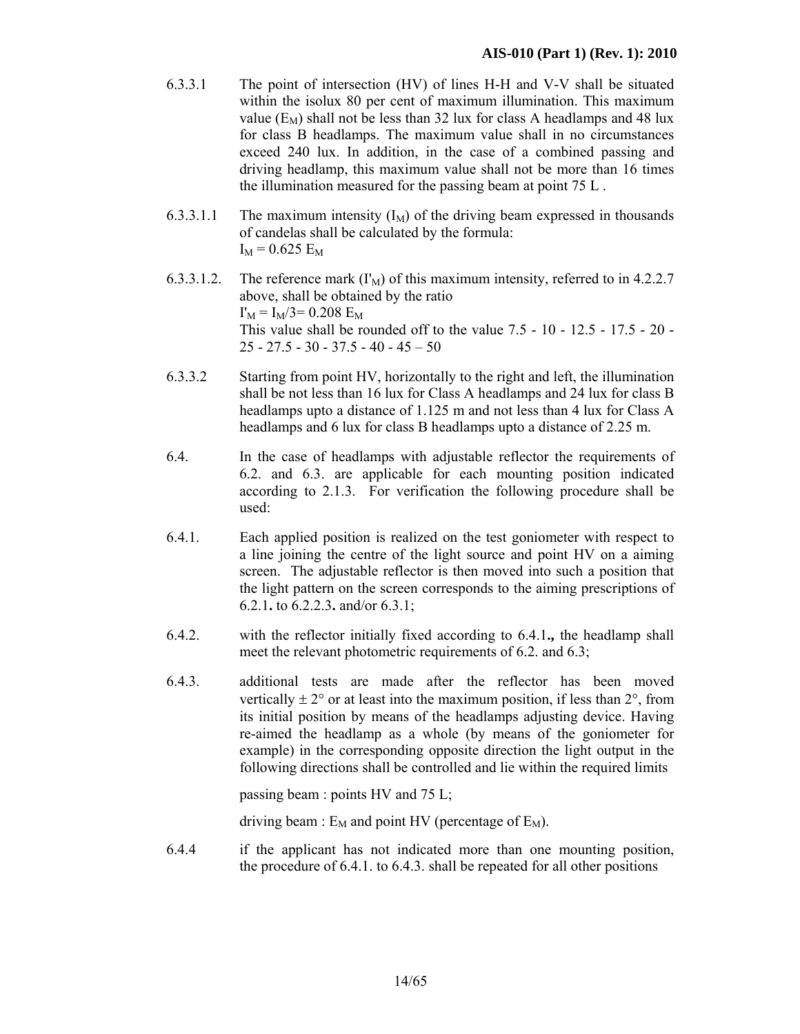6.3.3.1 The point of intersection (HV) of lines H-H and V-V shall be situated within the isolux 80 per cent of maximum illumination. This maximum value ($E_M$) shall not be less than 32 lux for class A headlamps and 48 lux for class B headlamps. The maximum value shall in no circumstances exceed 240 lux. In addition, in the case of a combined passing and driving headlamp, this maximum value shall not be more than 16 times the illumination measured for the passing beam at point 75 L .

6.3.3.1.1 The maximum intensity ($I_M$) of the driving beam expressed in thousands of candelas shall be calculated by the formula:
$I_M = 0.625\ E_M$

6.3.3.1.2. The reference mark ($I'_M$) of this maximum intensity, referred to in 4.2.2.7 above, shall be obtained by the ratio
$I'_M = I_M/3 = 0.208\ E_M$
This value shall be rounded off to the value 7.5 - 10 - 12.5 - 17.5 - 20 - 25 - 27.5 - 30 - 37.5 - 40 - 45 – 50

6.3.3.2 Starting from point HV, horizontally to the right and left, the illumination shall be not less than 16 lux for Class A headlamps and 24 lux for class B headlamps upto a distance of 1.125 m and not less than 4 lux for Class A headlamps and 6 lux for class B headlamps upto a distance of 2.25 m.

6.4. In the case of headlamps with adjustable reflector the requirements of 6.2. and 6.3. are applicable for each mounting position indicated according to 2.1.3. For verification the following procedure shall be used:

6.4.1. Each applied position is realized on the test goniometer with respect to a line joining the centre of the light source and point HV on a aiming screen. The adjustable reflector is then moved into such a position that the light pattern on the screen corresponds to the aiming prescriptions of 6.2.1**.** to 6.2.2.3**.** and/or 6.3.1;

6.4.2. with the reflector initially fixed according to 6.4.1**.,** the headlamp shall meet the relevant photometric requirements of 6.2. and 6.3;

6.4.3. additional tests are made after the reflector has been moved vertically ± 2° or at least into the maximum position, if less than 2°, from its initial position by means of the headlamps adjusting device. Having re-aimed the headlamp as a whole (by means of the goniometer for example) in the corresponding opposite direction the light output in the following directions shall be controlled and lie within the required limits

passing beam : points HV and 75 L;

driving beam : $E_M$ and point HV (percentage of $E_M$).

6.4.4 if the applicant has not indicated more than one mounting position, the procedure of 6.4.1. to 6.4.3. shall be repeated for all other positions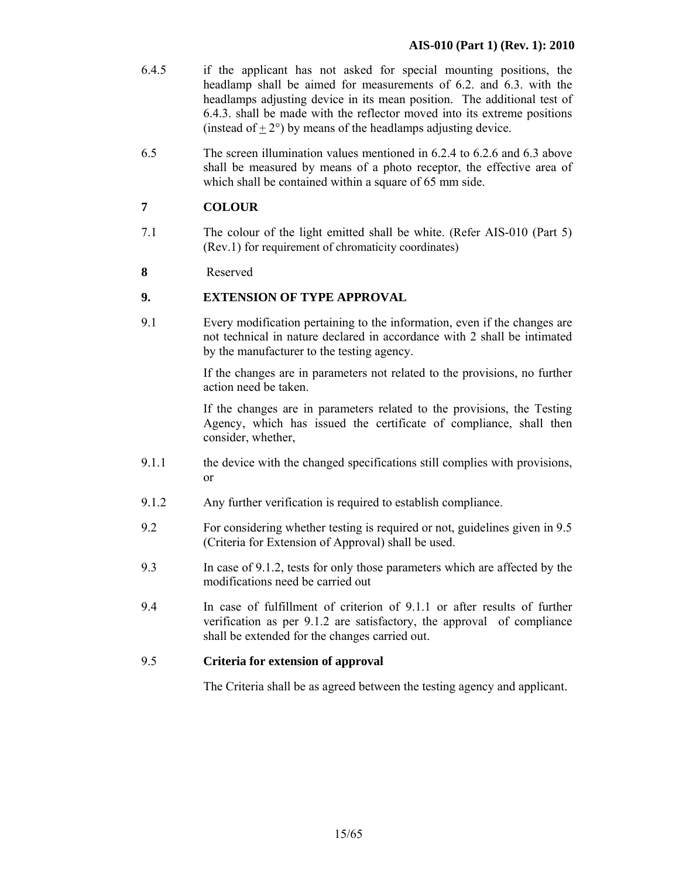6.4.5 if the applicant has not asked for special mounting positions, the headlamp shall be aimed for measurements of 6.2. and 6.3. with the headlamps adjusting device in its mean position. The additional test of 6.4.3. shall be made with the reflector moved into its extreme positions (instead of $\pm$ 2°) by means of the headlamps adjusting device.

6.5 The screen illumination values mentioned in 6.2.4 to 6.2.6 and 6.3 above shall be measured by means of a photo receptor, the effective area of which shall be contained within a square of 65 mm side.

## 7 COLOUR

7.1 The colour of the light emitted shall be white. (Refer AIS-010 (Part 5) (Rev.1) for requirement of chromaticity coordinates)

**8** Reserved

## 9. EXTENSION OF TYPE APPROVAL

9.1 Every modification pertaining to the information, even if the changes are not technical in nature declared in accordance with 2 shall be intimated by the manufacturer to the testing agency.

If the changes are in parameters not related to the provisions, no further action need be taken.

If the changes are in parameters related to the provisions, the Testing Agency, which has issued the certificate of compliance, shall then consider, whether,

9.1.1 the device with the changed specifications still complies with provisions, or

9.1.2 Any further verification is required to establish compliance.

9.2 For considering whether testing is required or not, guidelines given in 9.5 (Criteria for Extension of Approval) shall be used.

9.3 In case of 9.1.2, tests for only those parameters which are affected by the modifications need be carried out

9.4 In case of fulfillment of criterion of 9.1.1 or after results of further verification as per 9.1.2 are satisfactory, the approval of compliance shall be extended for the changes carried out.

9.5 **Criteria for extension of approval**

The Criteria shall be as agreed between the testing agency and applicant.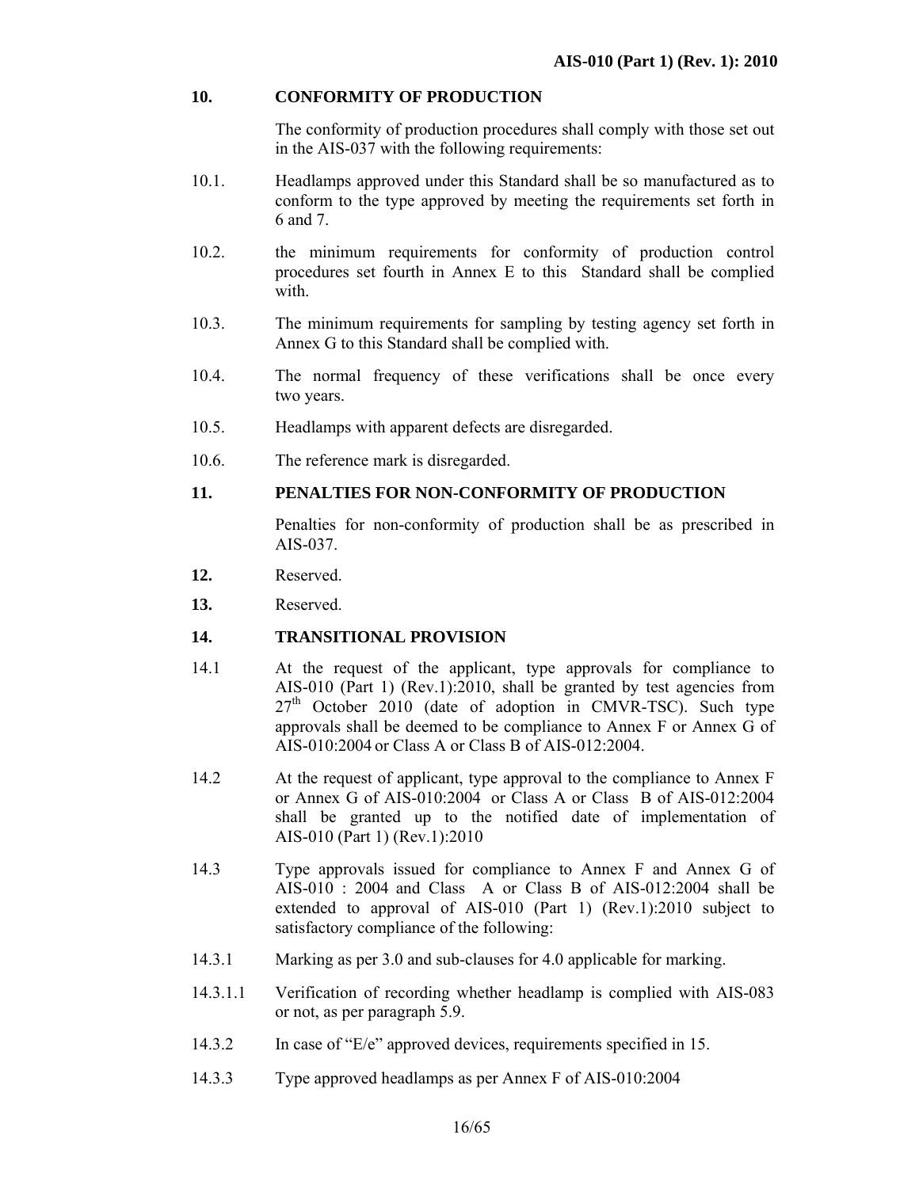## 10. CONFORMITY OF PRODUCTION

The conformity of production procedures shall comply with those set out in the AIS-037 with the following requirements:

10.1. Headlamps approved under this Standard shall be so manufactured as to conform to the type approved by meeting the requirements set forth in 6 and 7.

10.2. the minimum requirements for conformity of production control procedures set fourth in Annex E to this Standard shall be complied with.

10.3. The minimum requirements for sampling by testing agency set forth in Annex G to this Standard shall be complied with.

10.4. The normal frequency of these verifications shall be once every two years.

10.5. Headlamps with apparent defects are disregarded.

10.6. The reference mark is disregarded.

## 11. PENALTIES FOR NON-CONFORMITY OF PRODUCTION

Penalties for non-conformity of production shall be as prescribed in AIS-037.

**12.** Reserved.

**13.** Reserved.

## 14. TRANSITIONAL PROVISION

14.1 At the request of the applicant, type approvals for compliance to AIS-010 (Part 1) (Rev.1):2010, shall be granted by test agencies from 27th October 2010 (date of adoption in CMVR-TSC). Such type approvals shall be deemed to be compliance to Annex F or Annex G of AIS-010:2004 or Class A or Class B of AIS-012:2004.

14.2 At the request of applicant, type approval to the compliance to Annex F or Annex G of AIS-010:2004 or Class A or Class B of AIS-012:2004 shall be granted up to the notified date of implementation of AIS-010 (Part 1) (Rev.1):2010

14.3 Type approvals issued for compliance to Annex F and Annex G of AIS-010 : 2004 and Class A or Class B of AIS-012:2004 shall be extended to approval of AIS-010 (Part 1) (Rev.1):2010 subject to satisfactory compliance of the following:

14.3.1 Marking as per 3.0 and sub-clauses for 4.0 applicable for marking.

14.3.1.1 Verification of recording whether headlamp is complied with AIS-083 or not, as per paragraph 5.9.

14.3.2 In case of "E/e" approved devices, requirements specified in 15.

14.3.3 Type approved headlamps as per Annex F of AIS-010:2004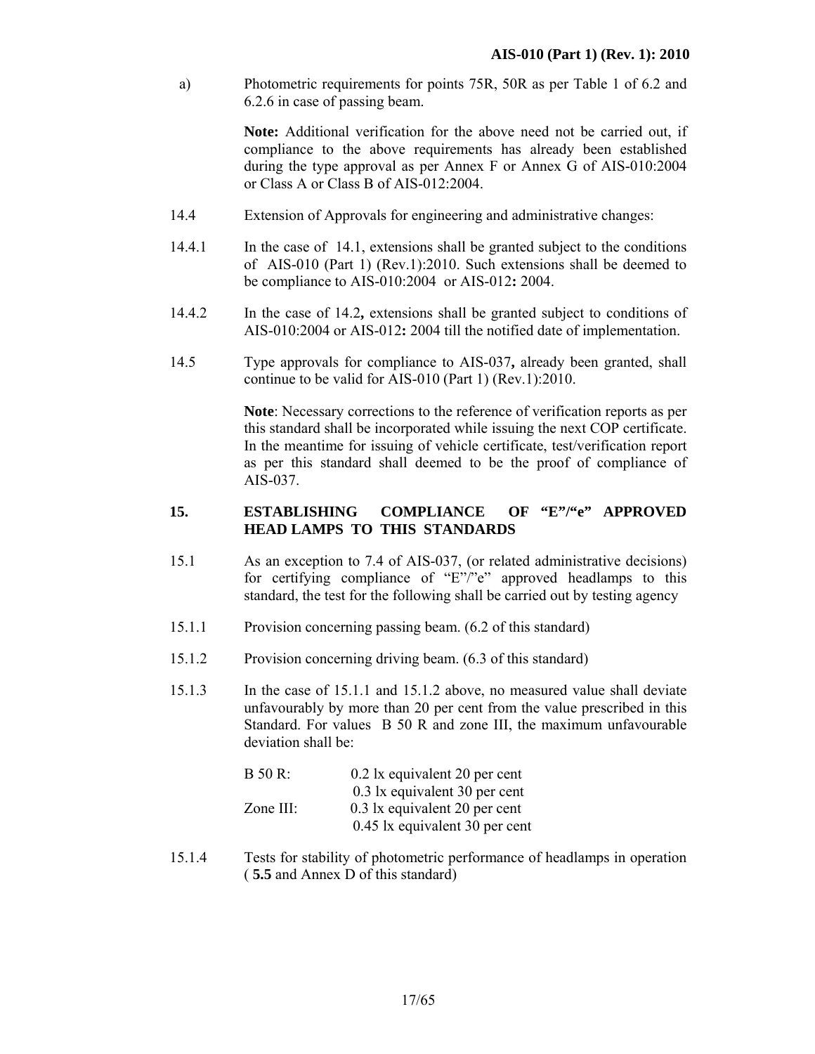a) Photometric requirements for points 75R, 50R as per Table 1 of 6.2 and 6.2.6 in case of passing beam.

**Note:** Additional verification for the above need not be carried out, if compliance to the above requirements has already been established during the type approval as per Annex F or Annex G of AIS-010:2004 or Class A or Class B of AIS-012:2004.

14.4 Extension of Approvals for engineering and administrative changes:

14.4.1 In the case of 14.1, extensions shall be granted subject to the conditions of AIS-010 (Part 1) (Rev.1):2010. Such extensions shall be deemed to be compliance to AIS-010:2004 or AIS-012**:** 2004.

14.4.2 In the case of 14.2**,** extensions shall be granted subject to conditions of AIS-010:2004 or AIS-012**:** 2004 till the notified date of implementation.

14.5 Type approvals for compliance to AIS-037**,** already been granted, shall continue to be valid for AIS-010 (Part 1) (Rev.1):2010.

**Note**: Necessary corrections to the reference of verification reports as per this standard shall be incorporated while issuing the next COP certificate. In the meantime for issuing of vehicle certificate, test/verification report as per this standard shall deemed to be the proof of compliance of AIS-037.

## 15. ESTABLISHING COMPLIANCE OF "E"/"e" APPROVED HEAD LAMPS TO THIS STANDARDS

15.1 As an exception to 7.4 of AIS-037, (or related administrative decisions) for certifying compliance of "E"/"e" approved headlamps to this standard, the test for the following shall be carried out by testing agency

15.1.1 Provision concerning passing beam. (6.2 of this standard)

15.1.2 Provision concerning driving beam. (6.3 of this standard)

15.1.3 In the case of 15.1.1 and 15.1.2 above, no measured value shall deviate unfavourably by more than 20 per cent from the value prescribed in this Standard. For values B 50 R and zone III, the maximum unfavourable deviation shall be:

| | |
|---|---|
| B 50 R: | 0.2 lx equivalent 20 per cent |
| | 0.3 lx equivalent 30 per cent |
| Zone III: | 0.3 lx equivalent 20 per cent |
| | 0.45 lx equivalent 30 per cent |

15.1.4 Tests for stability of photometric performance of headlamps in operation ( **5.5** and Annex D of this standard)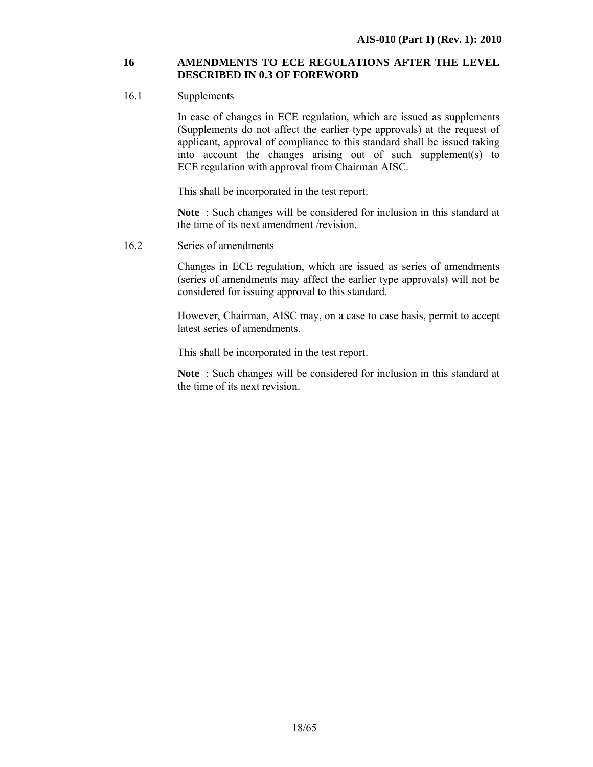## 16 AMENDMENTS TO ECE REGULATIONS AFTER THE LEVEL DESCRIBED IN 0.3 OF FOREWORD

### 16.1 Supplements

In case of changes in ECE regulation, which are issued as supplements (Supplements do not affect the earlier type approvals) at the request of applicant, approval of compliance to this standard shall be issued taking into account the changes arising out of such supplement(s) to ECE regulation with approval from Chairman AISC.

This shall be incorporated in the test report.

**Note** : Such changes will be considered for inclusion in this standard at the time of its next amendment /revision.

### 16.2 Series of amendments

Changes in ECE regulation, which are issued as series of amendments (series of amendments may affect the earlier type approvals) will not be considered for issuing approval to this standard.

However, Chairman, AISC may, on a case to case basis, permit to accept latest series of amendments.

This shall be incorporated in the test report.

**Note** : Such changes will be considered for inclusion in this standard at the time of its next revision.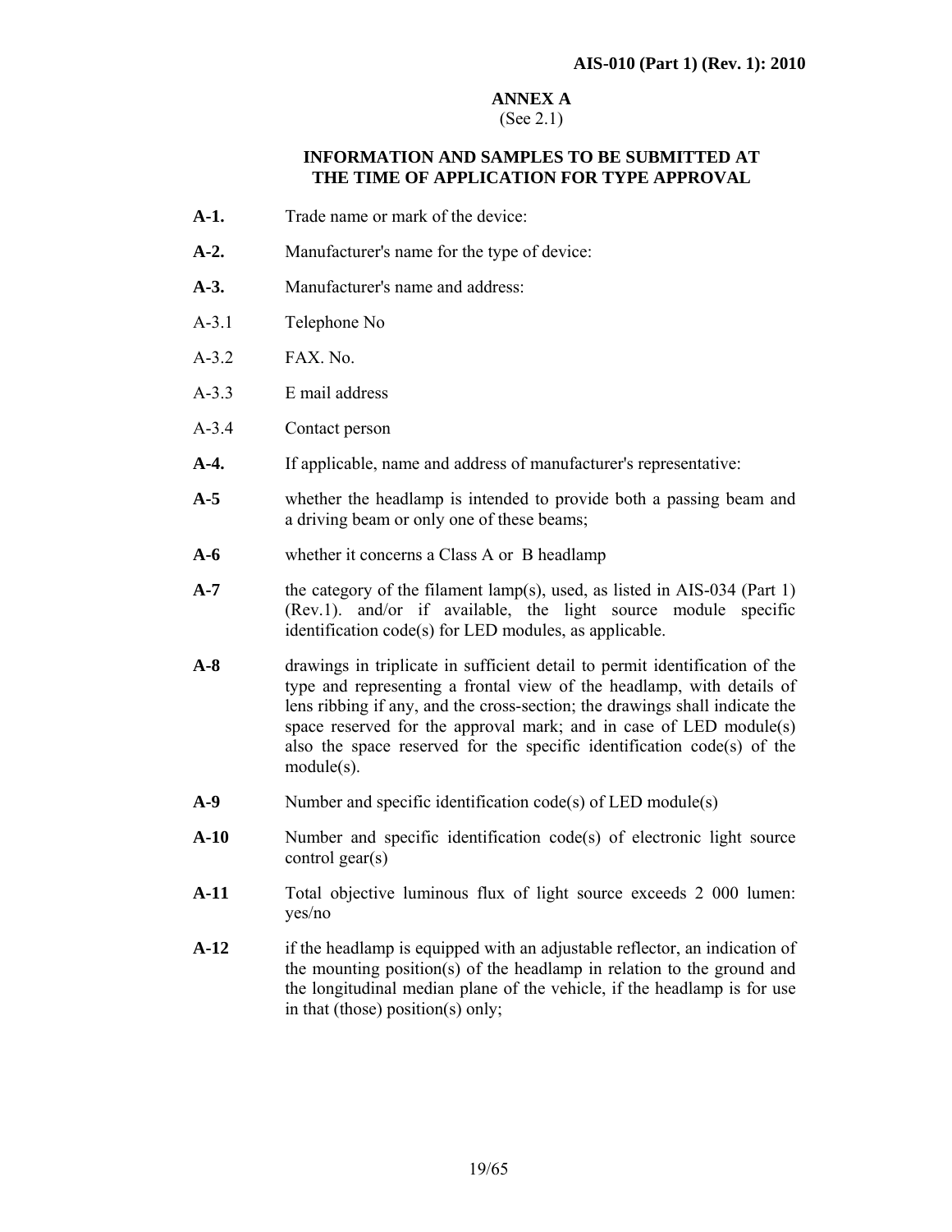# ANNEX A

(See 2.1)

## INFORMATION AND SAMPLES TO BE SUBMITTED AT THE TIME OF APPLICATION FOR TYPE APPROVAL

**A-1.** Trade name or mark of the device:

**A-2.** Manufacturer's name for the type of device:

**A-3.** Manufacturer's name and address:

A-3.1 Telephone No

A-3.2 FAX. No.

A-3.3 E mail address

A-3.4 Contact person

**A-4.** If applicable, name and address of manufacturer's representative:

**A-5** whether the headlamp is intended to provide both a passing beam and a driving beam or only one of these beams;

**A-6** whether it concerns a Class A or B headlamp

**A-7** the category of the filament lamp(s), used, as listed in AIS-034 (Part 1) (Rev.1). and/or if available, the light source module specific identification code(s) for LED modules, as applicable.

**A-8** drawings in triplicate in sufficient detail to permit identification of the type and representing a frontal view of the headlamp, with details of lens ribbing if any, and the cross-section; the drawings shall indicate the space reserved for the approval mark; and in case of LED module(s) also the space reserved for the specific identification code(s) of the module(s).

**A-9** Number and specific identification code(s) of LED module(s)

**A-10** Number and specific identification code(s) of electronic light source control gear(s)

**A-11** Total objective luminous flux of light source exceeds 2 000 lumen: yes/no

**A-12** if the headlamp is equipped with an adjustable reflector, an indication of the mounting position(s) of the headlamp in relation to the ground and the longitudinal median plane of the vehicle, if the headlamp is for use in that (those) position(s) only;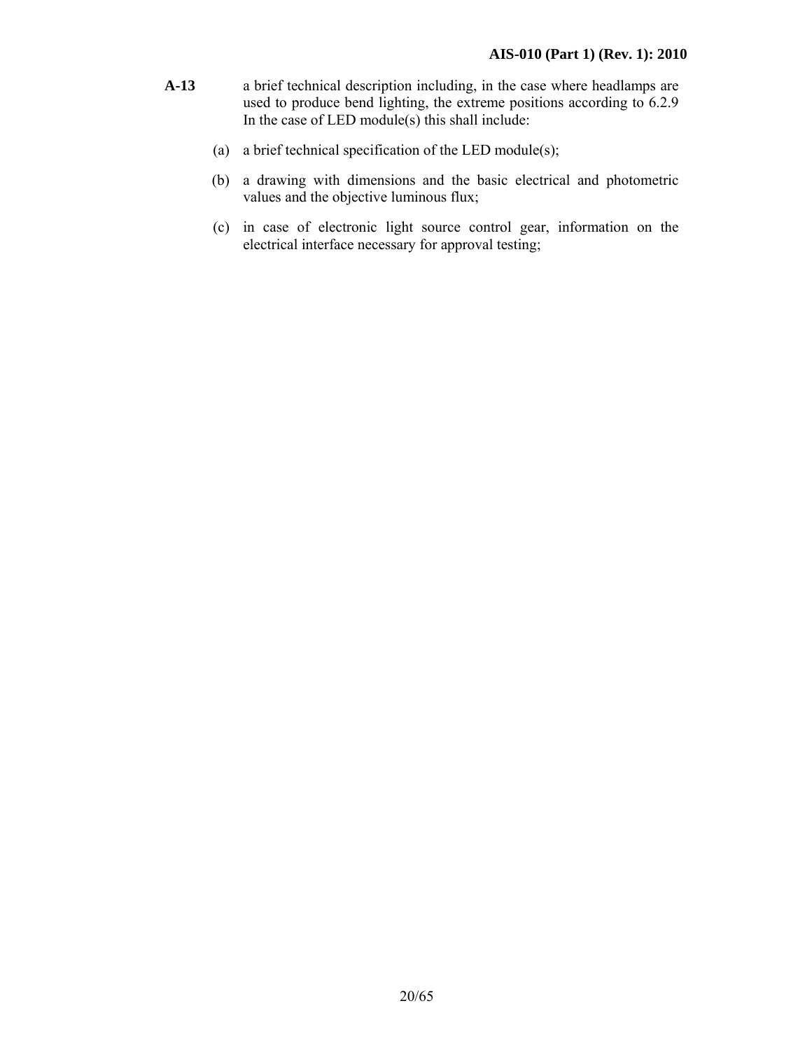**A-13** a brief technical description including, in the case where headlamps are used to produce bend lighting, the extreme positions according to 6.2.9 In the case of LED module(s) this shall include:

(a) a brief technical specification of the LED module(s);

(b) a drawing with dimensions and the basic electrical and photometric values and the objective luminous flux;

(c) in case of electronic light source control gear, information on the electrical interface necessary for approval testing;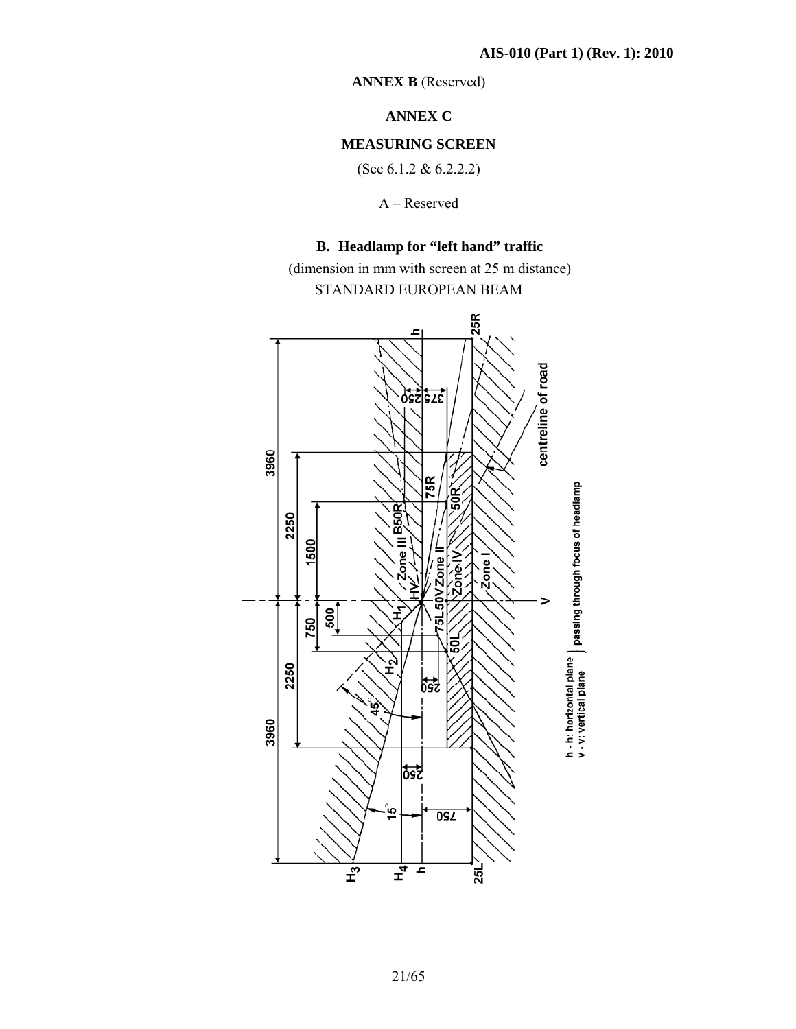**ANNEX B** (Reserved)

## ANNEX C

## MEASURING SCREEN

(See 6.1.2 & 6.2.2.2)

A – Reserved

### B. Headlamp for "left hand" traffic

(dimension in mm with screen at 25 m distance)

STANDARD EUROPEAN BEAM

h - h: horizontal plane } passing through focus of headlamp
v - v: vertical plane }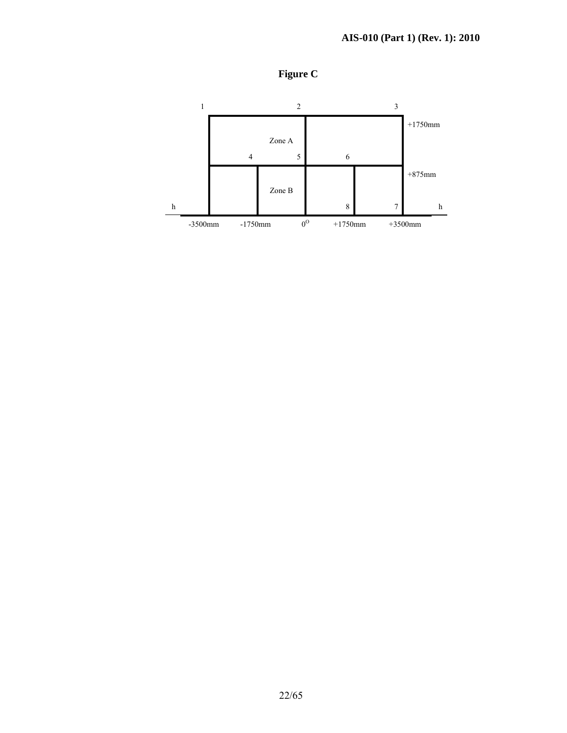**Figure C**

1 2 3

Zone A

+1750mm

4 5 6

+875mm

Zone B

h 8 7 h

-3500mm -1750mm $0^{O}$ +1750mm +3500mm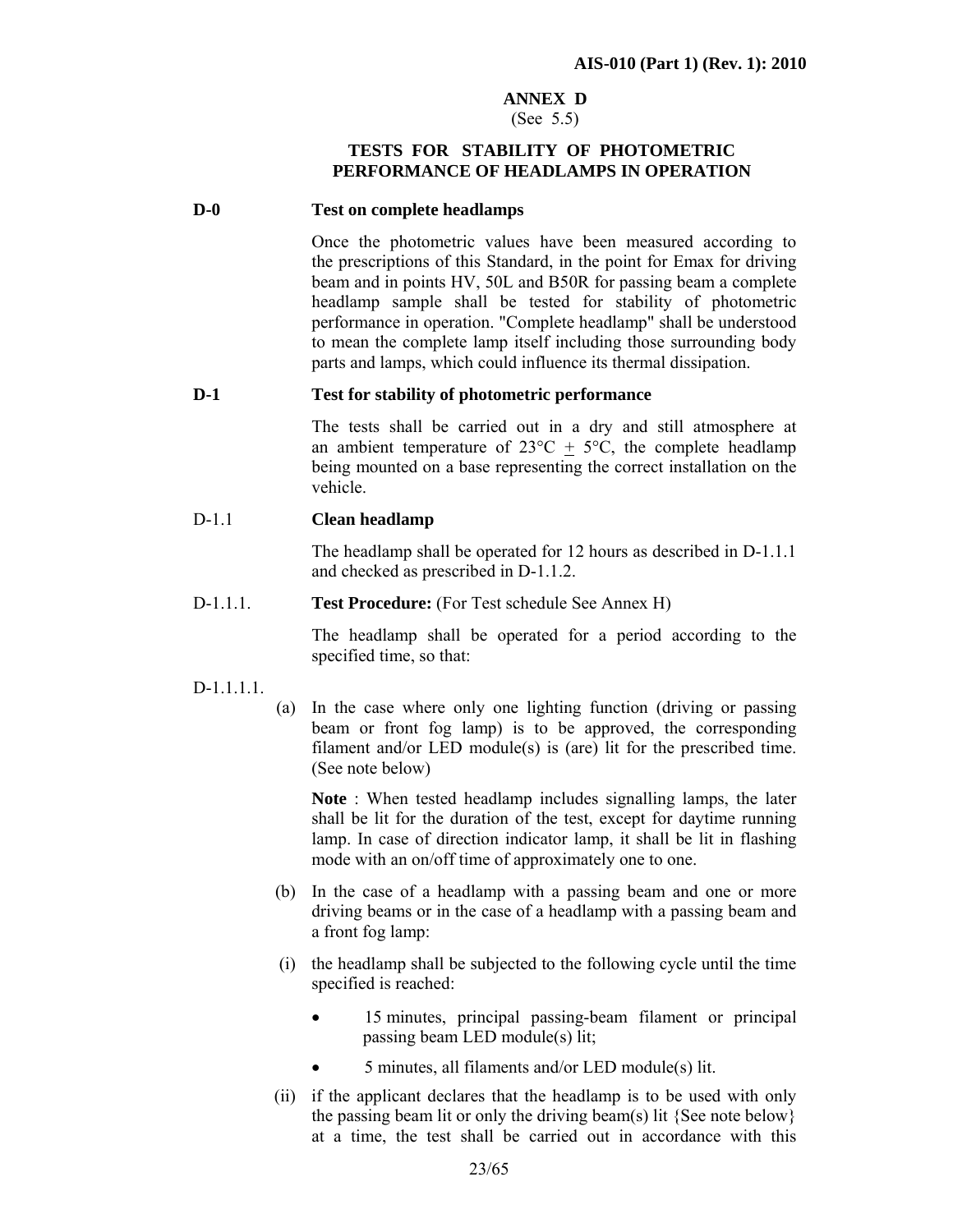## ANNEX D

(See 5.5)

### TESTS FOR STABILITY OF PHOTOMETRIC PERFORMANCE OF HEADLAMPS IN OPERATION

**D-0 Test on complete headlamps**

Once the photometric values have been measured according to the prescriptions of this Standard, in the point for Emax for driving beam and in points HV, 50L and B50R for passing beam a complete headlamp sample shall be tested for stability of photometric performance in operation. "Complete headlamp" shall be understood to mean the complete lamp itself including those surrounding body parts and lamps, which could influence its thermal dissipation.

**D-1 Test for stability of photometric performance**

The tests shall be carried out in a dry and still atmosphere at an ambient temperature of 23°C ± 5°C, the complete headlamp being mounted on a base representing the correct installation on the vehicle.

D-1.1 **Clean headlamp**

The headlamp shall be operated for 12 hours as described in D-1.1.1 and checked as prescribed in D-1.1.2.

D-1.1.1. **Test Procedure:** (For Test schedule See Annex H)

The headlamp shall be operated for a period according to the specified time, so that:

D-1.1.1.1.

(a) In the case where only one lighting function (driving or passing beam or front fog lamp) is to be approved, the corresponding filament and/or LED module(s) is (are) lit for the prescribed time. (See note below)

**Note** : When tested headlamp includes signalling lamps, the later shall be lit for the duration of the test, except for daytime running lamp. In case of direction indicator lamp, it shall be lit in flashing mode with an on/off time of approximately one to one.

(b) In the case of a headlamp with a passing beam and one or more driving beams or in the case of a headlamp with a passing beam and a front fog lamp:

(i) the headlamp shall be subjected to the following cycle until the time specified is reached:

- 15 minutes, principal passing-beam filament or principal passing beam LED module(s) lit;
- 5 minutes, all filaments and/or LED module(s) lit.

(ii) if the applicant declares that the headlamp is to be used with only the passing beam lit or only the driving beam(s) lit {See note below} at a time, the test shall be carried out in accordance with this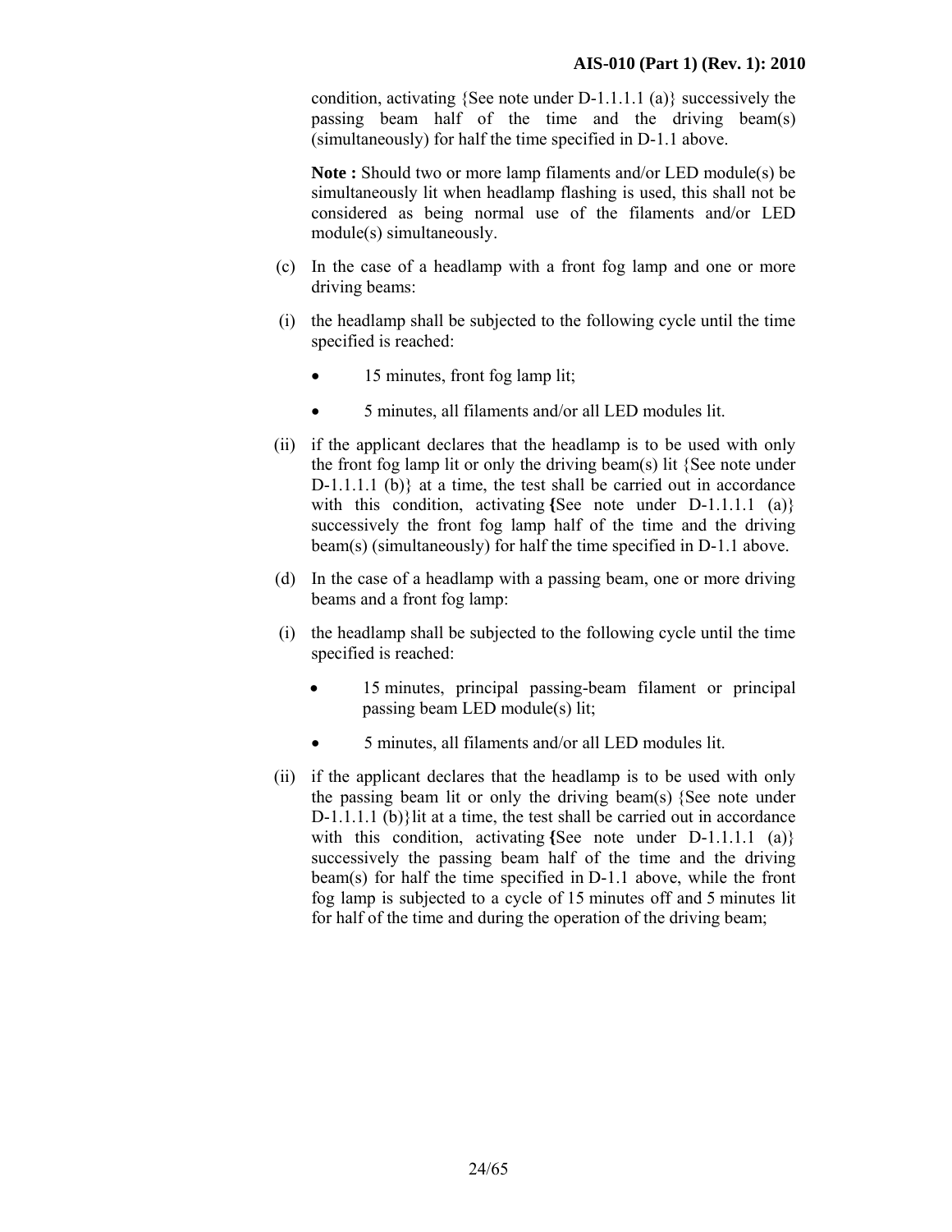condition, activating {See note under D-1.1.1.1 (a)} successively the passing beam half of the time and the driving beam(s) (simultaneously) for half the time specified in D-1.1 above.

**Note :** Should two or more lamp filaments and/or LED module(s) be simultaneously lit when headlamp flashing is used, this shall not be considered as being normal use of the filaments and/or LED module(s) simultaneously.

(c) In the case of a headlamp with a front fog lamp and one or more driving beams:

(i) the headlamp shall be subjected to the following cycle until the time specified is reached:

- 15 minutes, front fog lamp lit;
- 5 minutes, all filaments and/or all LED modules lit.

(ii) if the applicant declares that the headlamp is to be used with only the front fog lamp lit or only the driving beam(s) lit {See note under D-1.1.1.1 (b)} at a time, the test shall be carried out in accordance with this condition, activating **{**See note under D-1.1.1.1 (a)} successively the front fog lamp half of the time and the driving beam(s) (simultaneously) for half the time specified in D-1.1 above.

(d) In the case of a headlamp with a passing beam, one or more driving beams and a front fog lamp:

(i) the headlamp shall be subjected to the following cycle until the time specified is reached:

- 15 minutes, principal passing-beam filament or principal passing beam LED module(s) lit;
- 5 minutes, all filaments and/or all LED modules lit.

(ii) if the applicant declares that the headlamp is to be used with only the passing beam lit or only the driving beam(s) {See note under D-1.1.1.1 (b)}lit at a time, the test shall be carried out in accordance with this condition, activating **{**See note under D-1.1.1.1 (a)} successively the passing beam half of the time and the driving beam(s) for half the time specified in D-1.1 above, while the front fog lamp is subjected to a cycle of 15 minutes off and 5 minutes lit for half of the time and during the operation of the driving beam;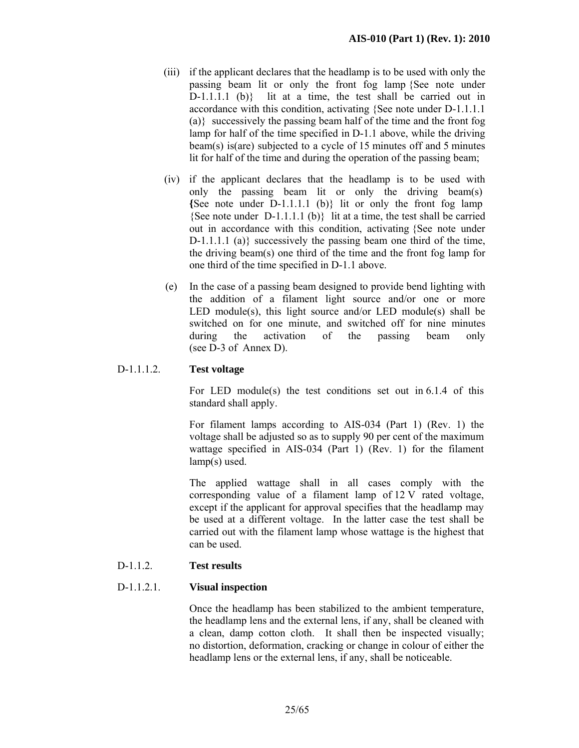(iii) if the applicant declares that the headlamp is to be used with only the passing beam lit or only the front fog lamp {See note under D-1.1.1.1 (b)} lit at a time, the test shall be carried out in accordance with this condition, activating {See note under D-1.1.1.1 (a)} successively the passing beam half of the time and the front fog lamp for half of the time specified in D-1.1 above, while the driving beam(s) is(are) subjected to a cycle of 15 minutes off and 5 minutes lit for half of the time and during the operation of the passing beam;

(iv) if the applicant declares that the headlamp is to be used with only the passing beam lit or only the driving beam(s) {See note under D-1.1.1.1 (b)} lit or only the front fog lamp {See note under D-1.1.1.1 (b)} lit at a time, the test shall be carried out in accordance with this condition, activating {See note under D-1.1.1.1 (a)} successively the passing beam one third of the time, the driving beam(s) one third of the time and the front fog lamp for one third of the time specified in D-1.1 above.

(e) In the case of a passing beam designed to provide bend lighting with the addition of a filament light source and/or one or more LED module(s), this light source and/or LED module(s) shall be switched on for one minute, and switched off for nine minutes during the activation of the passing beam only (see D-3 of Annex D).

D-1.1.1.2. **Test voltage**

For LED module(s) the test conditions set out in 6.1.4 of this standard shall apply.

For filament lamps according to AIS-034 (Part 1) (Rev. 1) the voltage shall be adjusted so as to supply 90 per cent of the maximum wattage specified in AIS-034 (Part 1) (Rev. 1) for the filament lamp(s) used.

The applied wattage shall in all cases comply with the corresponding value of a filament lamp of 12 V rated voltage, except if the applicant for approval specifies that the headlamp may be used at a different voltage. In the latter case the test shall be carried out with the filament lamp whose wattage is the highest that can be used.

D-1.1.2. **Test results**

D-1.1.2.1. **Visual inspection**

Once the headlamp has been stabilized to the ambient temperature, the headlamp lens and the external lens, if any, shall be cleaned with a clean, damp cotton cloth. It shall then be inspected visually; no distortion, deformation, cracking or change in colour of either the headlamp lens or the external lens, if any, shall be noticeable.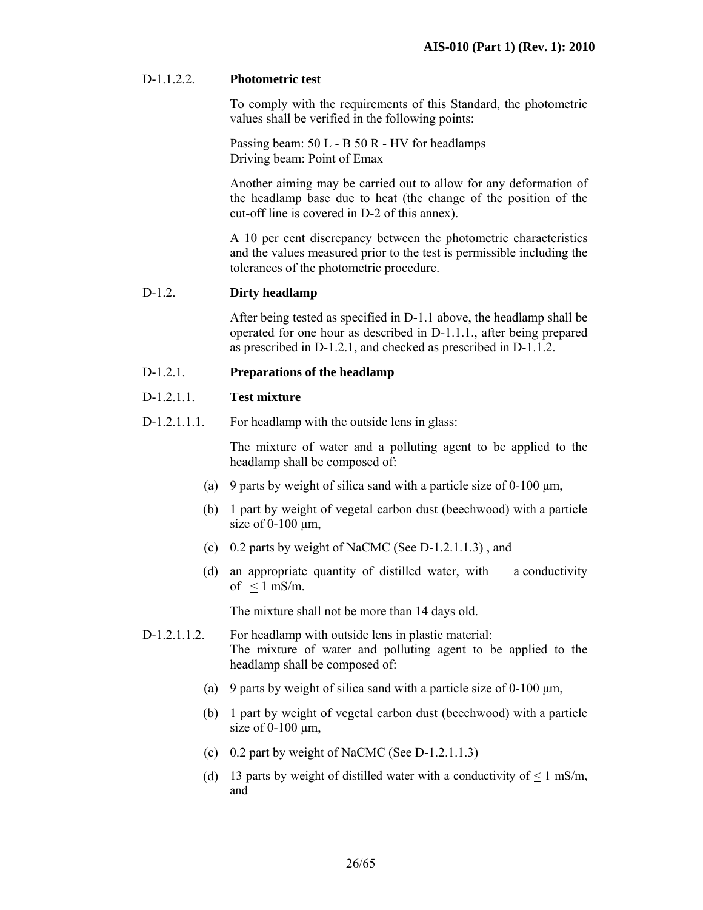D-1.1.2.2. **Photometric test**

To comply with the requirements of this Standard, the photometric values shall be verified in the following points:

Passing beam: 50 L - B 50 R - HV for headlamps
Driving beam: Point of Emax

Another aiming may be carried out to allow for any deformation of the headlamp base due to heat (the change of the position of the cut-off line is covered in D-2 of this annex).

A 10 per cent discrepancy between the photometric characteristics and the values measured prior to the test is permissible including the tolerances of the photometric procedure.

D-1.2. **Dirty headlamp**

After being tested as specified in D-1.1 above, the headlamp shall be operated for one hour as described in D-1.1.1., after being prepared as prescribed in D-1.2.1, and checked as prescribed in D-1.1.2.

D-1.2.1. **Preparations of the headlamp**

D-1.2.1.1. **Test mixture**

D-1.2.1.1.1. For headlamp with the outside lens in glass:

The mixture of water and a polluting agent to be applied to the headlamp shall be composed of:

(a) 9 parts by weight of silica sand with a particle size of 0-100 μm,

(b) 1 part by weight of vegetal carbon dust (beechwood) with a particle size of 0-100 μm,

(c) 0.2 parts by weight of NaCMC (See D-1.2.1.1.3) , and

(d) an appropriate quantity of distilled water, with a conductivity of $\leq 1$ mS/m.

The mixture shall not be more than 14 days old.

D-1.2.1.1.2. For headlamp with outside lens in plastic material:
The mixture of water and polluting agent to be applied to the headlamp shall be composed of:

(a) 9 parts by weight of silica sand with a particle size of 0-100 μm,

(b) 1 part by weight of vegetal carbon dust (beechwood) with a particle size of 0-100 μm,

(c) 0.2 part by weight of NaCMC (See D-1.2.1.1.3)

(d) 13 parts by weight of distilled water with a conductivity of $\leq 1$ mS/m, and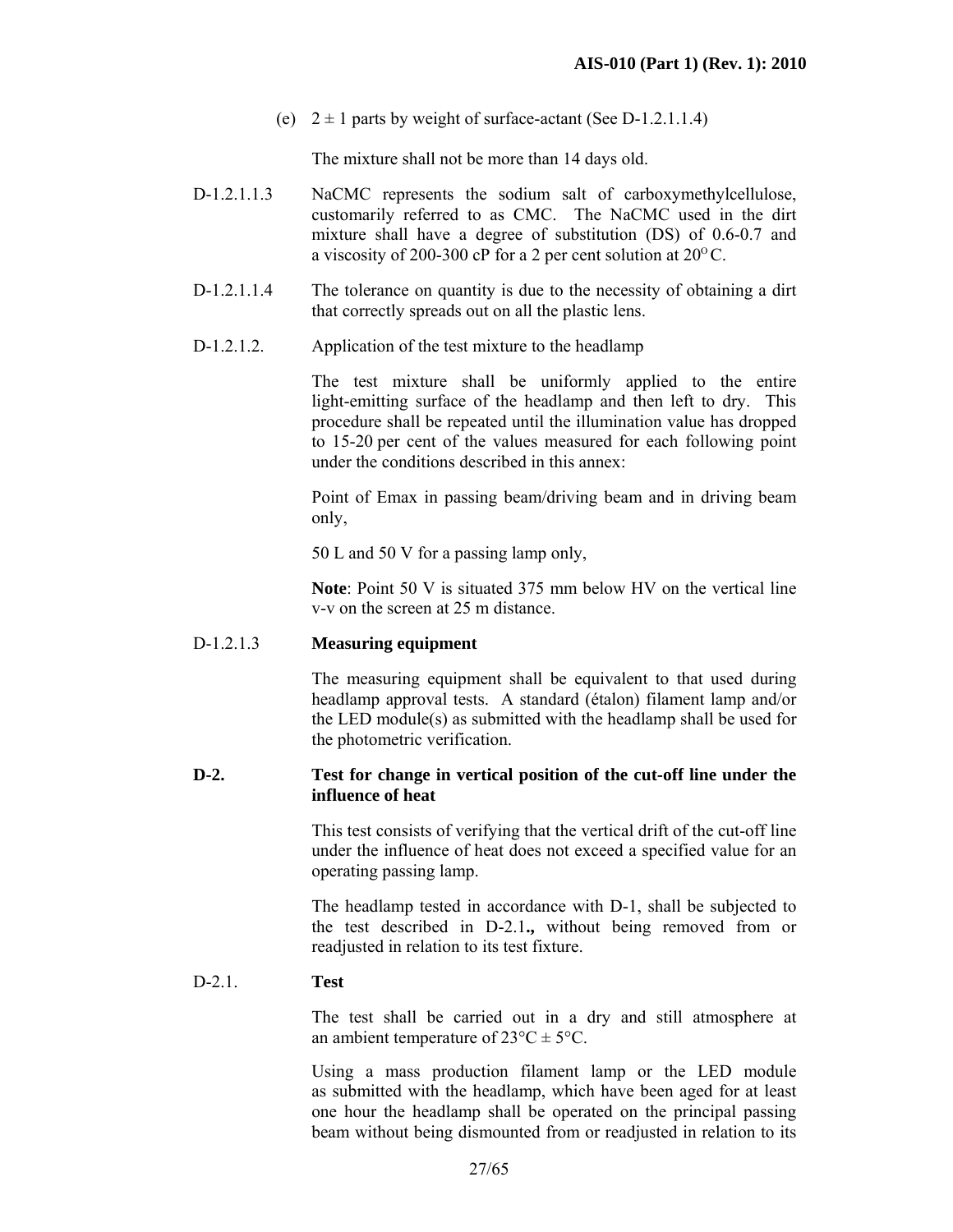(e) $2 \pm 1$ parts by weight of surface-actant (See D-1.2.1.1.4)

The mixture shall not be more than 14 days old.

D-1.2.1.1.3 NaCMC represents the sodium salt of carboxymethylcellulose, customarily referred to as CMC. The NaCMC used in the dirt mixture shall have a degree of substitution (DS) of 0.6-0.7 and a viscosity of 200-300 cP for a 2 per cent solution at $20^{\circ}$C.

D-1.2.1.1.4 The tolerance on quantity is due to the necessity of obtaining a dirt that correctly spreads out on all the plastic lens.

D-1.2.1.2. Application of the test mixture to the headlamp

The test mixture shall be uniformly applied to the entire light-emitting surface of the headlamp and then left to dry. This procedure shall be repeated until the illumination value has dropped to 15-20 per cent of the values measured for each following point under the conditions described in this annex:

Point of Emax in passing beam/driving beam and in driving beam only,

50 L and 50 V for a passing lamp only,

**Note**: Point 50 V is situated 375 mm below HV on the vertical line v-v on the screen at 25 m distance.

D-1.2.1.3 **Measuring equipment**

The measuring equipment shall be equivalent to that used during headlamp approval tests. A standard (étalon) filament lamp and/or the LED module(s) as submitted with the headlamp shall be used for the photometric verification.

## D-2. Test for change in vertical position of the cut-off line under the influence of heat

This test consists of verifying that the vertical drift of the cut-off line under the influence of heat does not exceed a specified value for an operating passing lamp.

The headlamp tested in accordance with D-1, shall be subjected to the test described in D-2.1**.,** without being removed from or readjusted in relation to its test fixture.

D-2.1. **Test**

The test shall be carried out in a dry and still atmosphere at an ambient temperature of 23°C ± 5°C.

Using a mass production filament lamp or the LED module as submitted with the headlamp, which have been aged for at least one hour the headlamp shall be operated on the principal passing beam without being dismounted from or readjusted in relation to its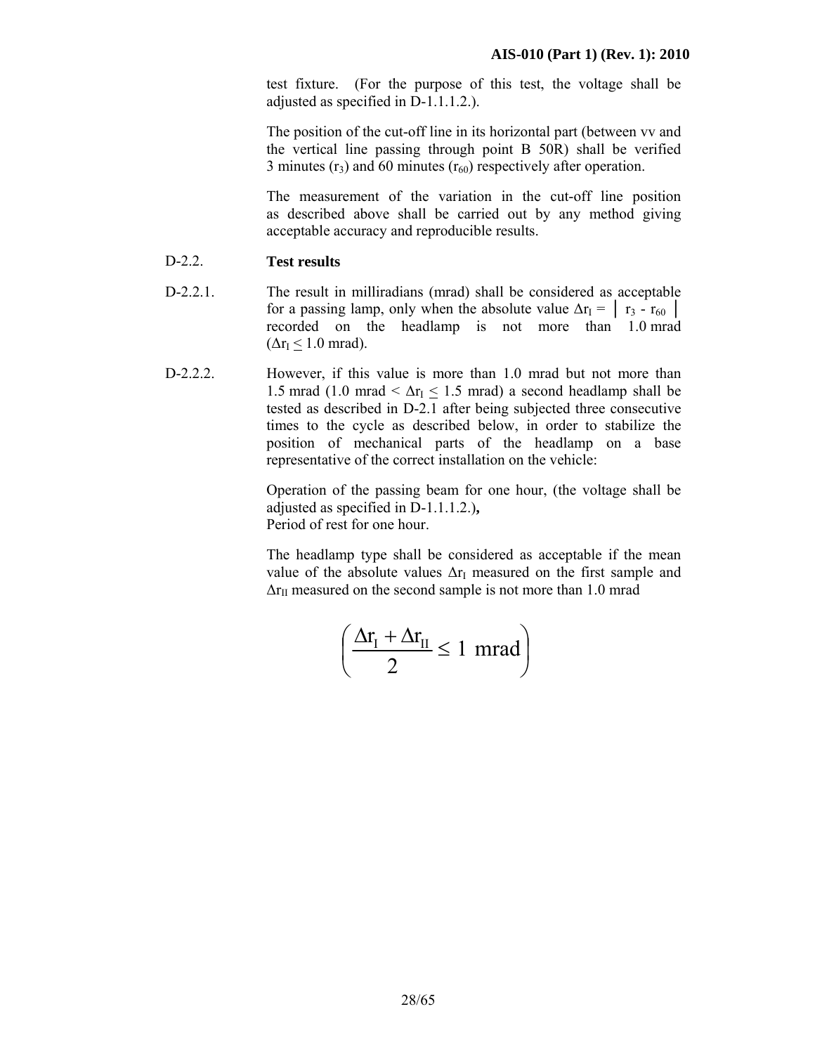test fixture. (For the purpose of this test, the voltage shall be adjusted as specified in D-1.1.1.2.).

The position of the cut-off line in its horizontal part (between vv and the vertical line passing through point B 50R) shall be verified 3 minutes ($r_3$) and 60 minutes ($r_{60}$) respectively after operation.

The measurement of the variation in the cut-off line position as described above shall be carried out by any method giving acceptable accuracy and reproducible results.

D-2.2. **Test results**

D-2.2.1. The result in milliradians (mrad) shall be considered as acceptable for a passing lamp, only when the absolute value $\Delta r_I = | r_3 - r_{60} |$ recorded on the headlamp is not more than 1.0 mrad ($\Delta r_I \leq 1.0$ mrad).

D-2.2.2. However, if this value is more than 1.0 mrad but not more than 1.5 mrad (1.0 mrad $< \Delta r_I \leq$ 1.5 mrad) a second headlamp shall be tested as described in D-2.1 after being subjected three consecutive times to the cycle as described below, in order to stabilize the position of mechanical parts of the headlamp on a base representative of the correct installation on the vehicle:

Operation of the passing beam for one hour, (the voltage shall be adjusted as specified in D-1.1.1.2.)**,**
Period of rest for one hour.

The headlamp type shall be considered as acceptable if the mean value of the absolute values $\Delta r_I$ measured on the first sample and $\Delta r_{II}$ measured on the second sample is not more than 1.0 mrad

$$\left( \frac{\Delta r_I + \Delta r_{II}}{2} \leq 1 \text{ mrad} \right)$$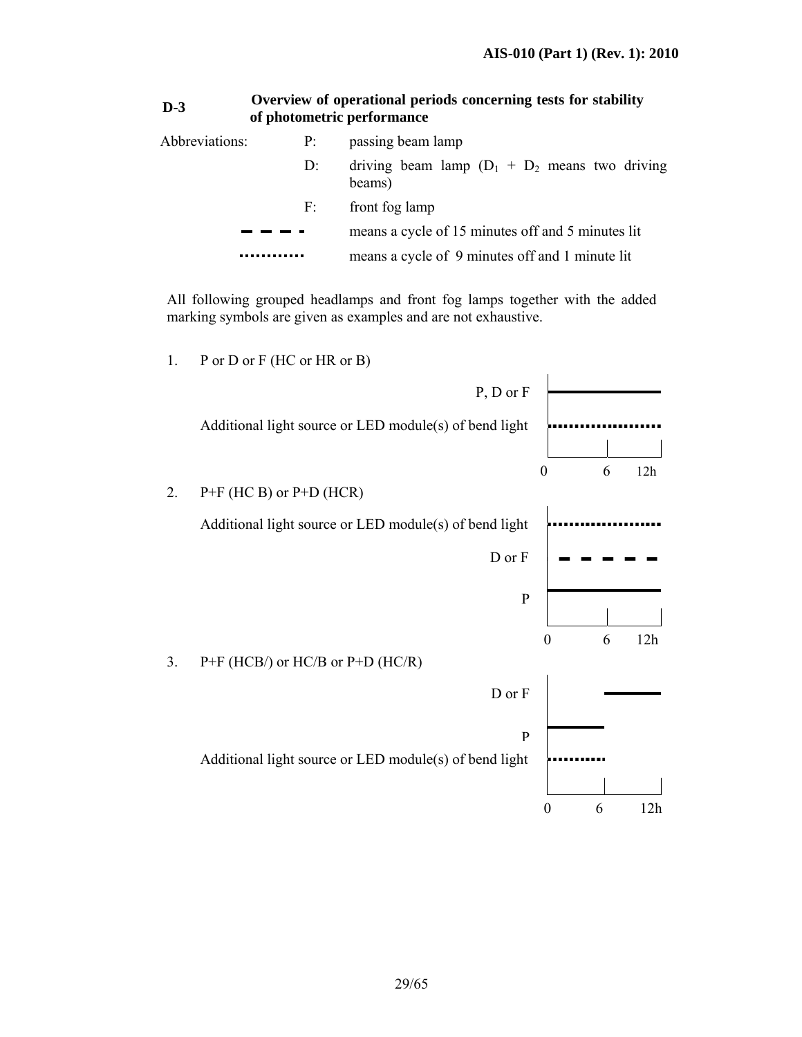## D-3 Overview of operational periods concerning tests for stability of photometric performance

Abbreviations:

- P: passing beam lamp
- D: driving beam lamp ($D_1$ + $D_2$ means two driving beams)
- F: front fog lamp
- ▬ ▬ ▬ ▪ means a cycle of 15 minutes off and 5 minutes lit
- ........... means a cycle of 9 minutes off and 1 minute lit

All following grouped headlamps and front fog lamps together with the added marking symbols are given as examples and are not exhaustive.

1. P or D or F (HC or HR or B)

   P, D or F

   Additional light source or LED module(s) of bend light

   0 6 12h

2. P+F (HC B) or P+D (HCR)

   Additional light source or LED module(s) of bend light

   D or F

   P

   0 6 12h

3. P+F (HCB/) or HC/B or P+D (HC/R)

   D or F

   P

   Additional light source or LED module(s) of bend light

   0 6 12h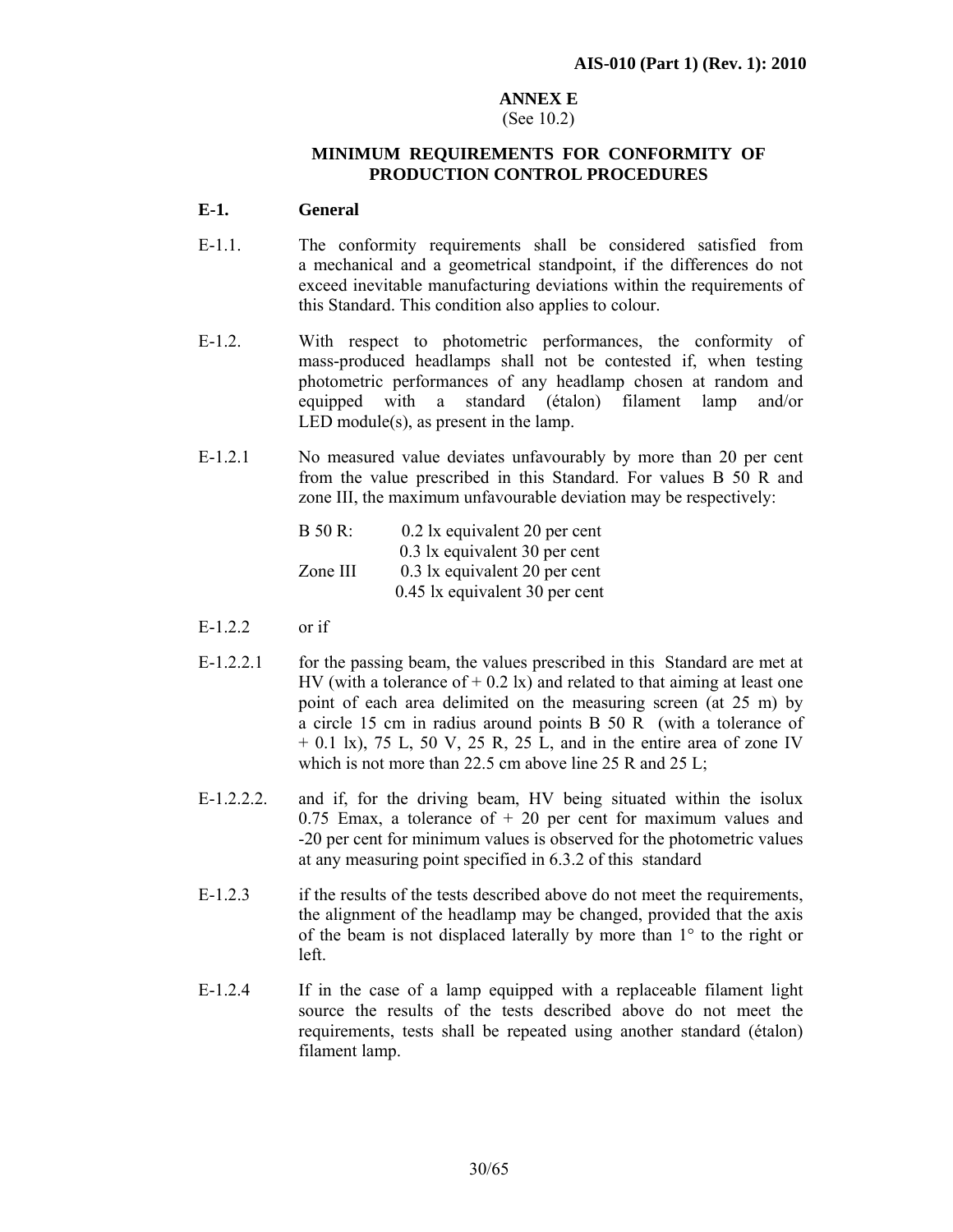# ANNEX E

(See 10.2)

## MINIMUM REQUIREMENTS FOR CONFORMITY OF PRODUCTION CONTROL PROCEDURES

### E-1. General

E-1.1. The conformity requirements shall be considered satisfied from a mechanical and a geometrical standpoint, if the differences do not exceed inevitable manufacturing deviations within the requirements of this Standard. This condition also applies to colour.

E-1.2. With respect to photometric performances, the conformity of mass-produced headlamps shall not be contested if, when testing photometric performances of any headlamp chosen at random and equipped with a standard (étalon) filament lamp and/or LED module(s), as present in the lamp.

E-1.2.1 No measured value deviates unfavourably by more than 20 per cent from the value prescribed in this Standard. For values B 50 R and zone III, the maximum unfavourable deviation may be respectively:

| | |
|---|---|
| B 50 R: | 0.2 lx equivalent 20 per cent |
| | 0.3 lx equivalent 30 per cent |
| Zone III | 0.3 lx equivalent 20 per cent |
| | 0.45 lx equivalent 30 per cent |

E-1.2.2 or if

E-1.2.2.1 for the passing beam, the values prescribed in this Standard are met at HV (with a tolerance of + 0.2 lx) and related to that aiming at least one point of each area delimited on the measuring screen (at 25 m) by a circle 15 cm in radius around points B 50 R (with a tolerance of + 0.1 lx), 75 L, 50 V, 25 R, 25 L, and in the entire area of zone IV which is not more than 22.5 cm above line 25 R and 25 L;

E-1.2.2.2. and if, for the driving beam, HV being situated within the isolux 0.75 Emax, a tolerance of + 20 per cent for maximum values and -20 per cent for minimum values is observed for the photometric values at any measuring point specified in 6.3.2 of this standard

E-1.2.3 if the results of the tests described above do not meet the requirements, the alignment of the headlamp may be changed, provided that the axis of the beam is not displaced laterally by more than 1° to the right or left.

E-1.2.4 If in the case of a lamp equipped with a replaceable filament light source the results of the tests described above do not meet the requirements, tests shall be repeated using another standard (étalon) filament lamp.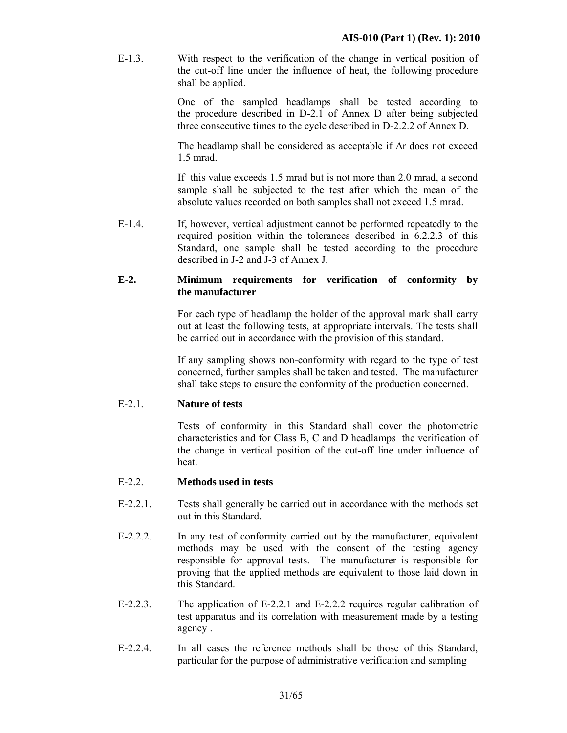E-1.3. With respect to the verification of the change in vertical position of the cut-off line under the influence of heat, the following procedure shall be applied.

One of the sampled headlamps shall be tested according to the procedure described in D-2.1 of Annex D after being subjected three consecutive times to the cycle described in D-2.2.2 of Annex D.

The headlamp shall be considered as acceptable if $\Delta r$ does not exceed 1.5 mrad.

If this value exceeds 1.5 mrad but is not more than 2.0 mrad, a second sample shall be subjected to the test after which the mean of the absolute values recorded on both samples shall not exceed 1.5 mrad.

E-1.4. If, however, vertical adjustment cannot be performed repeatedly to the required position within the tolerances described in 6.2.2.3 of this Standard, one sample shall be tested according to the procedure described in J-2 and J-3 of Annex J.

## E-2. Minimum requirements for verification of conformity by the manufacturer

For each type of headlamp the holder of the approval mark shall carry out at least the following tests, at appropriate intervals. The tests shall be carried out in accordance with the provision of this standard.

If any sampling shows non-conformity with regard to the type of test concerned, further samples shall be taken and tested. The manufacturer shall take steps to ensure the conformity of the production concerned.

### E-2.1. Nature of tests

Tests of conformity in this Standard shall cover the photometric characteristics and for Class B, C and D headlamps the verification of the change in vertical position of the cut-off line under influence of heat.

### E-2.2. Methods used in tests

E-2.2.1. Tests shall generally be carried out in accordance with the methods set out in this Standard.

E-2.2.2. In any test of conformity carried out by the manufacturer, equivalent methods may be used with the consent of the testing agency responsible for approval tests. The manufacturer is responsible for proving that the applied methods are equivalent to those laid down in this Standard.

E-2.2.3. The application of E-2.2.1 and E-2.2.2 requires regular calibration of test apparatus and its correlation with measurement made by a testing agency .

E-2.2.4. In all cases the reference methods shall be those of this Standard, particular for the purpose of administrative verification and sampling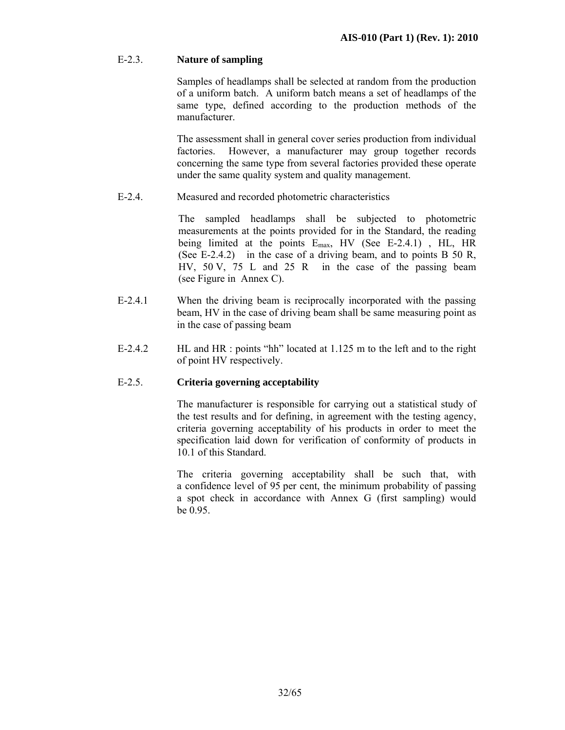E-2.3. **Nature of sampling**

Samples of headlamps shall be selected at random from the production of a uniform batch. A uniform batch means a set of headlamps of the same type, defined according to the production methods of the manufacturer.

The assessment shall in general cover series production from individual factories. However, a manufacturer may group together records concerning the same type from several factories provided these operate under the same quality system and quality management.

E-2.4. Measured and recorded photometric characteristics

The sampled headlamps shall be subjected to photometric measurements at the points provided for in the Standard, the reading being limited at the points $E_{max}$, HV (See E-2.4.1) , HL, HR (See E-2.4.2) in the case of a driving beam, and to points B 50 R, HV, 50 V, 75 L and 25 R in the case of the passing beam (see Figure in Annex C).

E-2.4.1 When the driving beam is reciprocally incorporated with the passing beam, HV in the case of driving beam shall be same measuring point as in the case of passing beam

E-2.4.2 HL and HR : points "hh" located at 1.125 m to the left and to the right of point HV respectively.

E-2.5. **Criteria governing acceptability**

The manufacturer is responsible for carrying out a statistical study of the test results and for defining, in agreement with the testing agency, criteria governing acceptability of his products in order to meet the specification laid down for verification of conformity of products in 10.1 of this Standard.

The criteria governing acceptability shall be such that, with a confidence level of 95 per cent, the minimum probability of passing a spot check in accordance with Annex G (first sampling) would be 0.95.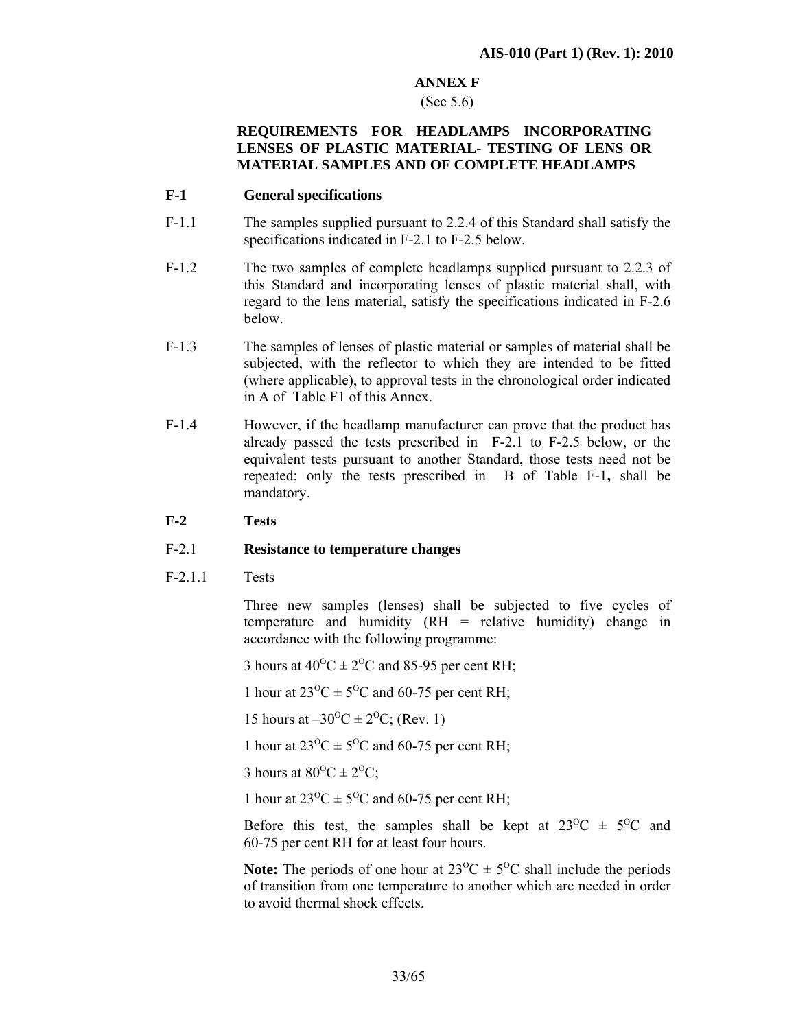## ANNEX F

(See 5.6)

### REQUIREMENTS FOR HEADLAMPS INCORPORATING LENSES OF PLASTIC MATERIAL- TESTING OF LENS OR MATERIAL SAMPLES AND OF COMPLETE HEADLAMPS

**F-1 General specifications**

F-1.1 The samples supplied pursuant to 2.2.4 of this Standard shall satisfy the specifications indicated in F-2.1 to F-2.5 below.

F-1.2 The two samples of complete headlamps supplied pursuant to 2.2.3 of this Standard and incorporating lenses of plastic material shall, with regard to the lens material, satisfy the specifications indicated in F-2.6 below.

F-1.3 The samples of lenses of plastic material or samples of material shall be subjected, with the reflector to which they are intended to be fitted (where applicable), to approval tests in the chronological order indicated in A of Table F1 of this Annex.

F-1.4 However, if the headlamp manufacturer can prove that the product has already passed the tests prescribed in F-2.1 to F-2.5 below, or the equivalent tests pursuant to another Standard, those tests need not be repeated; only the tests prescribed in B of Table F-1**,** shall be mandatory.

**F-2 Tests**

F-2.1 **Resistance to temperature changes**

F-2.1.1 Tests

Three new samples (lenses) shall be subjected to five cycles of temperature and humidity (RH = relative humidity) change in accordance with the following programme:

3 hours at $40^{O}C \pm 2^{O}C$ and 85-95 per cent RH;

1 hour at $23^{O}C \pm 5^{O}C$ and 60-75 per cent RH;

15 hours at $-30^{O}C \pm 2^{O}C$; (Rev. 1)

1 hour at $23^{O}C \pm 5^{O}C$ and 60-75 per cent RH;

3 hours at $80^{O}C \pm 2^{O}C$;

1 hour at $23^{O}C \pm 5^{O}C$ and 60-75 per cent RH;

Before this test, the samples shall be kept at $23^{O}C \pm 5^{O}C$ and 60-75 per cent RH for at least four hours.

**Note:** The periods of one hour at $23^{O}C \pm 5^{O}C$ shall include the periods of transition from one temperature to another which are needed in order to avoid thermal shock effects.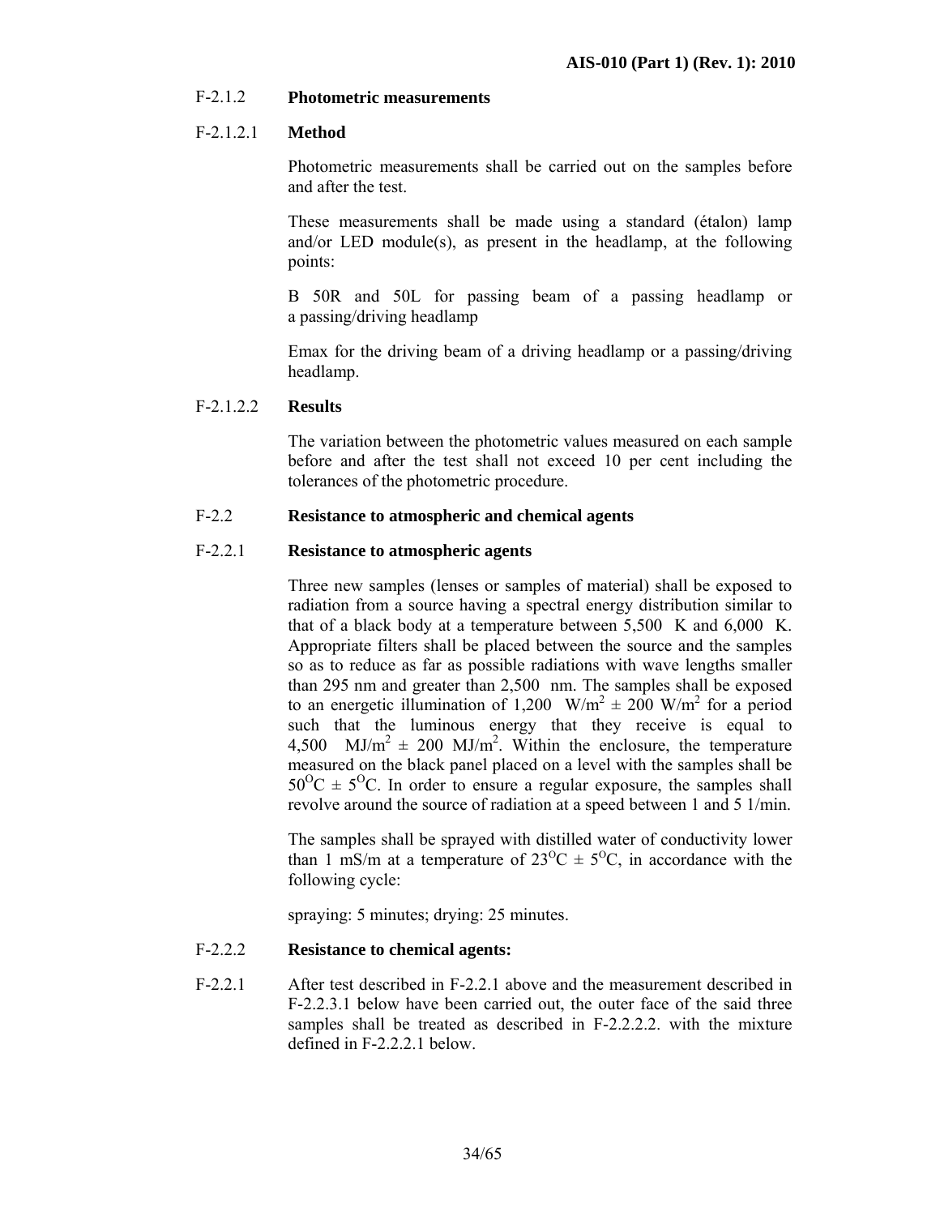F-2.1.2 **Photometric measurements**

F-2.1.2.1 **Method**

Photometric measurements shall be carried out on the samples before and after the test.

These measurements shall be made using a standard (étalon) lamp and/or LED module(s), as present in the headlamp, at the following points:

B 50R and 50L for passing beam of a passing headlamp or a passing/driving headlamp

Emax for the driving beam of a driving headlamp or a passing/driving headlamp.

F-2.1.2.2 **Results**

The variation between the photometric values measured on each sample before and after the test shall not exceed 10 per cent including the tolerances of the photometric procedure.

F-2.2 **Resistance to atmospheric and chemical agents**

F-2.2.1 **Resistance to atmospheric agents**

Three new samples (lenses or samples of material) shall be exposed to radiation from a source having a spectral energy distribution similar to that of a black body at a temperature between 5,500 K and 6,000 K. Appropriate filters shall be placed between the source and the samples so as to reduce as far as possible radiations with wave lengths smaller than 295 nm and greater than 2,500 nm. The samples shall be exposed to an energetic illumination of 1,200 $W/m^2 \pm 200$ $W/m^2$ for a period such that the luminous energy that they receive is equal to 4,500 $MJ/m^2 \pm 200$ $MJ/m^2$. Within the enclosure, the temperature measured on the black panel placed on a level with the samples shall be $50^{O}C \pm 5^{O}C$. In order to ensure a regular exposure, the samples shall revolve around the source of radiation at a speed between 1 and 5 1/min.

The samples shall be sprayed with distilled water of conductivity lower than 1 mS/m at a temperature of $23^{O}C \pm 5^{O}C$, in accordance with the following cycle:

spraying: 5 minutes; drying: 25 minutes.

F-2.2.2 **Resistance to chemical agents:**

F-2.2.1 After test described in F-2.2.1 above and the measurement described in F-2.2.3.1 below have been carried out, the outer face of the said three samples shall be treated as described in F-2.2.2.2. with the mixture defined in F-2.2.2.1 below.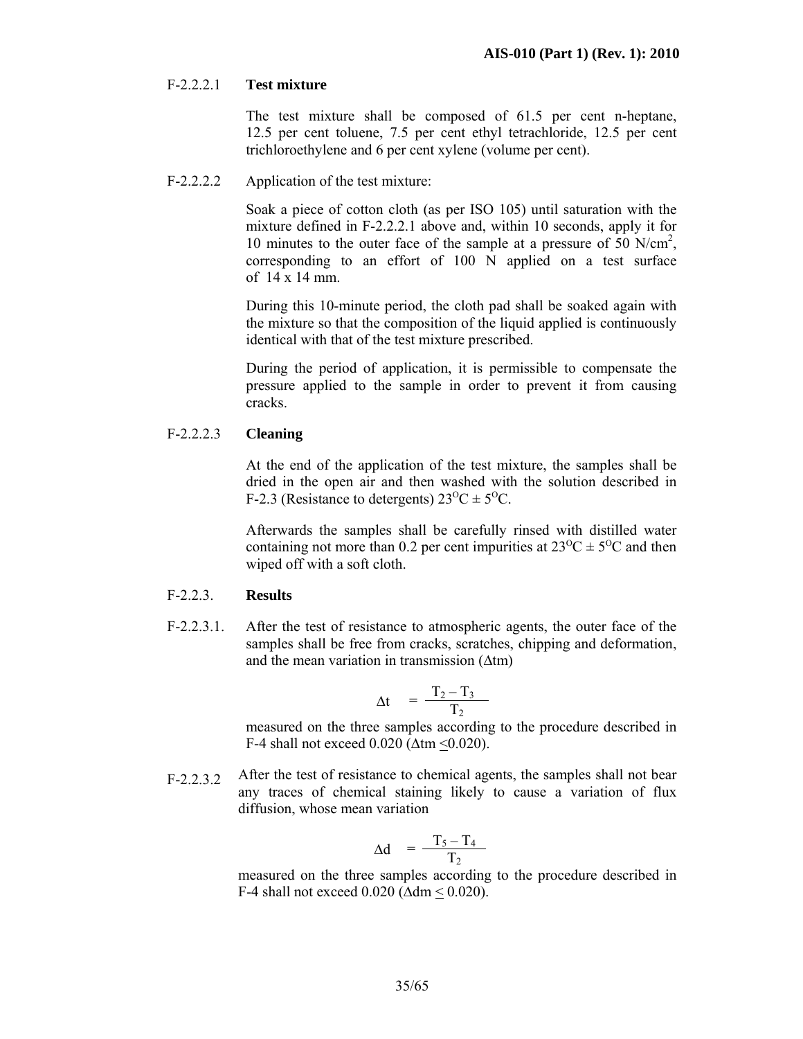F-2.2.2.1 **Test mixture**

The test mixture shall be composed of 61.5 per cent n-heptane, 12.5 per cent toluene, 7.5 per cent ethyl tetrachloride, 12.5 per cent trichloroethylene and 6 per cent xylene (volume per cent).

F-2.2.2.2 Application of the test mixture:

Soak a piece of cotton cloth (as per ISO 105) until saturation with the mixture defined in F-2.2.2.1 above and, within 10 seconds, apply it for 10 minutes to the outer face of the sample at a pressure of 50 $N/cm^2$, corresponding to an effort of 100 N applied on a test surface of 14 x 14 mm.

During this 10-minute period, the cloth pad shall be soaked again with the mixture so that the composition of the liquid applied is continuously identical with that of the test mixture prescribed.

During the period of application, it is permissible to compensate the pressure applied to the sample in order to prevent it from causing cracks.

F-2.2.2.3 **Cleaning**

At the end of the application of the test mixture, the samples shall be dried in the open air and then washed with the solution described in F-2.3 (Resistance to detergents) $23^{O}C \pm 5^{O}C$.

Afterwards the samples shall be carefully rinsed with distilled water containing not more than 0.2 per cent impurities at $23^{O}C \pm 5^{O}C$ and then wiped off with a soft cloth.

F-2.2.3. **Results**

F-2.2.3.1. After the test of resistance to atmospheric agents, the outer face of the samples shall be free from cracks, scratches, chipping and deformation, and the mean variation in transmission ($\Delta tm$)

$$\Delta t = \frac{T_2 - T_3}{T_2}$$

measured on the three samples according to the procedure described in F-4 shall not exceed 0.020 ($\Delta tm \leq 0.020$).

F-2.2.3.2 After the test of resistance to chemical agents, the samples shall not bear any traces of chemical staining likely to cause a variation of flux diffusion, whose mean variation

$$\Delta d = \frac{T_5 - T_4}{T_2}$$

measured on the three samples according to the procedure described in F-4 shall not exceed 0.020 ($\Delta dm \leq 0.020$).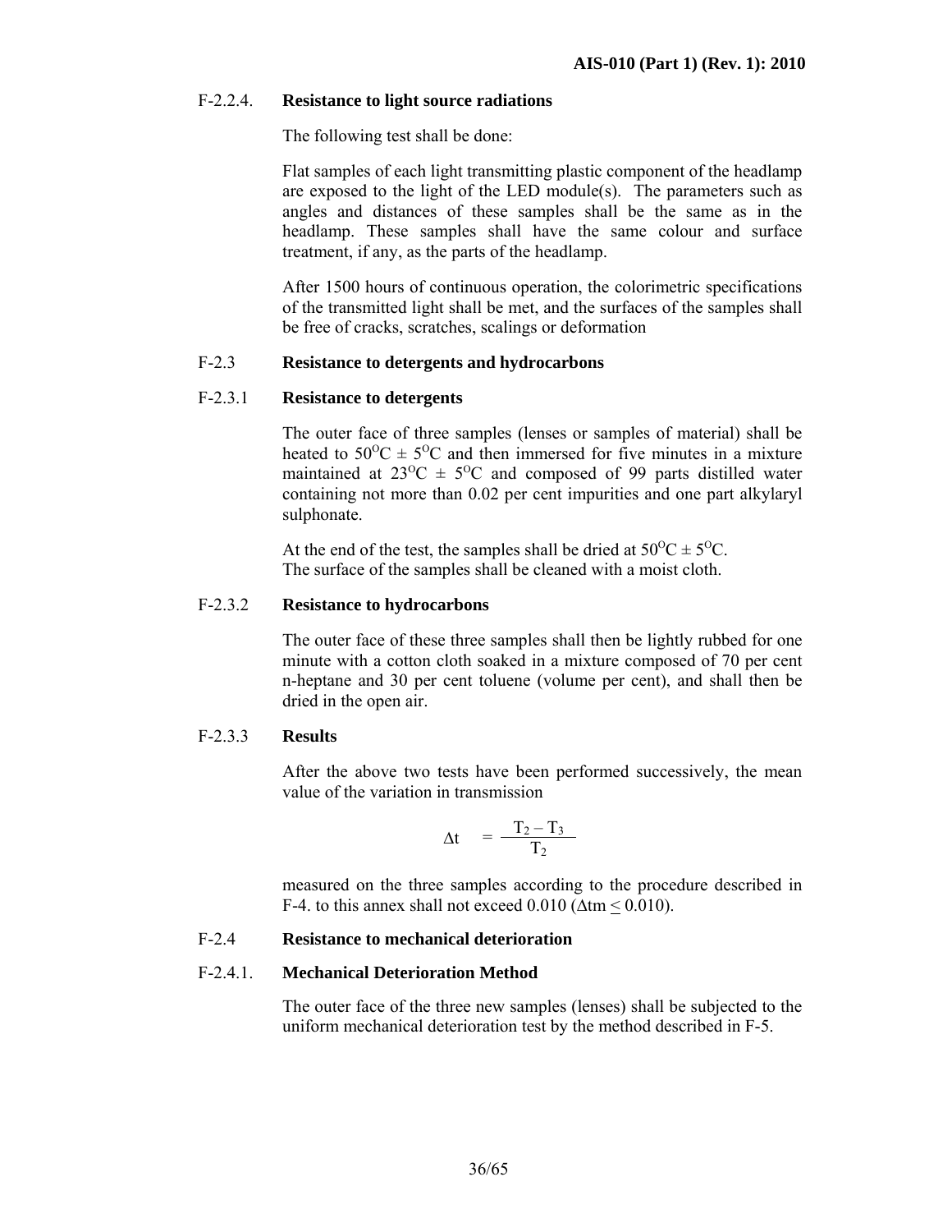**F-2.2.4. Resistance to light source radiations**

The following test shall be done:

Flat samples of each light transmitting plastic component of the headlamp are exposed to the light of the LED module(s). The parameters such as angles and distances of these samples shall be the same as in the headlamp. These samples shall have the same colour and surface treatment, if any, as the parts of the headlamp.

After 1500 hours of continuous operation, the colorimetric specifications of the transmitted light shall be met, and the surfaces of the samples shall be free of cracks, scratches, scalings or deformation

**F-2.3 Resistance to detergents and hydrocarbons**

**F-2.3.1 Resistance to detergents**

The outer face of three samples (lenses or samples of material) shall be heated to $50^{O}C \pm 5^{O}C$ and then immersed for five minutes in a mixture maintained at $23^{O}C \pm 5^{O}C$ and composed of 99 parts distilled water containing not more than 0.02 per cent impurities and one part alkylaryl sulphonate.

At the end of the test, the samples shall be dried at $50^{O}C \pm 5^{O}C$.
The surface of the samples shall be cleaned with a moist cloth.

**F-2.3.2 Resistance to hydrocarbons**

The outer face of these three samples shall then be lightly rubbed for one minute with a cotton cloth soaked in a mixture composed of 70 per cent n-heptane and 30 per cent toluene (volume per cent), and shall then be dried in the open air.

**F-2.3.3 Results**

After the above two tests have been performed successively, the mean value of the variation in transmission

$$\Delta t = \frac{T_2 - T_3}{T_2}$$

measured on the three samples according to the procedure described in F-4. to this annex shall not exceed 0.010 ($\Delta tm \leq 0.010$).

**F-2.4 Resistance to mechanical deterioration**

**F-2.4.1. Mechanical Deterioration Method**

The outer face of the three new samples (lenses) shall be subjected to the uniform mechanical deterioration test by the method described in F-5.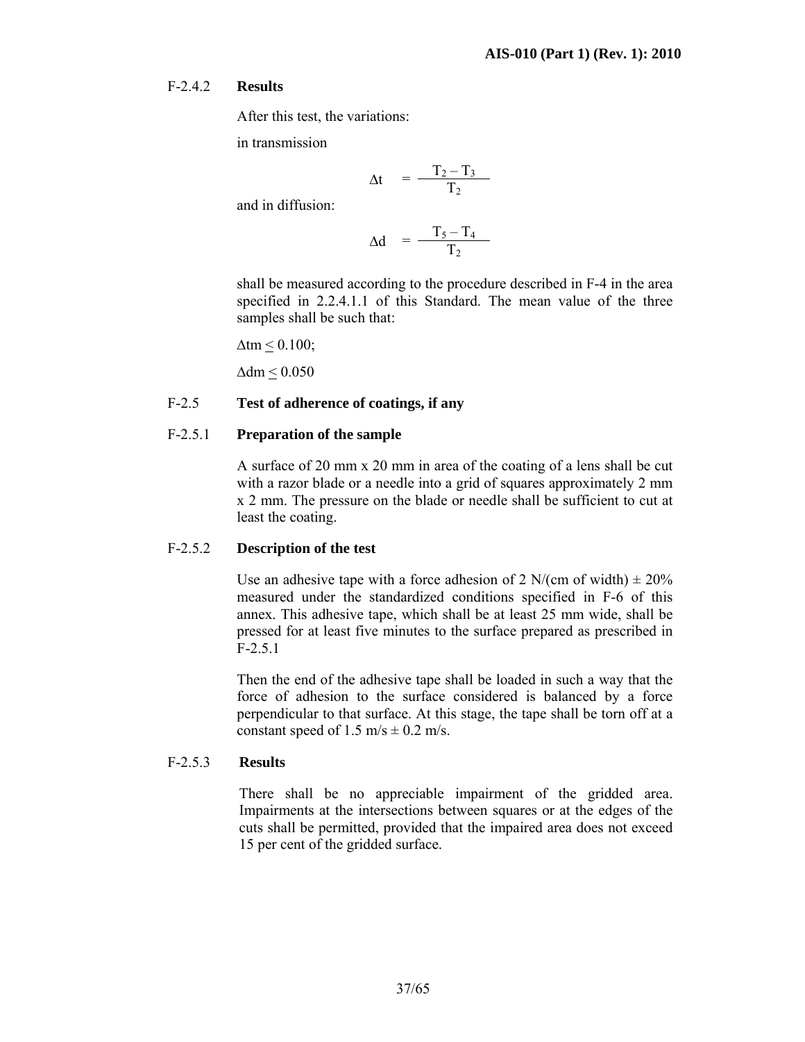F-2.4.2 **Results**

After this test, the variations:

in transmission

$$\Delta t = \frac{T_2 - T_3}{T_2}$$

and in diffusion:

$$\Delta d = \frac{T_5 - T_4}{T_2}$$

shall be measured according to the procedure described in F-4 in the area specified in 2.2.4.1.1 of this Standard. The mean value of the three samples shall be such that:

$\Delta tm \leq 0.100$;

$\Delta dm \leq 0.050$

F-2.5 **Test of adherence of coatings, if any**

F-2.5.1 **Preparation of the sample**

A surface of 20 mm x 20 mm in area of the coating of a lens shall be cut with a razor blade or a needle into a grid of squares approximately 2 mm x 2 mm. The pressure on the blade or needle shall be sufficient to cut at least the coating.

F-2.5.2 **Description of the test**

Use an adhesive tape with a force adhesion of 2 N/(cm of width) ± 20% measured under the standardized conditions specified in F-6 of this annex. This adhesive tape, which shall be at least 25 mm wide, shall be pressed for at least five minutes to the surface prepared as prescribed in F-2.5.1

Then the end of the adhesive tape shall be loaded in such a way that the force of adhesion to the surface considered is balanced by a force perpendicular to that surface. At this stage, the tape shall be torn off at a constant speed of 1.5 m/s ± 0.2 m/s.

F-2.5.3 **Results**

There shall be no appreciable impairment of the gridded area. Impairments at the intersections between squares or at the edges of the cuts shall be permitted, provided that the impaired area does not exceed 15 per cent of the gridded surface.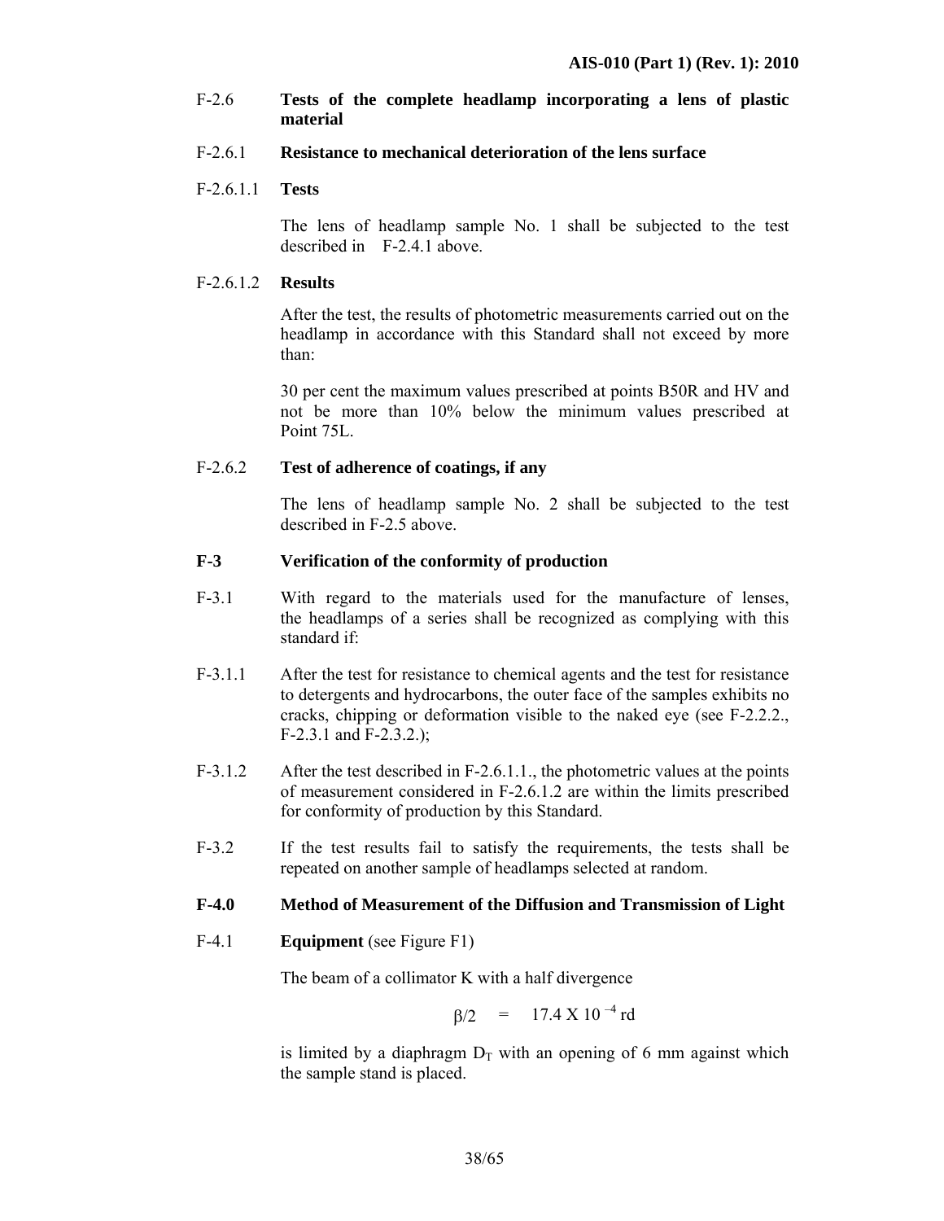F-2.6 **Tests of the complete headlamp incorporating a lens of plastic material**

F-2.6.1 **Resistance to mechanical deterioration of the lens surface**

F-2.6.1.1 **Tests**

The lens of headlamp sample No. 1 shall be subjected to the test described in F-2.4.1 above.

F-2.6.1.2 **Results**

After the test, the results of photometric measurements carried out on the headlamp in accordance with this Standard shall not exceed by more than:

30 per cent the maximum values prescribed at points B50R and HV and not be more than 10% below the minimum values prescribed at Point 75L.

F-2.6.2 **Test of adherence of coatings, if any**

The lens of headlamp sample No. 2 shall be subjected to the test described in F-2.5 above.

## F-3 Verification of the conformity of production

F-3.1 With regard to the materials used for the manufacture of lenses, the headlamps of a series shall be recognized as complying with this standard if:

F-3.1.1 After the test for resistance to chemical agents and the test for resistance to detergents and hydrocarbons, the outer face of the samples exhibits no cracks, chipping or deformation visible to the naked eye (see F-2.2.2., F-2.3.1 and F-2.3.2.);

F-3.1.2 After the test described in F-2.6.1.1., the photometric values at the points of measurement considered in F-2.6.1.2 are within the limits prescribed for conformity of production by this Standard.

F-3.2 If the test results fail to satisfy the requirements, the tests shall be repeated on another sample of headlamps selected at random.

## F-4.0 Method of Measurement of the Diffusion and Transmission of Light

F-4.1 **Equipment** (see Figure F1)

The beam of a collimator K with a half divergence

$$\beta/2 \quad = \quad 17.4 \text{ X } 10^{-4} \text{ rd}$$

is limited by a diaphragm $D_T$ with an opening of 6 mm against which the sample stand is placed.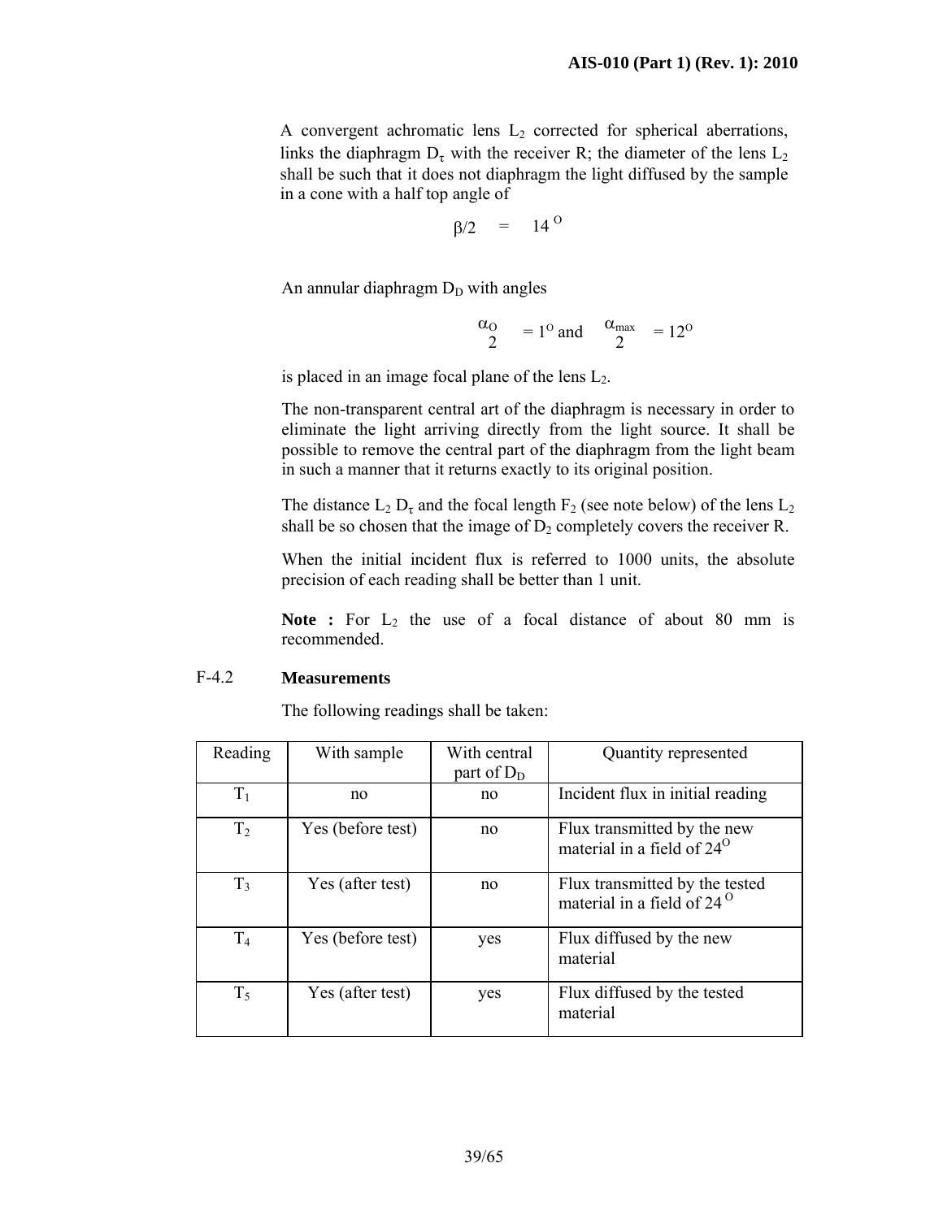A convergent achromatic lens $L_2$ corrected for spherical aberrations, links the diaphragm $D_\tau$ with the receiver R; the diameter of the lens $L_2$ shall be such that it does not diaphragm the light diffused by the sample in a cone with a half top angle of

$$\beta/2 \quad = \quad 14^{O}$$

An annular diaphragm $D_D$ with angles

$$\frac{\alpha_O}{2} = 1^O \text{ and } \frac{\alpha_{max}}{2} = 12^O$$

is placed in an image focal plane of the lens $L_2$.

The non-transparent central art of the diaphragm is necessary in order to eliminate the light arriving directly from the light source. It shall be possible to remove the central part of the diaphragm from the light beam in such a manner that it returns exactly to its original position.

The distance $L_2 D_\tau$ and the focal length $F_2$ (see note below) of the lens $L_2$ shall be so chosen that the image of $D_2$ completely covers the receiver R.

When the initial incident flux is referred to 1000 units, the absolute precision of each reading shall be better than 1 unit.

**Note :** For $L_2$ the use of a focal distance of about 80 mm is recommended.

F-4.2 **Measurements**

The following readings shall be taken:

| Reading | With sample | With central part of $D_D$ | Quantity represented |
|---|---|---|---|
| $T_1$ | no | no | Incident flux in initial reading |
| $T_2$ | Yes (before test) | no | Flux transmitted by the new material in a field of $24^O$ |
| $T_3$ | Yes (after test) | no | Flux transmitted by the tested material in a field of $24^O$ |
| $T_4$ | Yes (before test) | yes | Flux diffused by the new material |
| $T_5$ | Yes (after test) | yes | Flux diffused by the tested material |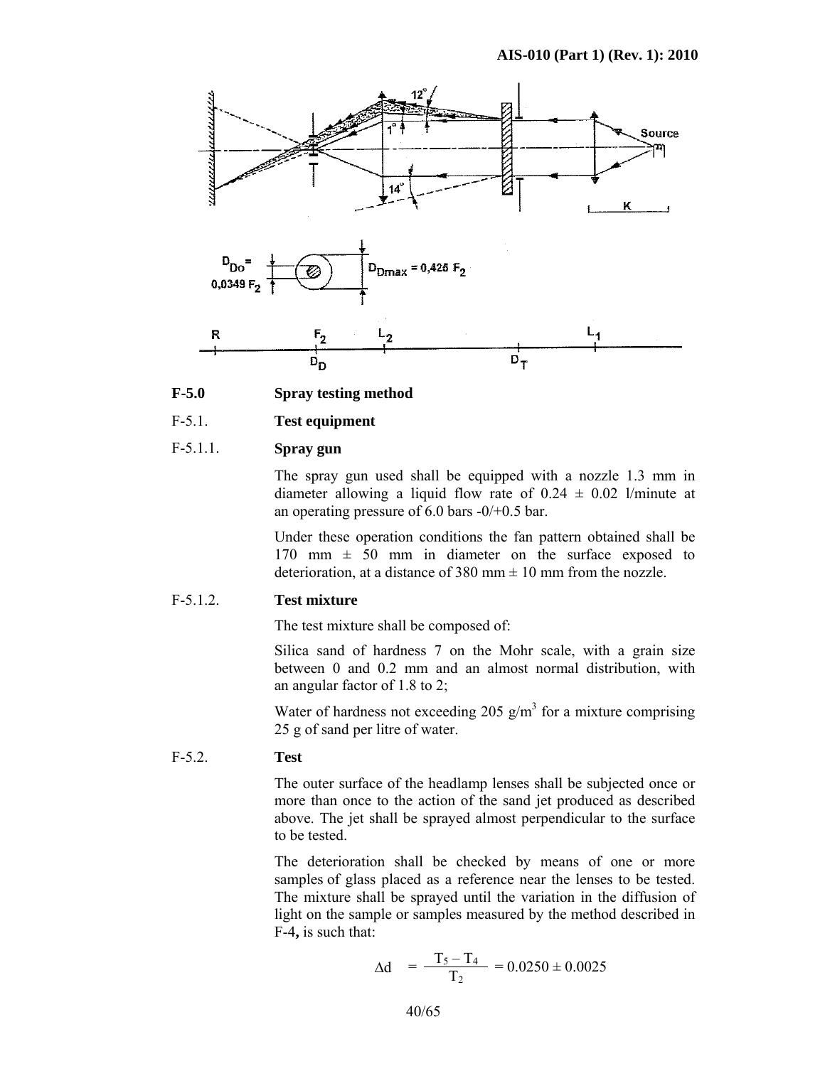## F-5.0 Spray testing method

### F-5.1. Test equipment

#### F-5.1.1. Spray gun

The spray gun used shall be equipped with a nozzle 1.3 mm in diameter allowing a liquid flow rate of 0.24 ± 0.02 l/minute at an operating pressure of 6.0 bars -0/+0.5 bar.

Under these operation conditions the fan pattern obtained shall be 170 mm ± 50 mm in diameter on the surface exposed to deterioration, at a distance of 380 mm ± 10 mm from the nozzle.

#### F-5.1.2. Test mixture

The test mixture shall be composed of:

Silica sand of hardness 7 on the Mohr scale, with a grain size between 0 and 0.2 mm and an almost normal distribution, with an angular factor of 1.8 to 2;

Water of hardness not exceeding 205 g/m$^3$ for a mixture comprising 25 g of sand per litre of water.

### F-5.2. Test

The outer surface of the headlamp lenses shall be subjected once or more than once to the action of the sand jet produced as described above. The jet shall be sprayed almost perpendicular to the surface to be tested.

The deterioration shall be checked by means of one or more samples of glass placed as a reference near the lenses to be tested. The mixture shall be sprayed until the variation in the diffusion of light on the sample or samples measured by the method described in F-4**,** is such that:

$$\Delta d = \frac{T_5 - T_4}{T_2} = 0.0250 \pm 0.0025$$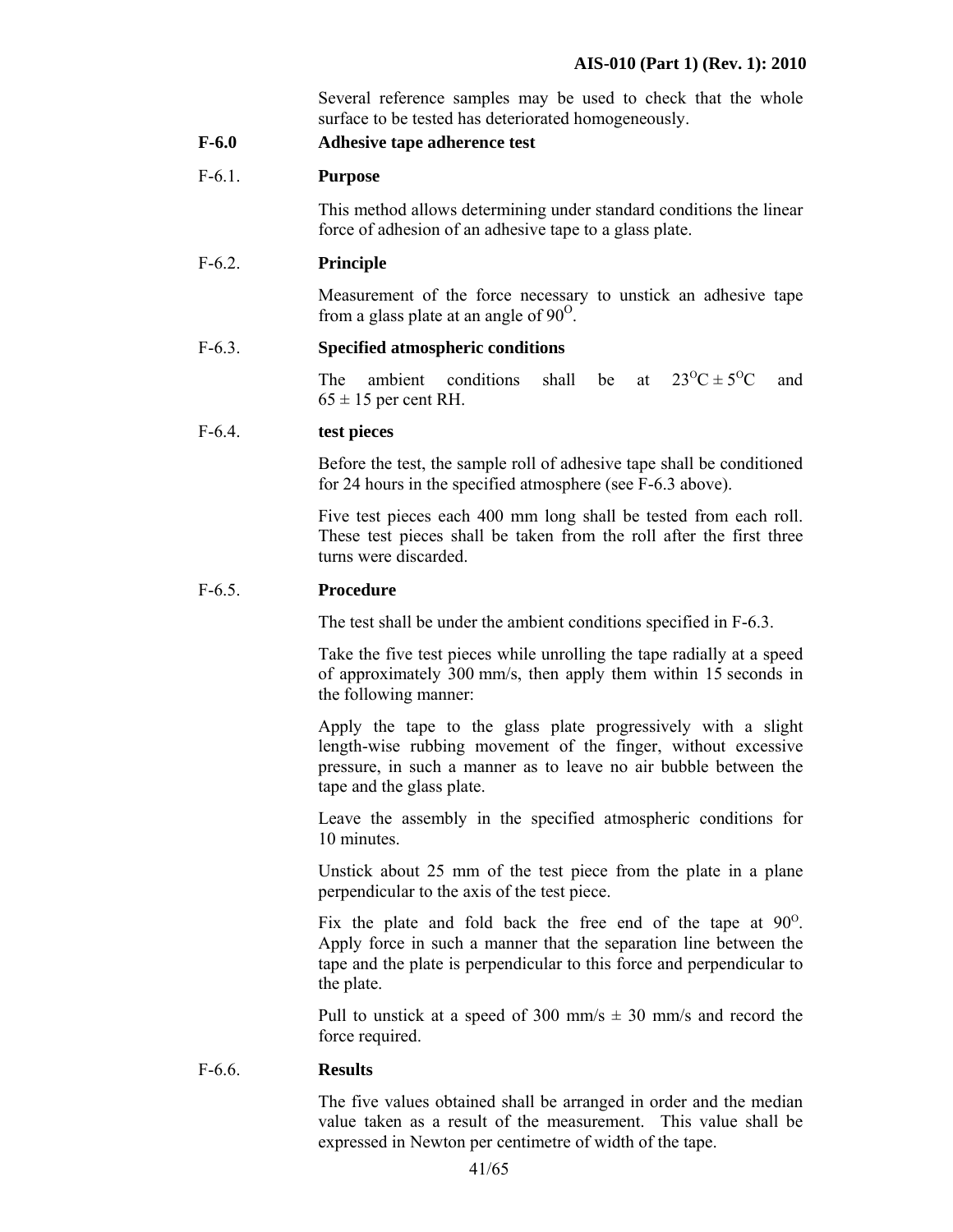Several reference samples may be used to check that the whole surface to be tested has deteriorated homogeneously.

**F-6.0 Adhesive tape adherence test**

F-6.1. **Purpose**

This method allows determining under standard conditions the linear force of adhesion of an adhesive tape to a glass plate.

F-6.2. **Principle**

Measurement of the force necessary to unstick an adhesive tape from a glass plate at an angle of $90^{O}$.

F-6.3. **Specified atmospheric conditions**

The ambient conditions shall be at $23^{O}C \pm 5^{O}C$ and $65 \pm 15$ per cent RH.

F-6.4. **test pieces**

Before the test, the sample roll of adhesive tape shall be conditioned for 24 hours in the specified atmosphere (see F-6.3 above).

Five test pieces each 400 mm long shall be tested from each roll. These test pieces shall be taken from the roll after the first three turns were discarded.

F-6.5. **Procedure**

The test shall be under the ambient conditions specified in F-6.3.

Take the five test pieces while unrolling the tape radially at a speed of approximately 300 mm/s, then apply them within 15 seconds in the following manner:

Apply the tape to the glass plate progressively with a slight length-wise rubbing movement of the finger, without excessive pressure, in such a manner as to leave no air bubble between the tape and the glass plate.

Leave the assembly in the specified atmospheric conditions for 10 minutes.

Unstick about 25 mm of the test piece from the plate in a plane perpendicular to the axis of the test piece.

Fix the plate and fold back the free end of the tape at $90^{O}$. Apply force in such a manner that the separation line between the tape and the plate is perpendicular to this force and perpendicular to the plate.

Pull to unstick at a speed of 300 mm/s ± 30 mm/s and record the force required.

F-6.6. **Results**

The five values obtained shall be arranged in order and the median value taken as a result of the measurement. This value shall be expressed in Newton per centimetre of width of the tape.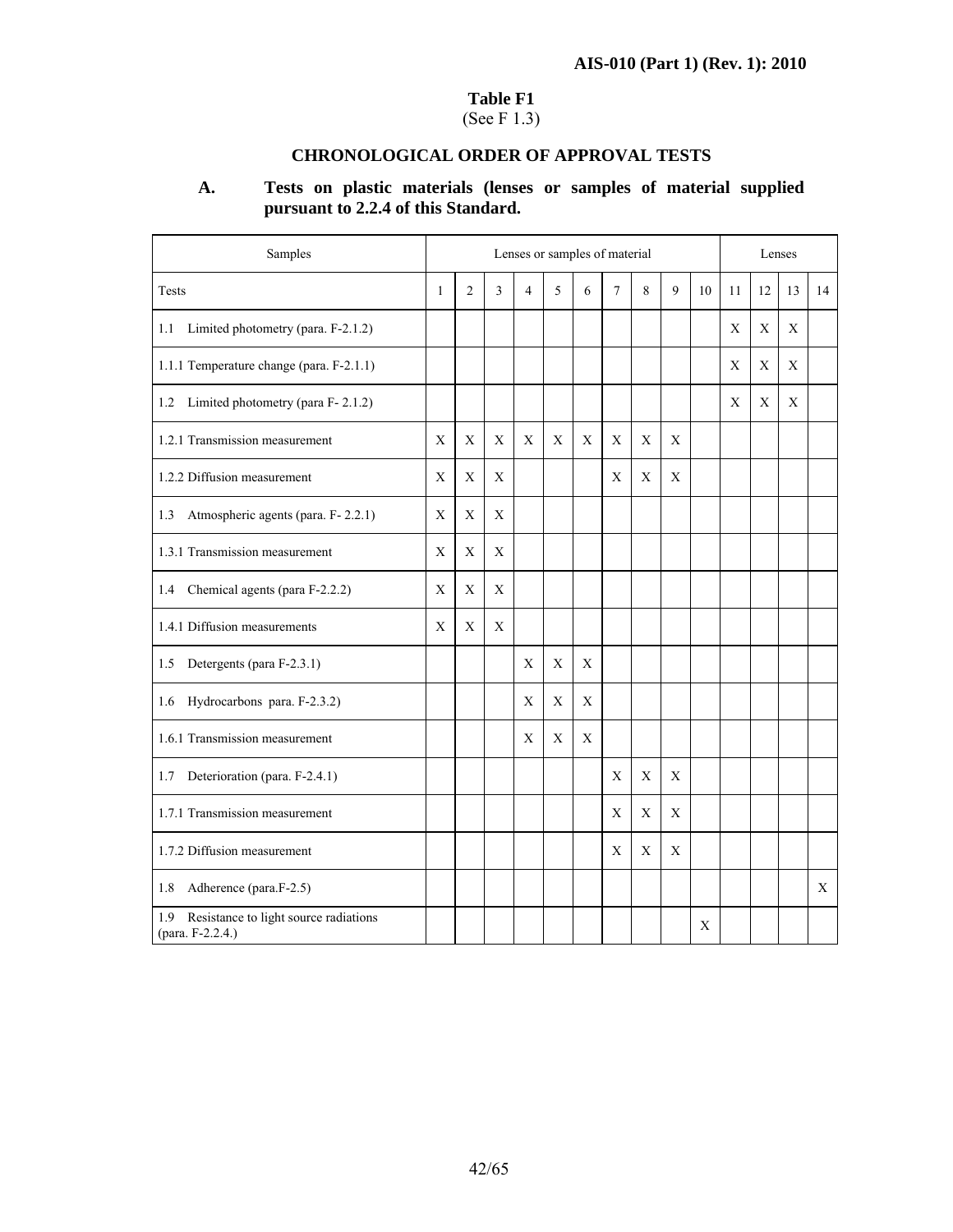**Table F1**
(See F 1.3)

## CHRONOLOGICAL ORDER OF APPROVAL TESTS

### A. Tests on plastic materials (lenses or samples of material supplied pursuant to 2.2.4 of this Standard.

| Samples | Lenses or samples of material | | | | | | | | | | Lenses | | | |
|---|---|---|---|---|---|---|---|---|---|---|---|---|---|---|
| Tests | 1 | 2 | 3 | 4 | 5 | 6 | 7 | 8 | 9 | 10 | 11 | 12 | 13 | 14 |
| 1.1 Limited photometry (para. F-2.1.2) | | | | | | | | | | | X | X | X | |
| 1.1.1 Temperature change (para. F-2.1.1) | | | | | | | | | | | X | X | X | |
| 1.2 Limited photometry (para F- 2.1.2) | | | | | | | | | | | X | X | X | |
| 1.2.1 Transmission measurement | X | X | X | X | X | X | X | X | X | | | | | |
| 1.2.2 Diffusion measurement | X | X | X | | | | X | X | X | | | | | |
| 1.3 Atmospheric agents (para. F- 2.2.1) | X | X | X | | | | | | | | | | | |
| 1.3.1 Transmission measurement | X | X | X | | | | | | | | | | | |
| 1.4 Chemical agents (para F-2.2.2) | X | X | X | | | | | | | | | | | |
| 1.4.1 Diffusion measurements | X | X | X | | | | | | | | | | | |
| 1.5 Detergents (para F-2.3.1) | | | | X | X | X | | | | | | | | |
| 1.6 Hydrocarbons para. F-2.3.2) | | | | X | X | X | | | | | | | | |
| 1.6.1 Transmission measurement | | | | X | X | X | | | | | | | | |
| 1.7 Deterioration (para. F-2.4.1) | | | | | | | X | X | X | | | | | |
| 1.7.1 Transmission measurement | | | | | | | X | X | X | | | | | |
| 1.7.2 Diffusion measurement | | | | | | | X | X | X | | | | | |
| 1.8 Adherence (para.F-2.5) | | | | | | | | | | | | | | X |
| 1.9 Resistance to light source radiations (para. F-2.2.4.) | | | | | | | | | | X | | | | |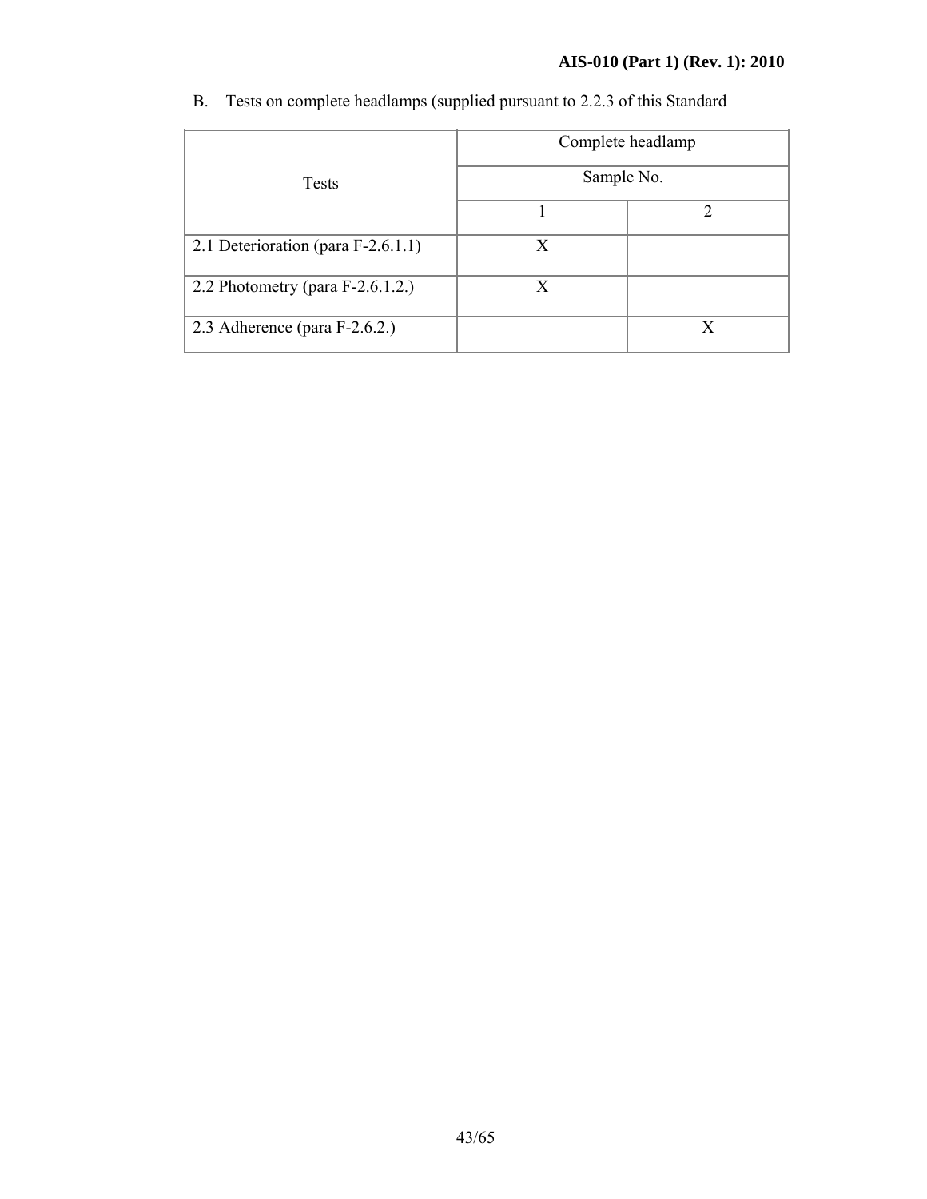B. Tests on complete headlamps (supplied pursuant to 2.2.3 of this Standard

| Tests | Complete headlamp | |
|---|---|---|
| | Sample No. | |
| | 1 | 2 |
| 2.1 Deterioration (para F-2.6.1.1) | X | |
| 2.2 Photometry (para F-2.6.1.2.) | X | |
| 2.3 Adherence (para F-2.6.2.) | | X |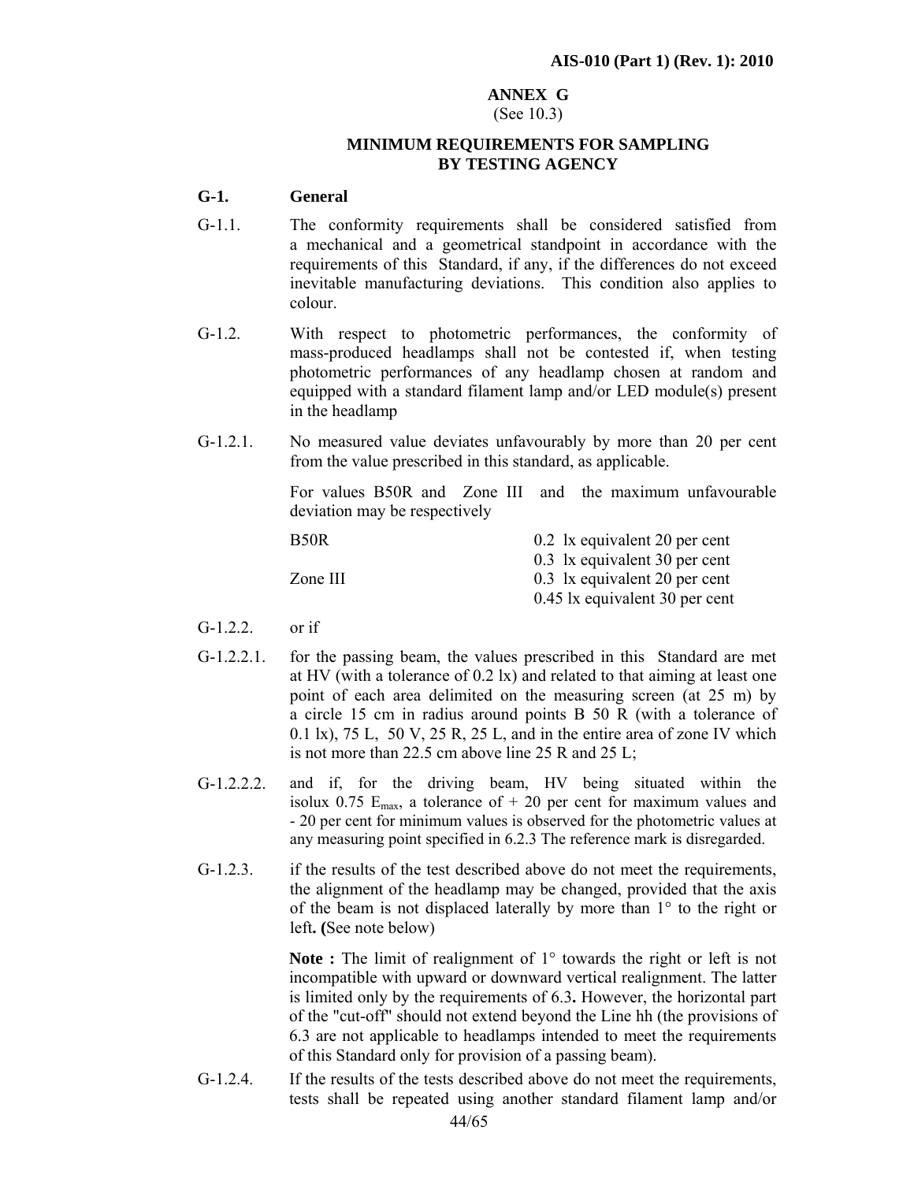## ANNEX G

(See 10.3)

### MINIMUM REQUIREMENTS FOR SAMPLING BY TESTING AGENCY

**G-1. General**

G-1.1. The conformity requirements shall be considered satisfied from a mechanical and a geometrical standpoint in accordance with the requirements of this Standard, if any, if the differences do not exceed inevitable manufacturing deviations. This condition also applies to colour.

G-1.2. With respect to photometric performances, the conformity of mass-produced headlamps shall not be contested if, when testing photometric performances of any headlamp chosen at random and equipped with a standard filament lamp and/or LED module(s) present in the headlamp

G-1.2.1. No measured value deviates unfavourably by more than 20 per cent from the value prescribed in this standard, as applicable.

For values B50R and Zone III and the maximum unfavourable deviation may be respectively

| | |
|---|---|
| B50R | 0.2 lx equivalent 20 per cent |
| | 0.3 lx equivalent 30 per cent |
| Zone III | 0.3 lx equivalent 20 per cent |
| | 0.45 lx equivalent 30 per cent |

G-1.2.2. or if

G-1.2.2.1. for the passing beam, the values prescribed in this Standard are met at HV (with a tolerance of 0.2 lx) and related to that aiming at least one point of each area delimited on the measuring screen (at 25 m) by a circle 15 cm in radius around points B 50 R (with a tolerance of 0.1 lx), 75 L, 50 V, 25 R, 25 L, and in the entire area of zone IV which is not more than 22.5 cm above line 25 R and 25 L;

G-1.2.2.2. and if, for the driving beam, HV being situated within the isolux 0.75 $E_{max}$, a tolerance of + 20 per cent for maximum values and - 20 per cent for minimum values is observed for the photometric values at any measuring point specified in 6.2.3 The reference mark is disregarded.

G-1.2.3. if the results of the test described above do not meet the requirements, the alignment of the headlamp may be changed, provided that the axis of the beam is not displaced laterally by more than 1° to the right or left**. (**See note below)

**Note :** The limit of realignment of 1° towards the right or left is not incompatible with upward or downward vertical realignment. The latter is limited only by the requirements of 6.3**.** However, the horizontal part of the "cut-off" should not extend beyond the Line hh (the provisions of 6.3 are not applicable to headlamps intended to meet the requirements of this Standard only for provision of a passing beam).

G-1.2.4. If the results of the tests described above do not meet the requirements, tests shall be repeated using another standard filament lamp and/or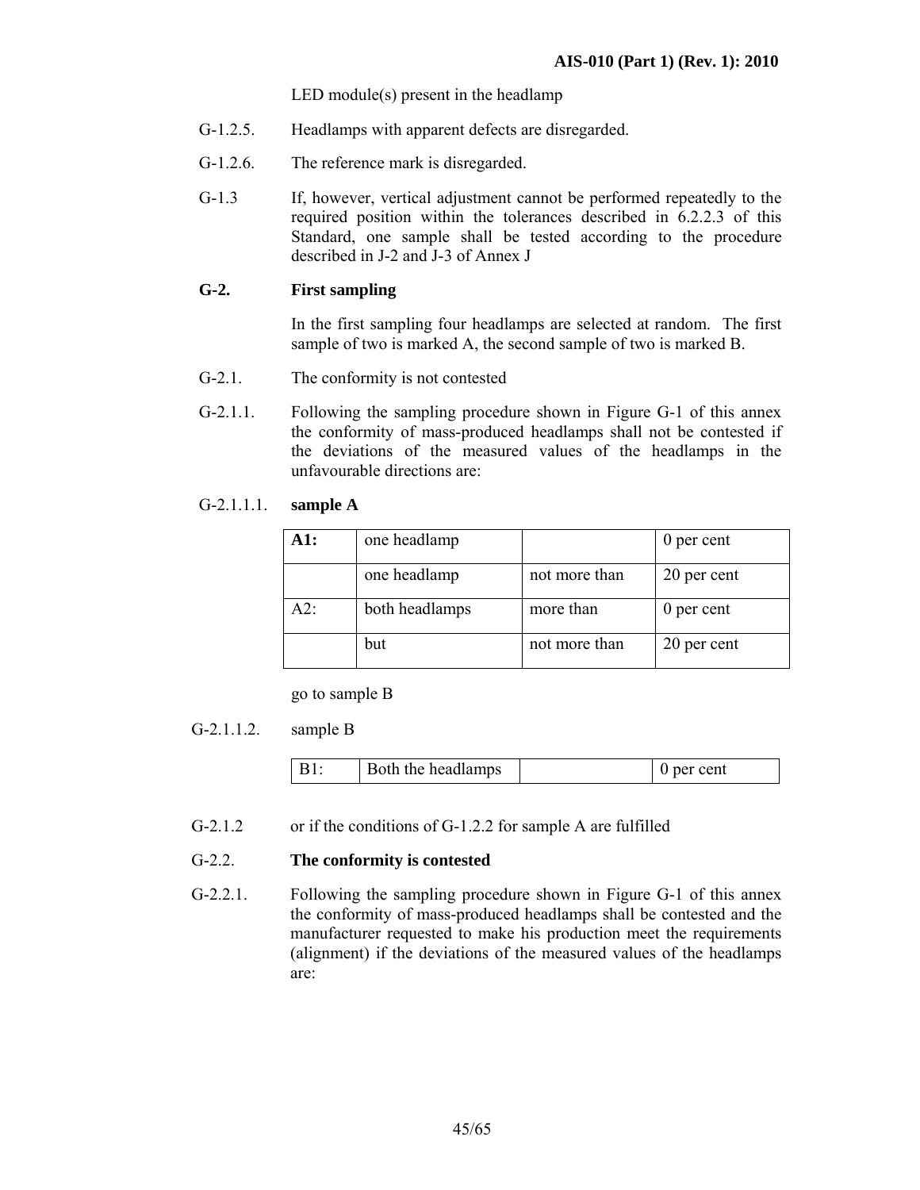LED module(s) present in the headlamp

G-1.2.5. Headlamps with apparent defects are disregarded.

G-1.2.6. The reference mark is disregarded.

G-1.3 If, however, vertical adjustment cannot be performed repeatedly to the required position within the tolerances described in 6.2.2.3 of this Standard, one sample shall be tested according to the procedure described in J-2 and J-3 of Annex J

## G-2. First sampling

In the first sampling four headlamps are selected at random. The first sample of two is marked A, the second sample of two is marked B.

G-2.1. The conformity is not contested

G-2.1.1. Following the sampling procedure shown in Figure G-1 of this annex the conformity of mass-produced headlamps shall not be contested if the deviations of the measured values of the headlamps in the unfavourable directions are:

G-2.1.1.1. **sample A**

| **A1:** | one headlamp | | 0 per cent |
|---|---|---|---|
| | one headlamp | not more than | 20 per cent |
| A2: | both headlamps | more than | 0 per cent |
| | but | not more than | 20 per cent |

go to sample B

G-2.1.1.2. sample B

| B1: | Both the headlamps | | 0 per cent |
|---|---|---|---|

G-2.1.2 or if the conditions of G-1.2.2 for sample A are fulfilled

G-2.2. **The conformity is contested**

G-2.2.1. Following the sampling procedure shown in Figure G-1 of this annex the conformity of mass-produced headlamps shall be contested and the manufacturer requested to make his production meet the requirements (alignment) if the deviations of the measured values of the headlamps are: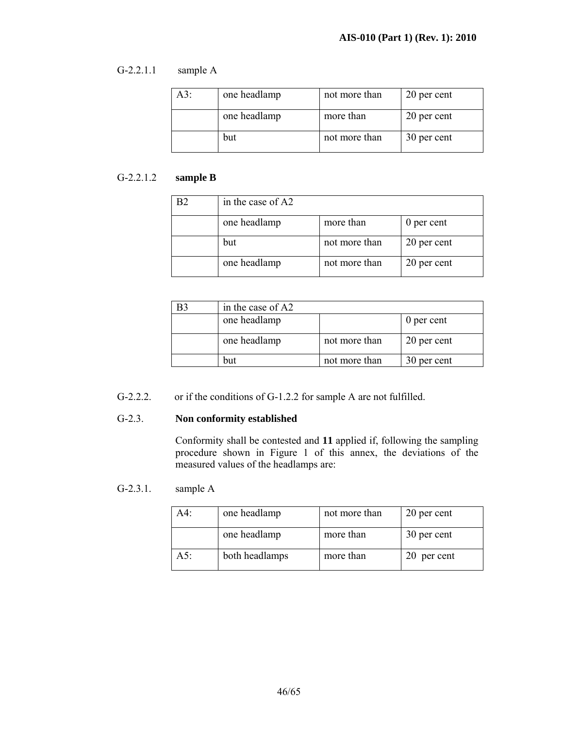G-2.2.1.1 sample A

| A3: | one headlamp | not more than | 20 per cent |
|---|---|---|---|
| | one headlamp | more than | 20 per cent |
| | but | not more than | 30 per cent |

G-2.2.1.2 **sample B**

| B2 | in the case of A2 | | |
|---|---|---|---|
| | one headlamp | more than | 0 per cent |
| | but | not more than | 20 per cent |
| | one headlamp | not more than | 20 per cent |

| B3 | in the case of A2 | | |
|---|---|---|---|
| | one headlamp | | 0 per cent |
| | one headlamp | not more than | 20 per cent |
| | but | not more than | 30 per cent |

G-2.2.2. or if the conditions of G-1.2.2 for sample A are not fulfilled.

G-2.3. **Non conformity established**

Conformity shall be contested and **11** applied if, following the sampling procedure shown in Figure 1 of this annex, the deviations of the measured values of the headlamps are:

G-2.3.1. sample A

| A4: | one headlamp | not more than | 20 per cent |
|---|---|---|---|
| | one headlamp | more than | 30 per cent |
| A5: | both headlamps | more than | 20 per cent |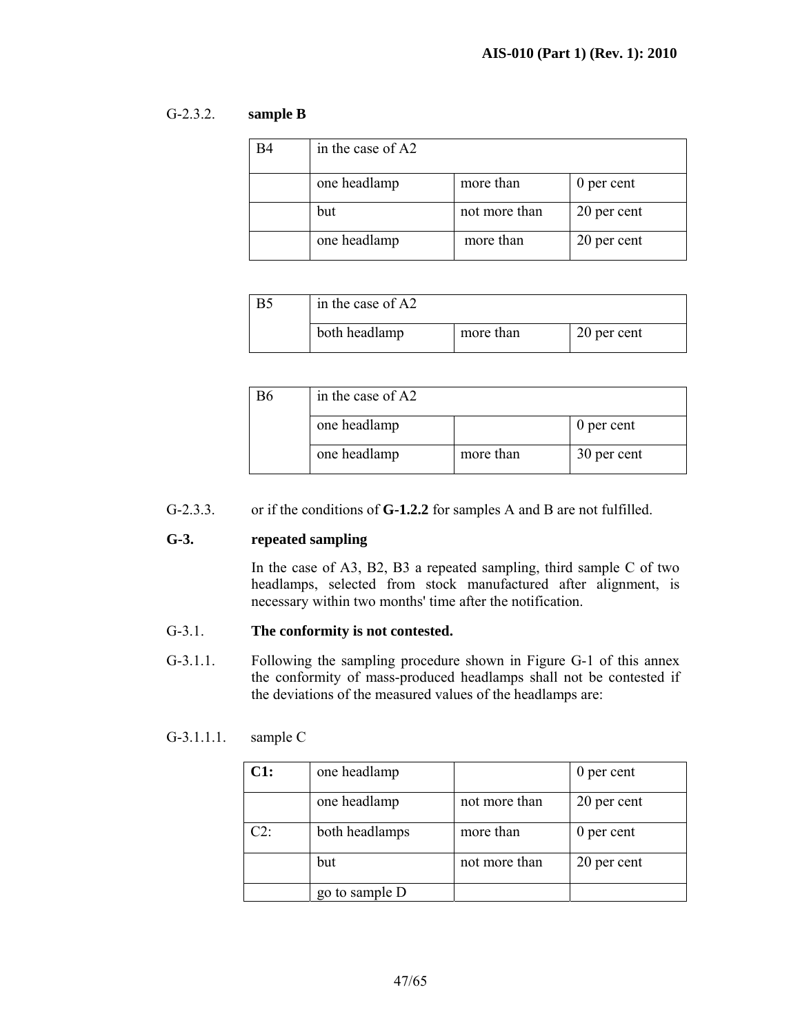G-2.3.2. **sample B**

| B4 | in the case of A2 | | |
|---|---|---|---|
| | one headlamp | more than | 0 per cent |
| | but | not more than | 20 per cent |
| | one headlamp | more than | 20 per cent |

| B5 | in the case of A2 | | |
|---|---|---|---|
| | both headlamp | more than | 20 per cent |

| B6 | in the case of A2 | | |
|---|---|---|---|
| | one headlamp | | 0 per cent |
| | one headlamp | more than | 30 per cent |

G-2.3.3. or if the conditions of **G-1.2.2** for samples A and B are not fulfilled.

**G-3. repeated sampling**

In the case of A3, B2, B3 a repeated sampling, third sample C of two headlamps, selected from stock manufactured after alignment, is necessary within two months' time after the notification.

G-3.1. **The conformity is not contested.**

G-3.1.1. Following the sampling procedure shown in Figure G-1 of this annex the conformity of mass-produced headlamps shall not be contested if the deviations of the measured values of the headlamps are:

G-3.1.1.1. sample C

| **C1:** | one headlamp | | 0 per cent |
|---|---|---|---|
| | one headlamp | not more than | 20 per cent |
| C2: | both headlamps | more than | 0 per cent |
| | but | not more than | 20 per cent |
| | go to sample D | | |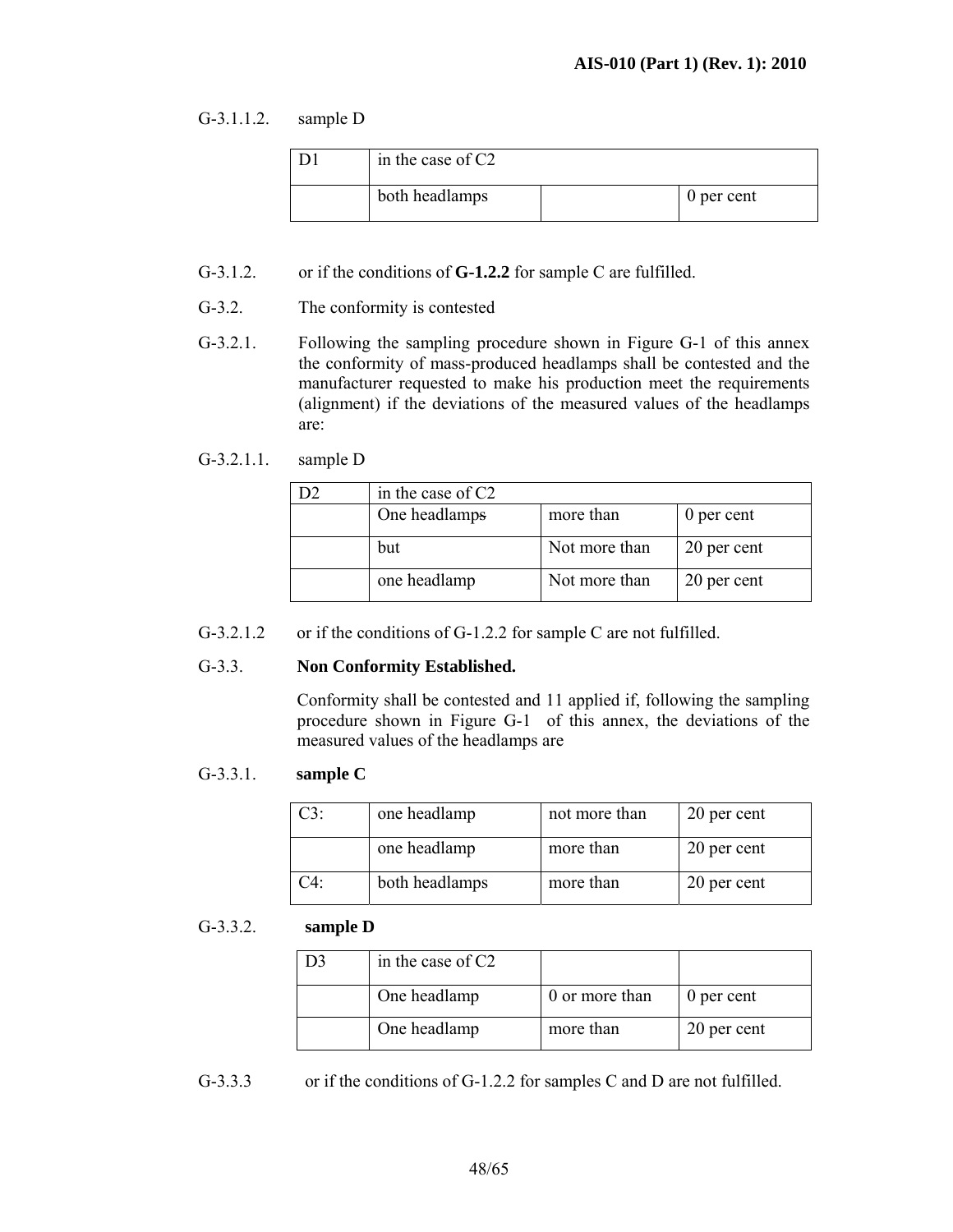G-3.1.1.2. sample D

| D1 | in the case of C2 | | |
|---|---|---|---|
| | both headlamps | | 0 per cent |

G-3.1.2. or if the conditions of **G-1.2.2** for sample C are fulfilled.

G-3.2. The conformity is contested

G-3.2.1. Following the sampling procedure shown in Figure G-1 of this annex the conformity of mass-produced headlamps shall be contested and the manufacturer requested to make his production meet the requirements (alignment) if the deviations of the measured values of the headlamps are:

G-3.2.1.1. sample D

| D2 | in the case of C2 | | |
|---|---|---|---|
| | One headlamps | more than | 0 per cent |
| | but | Not more than | 20 per cent |
| | one headlamp | Not more than | 20 per cent |

G-3.2.1.2 or if the conditions of G-1.2.2 for sample C are not fulfilled.

G-3.3. **Non Conformity Established.**

Conformity shall be contested and 11 applied if, following the sampling procedure shown in Figure G-1 of this annex, the deviations of the measured values of the headlamps are

G-3.3.1. **sample C**

| C3: | one headlamp | not more than | 20 per cent |
|---|---|---|---|
| | one headlamp | more than | 20 per cent |
| C4: | both headlamps | more than | 20 per cent |

G-3.3.2. **sample D**

| D3 | in the case of C2 | | |
|---|---|---|---|
| | One headlamp | 0 or more than | 0 per cent |
| | One headlamp | more than | 20 per cent |

G-3.3.3 or if the conditions of G-1.2.2 for samples C and D are not fulfilled.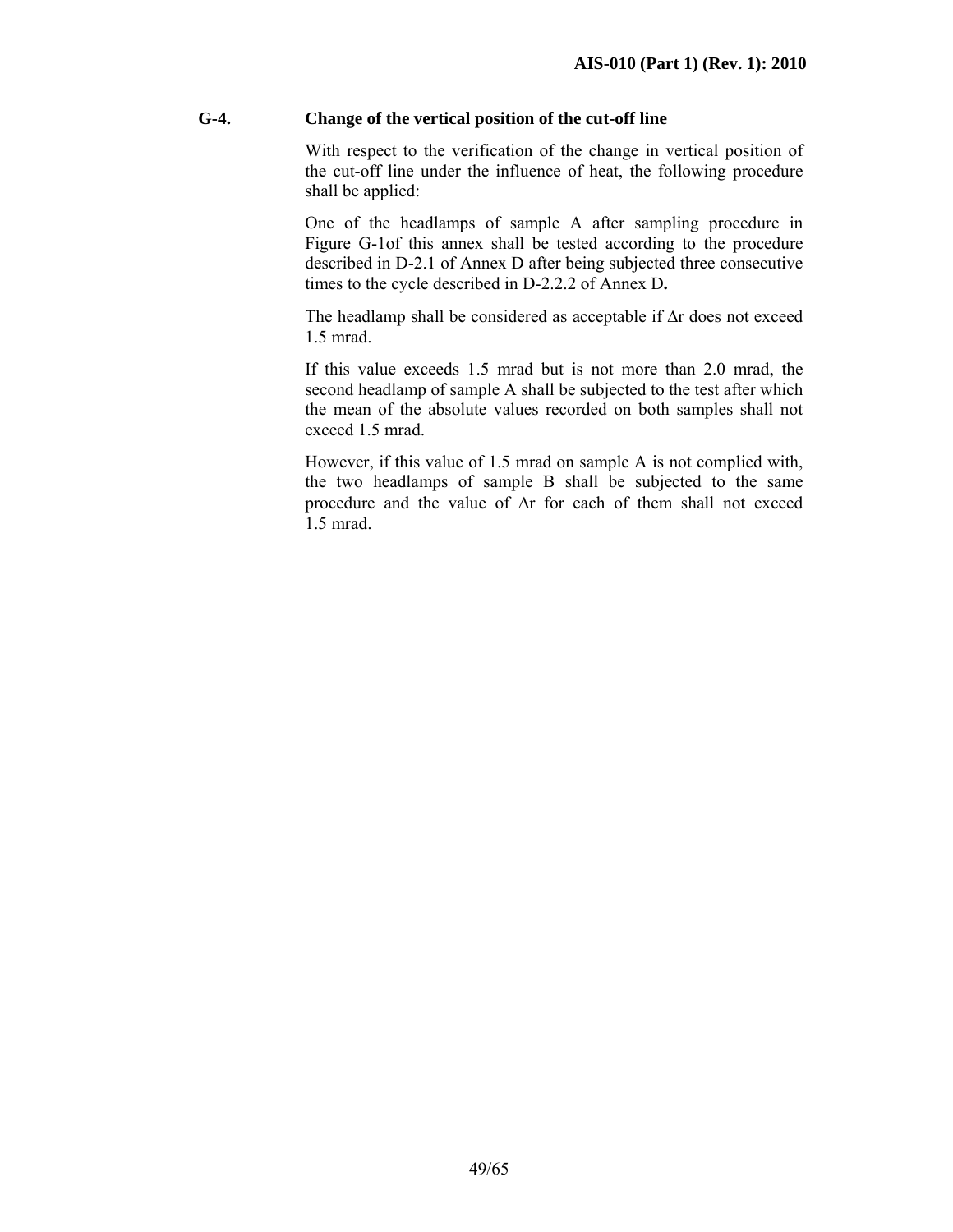**G-4. Change of the vertical position of the cut-off line**

With respect to the verification of the change in vertical position of the cut-off line under the influence of heat, the following procedure shall be applied:

One of the headlamps of sample A after sampling procedure in Figure G-1of this annex shall be tested according to the procedure described in D-2.1 of Annex D after being subjected three consecutive times to the cycle described in D-2.2.2 of Annex D**.**

The headlamp shall be considered as acceptable if $\Delta r$ does not exceed 1.5 mrad.

If this value exceeds 1.5 mrad but is not more than 2.0 mrad, the second headlamp of sample A shall be subjected to the test after which the mean of the absolute values recorded on both samples shall not exceed 1.5 mrad.

However, if this value of 1.5 mrad on sample A is not complied with, the two headlamps of sample B shall be subjected to the same procedure and the value of $\Delta r$ for each of them shall not exceed 1.5 mrad.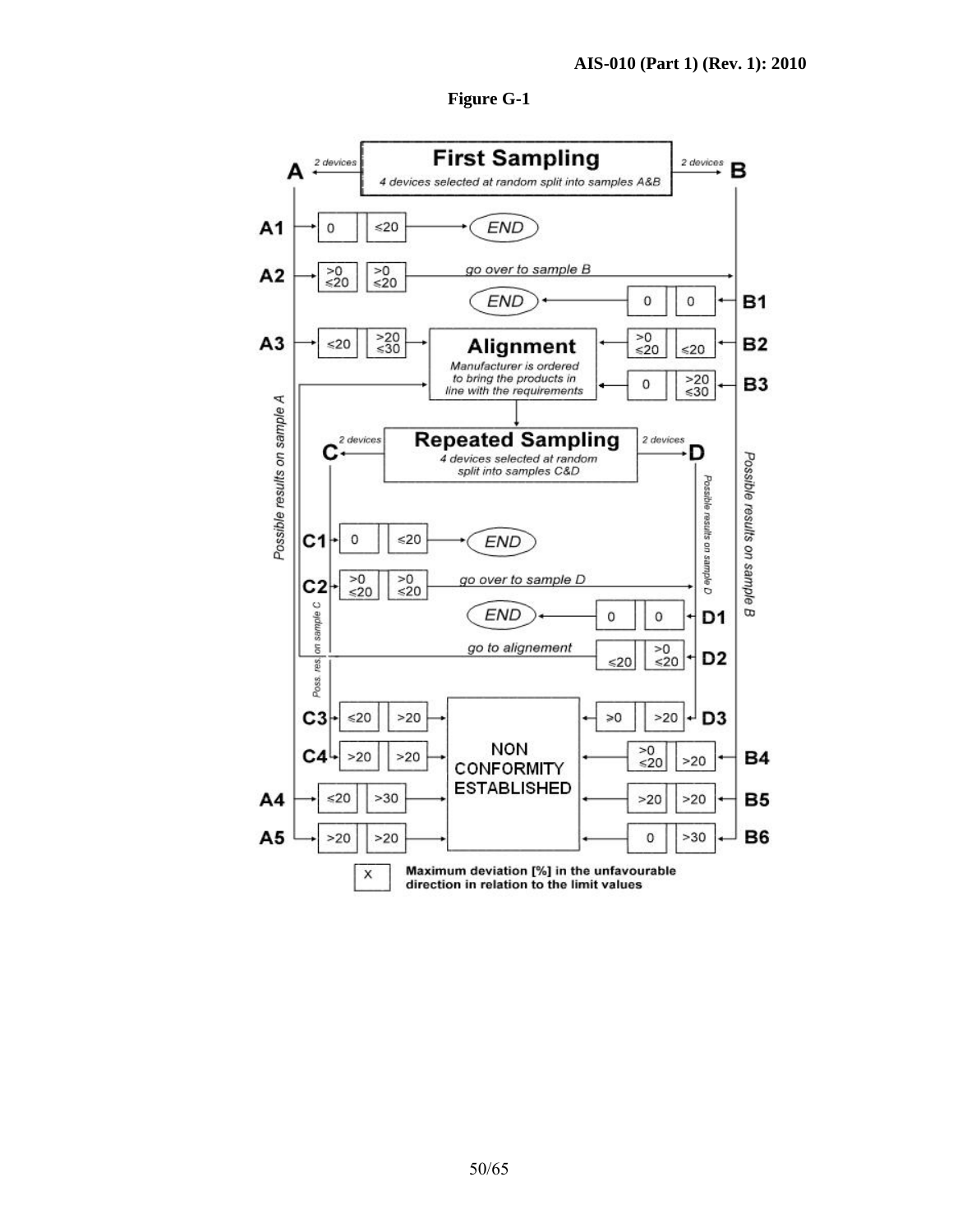**Figure G-1**

**First Sampling**

*4 devices selected at random split into samples A&B*

A ← 2 devices | 2 devices → B

*Possible results on sample A* / *Possible results on sample B*

| Result | Device 1 | Device 2 | Outcome |
|---|---|---|---|
| A1 | 0 | ≤20 | END |
| A2 | >0 ≤20 | >0 ≤20 | go over to sample B |
| B1 | 0 | 0 | END |
| A3 | ≤20 | >20 ≤30 | Alignment |
| B2 | >0 ≤20 | ≤20 | Alignment |
| B3 | 0 | >20 ≤30 | Alignment |

**Alignment**

*Manufacturer is ordered to bring the products in line with the requirements*

**Repeated Sampling**

*4 devices selected at random split into samples C&D*

C ← 2 devices | 2 devices → D

*Poss. res. on sample C* / *Possible results on sample D*

| Result | Device 1 | Device 2 | Outcome |
|---|---|---|---|
| C1 | 0 | ≤20 | END |
| C2 | >0 ≤20 | >0 ≤20 | go over to sample D |
| D1 | 0 | 0 | END |
| D2 | ≤20 | >0 ≤20 | go to alignement |
| C3 | ≤20 | >20 | NON CONFORMITY ESTABLISHED |
| D3 | >0 | >20 | NON CONFORMITY ESTABLISHED |
| C4 | >20 | >20 | NON CONFORMITY ESTABLISHED |
| B4 | >0 ≤20 | >20 | NON CONFORMITY ESTABLISHED |
| A4 | ≤20 | >30 | NON CONFORMITY ESTABLISHED |
| B5 | >20 | >20 | NON CONFORMITY ESTABLISHED |
| A5 | >20 | >20 | NON CONFORMITY ESTABLISHED |
| B6 | 0 | >30 | NON CONFORMITY ESTABLISHED |

X = **Maximum deviation [%] in the unfavourable direction in relation to the limit values**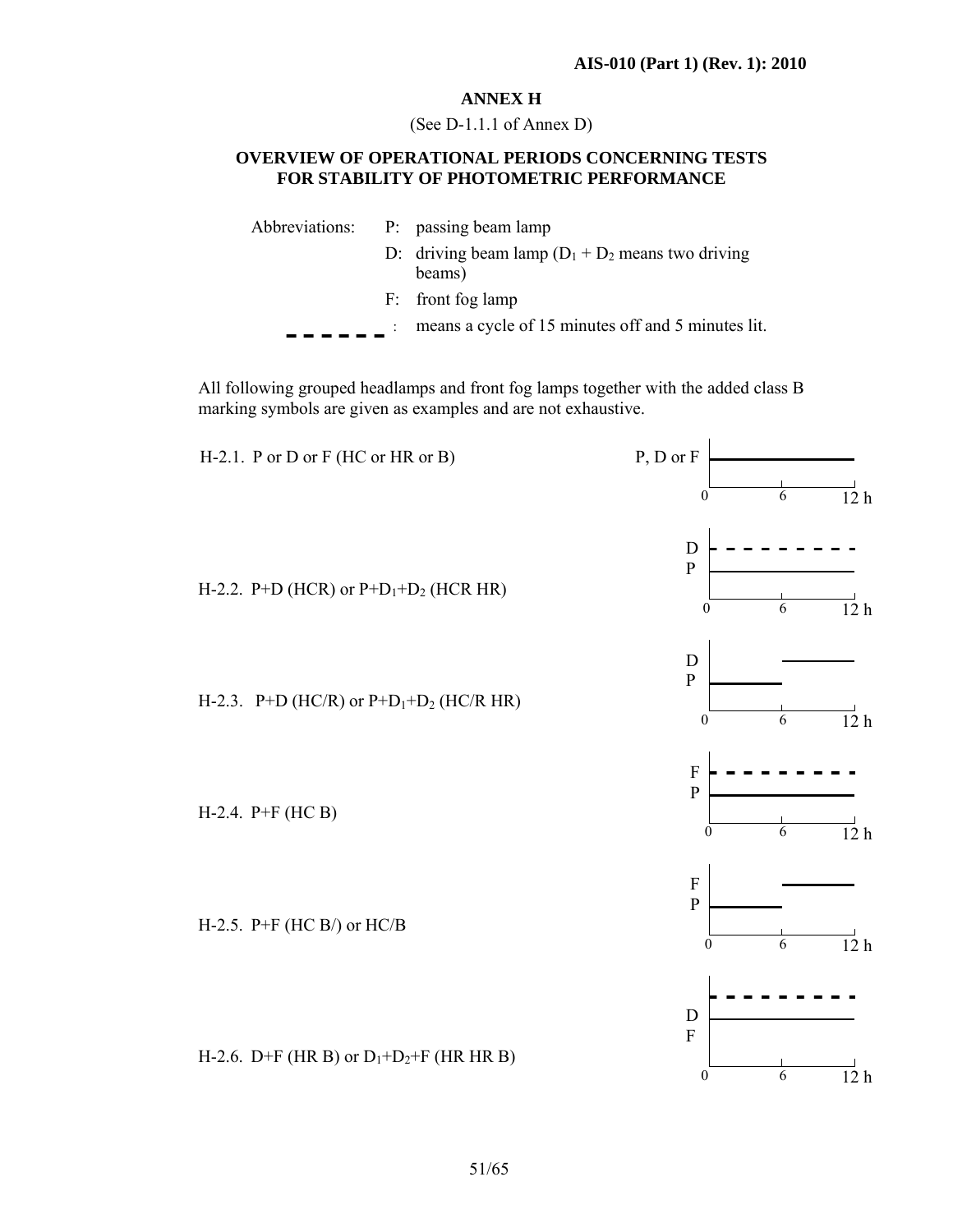## ANNEX H

(See D-1.1.1 of Annex D)

### OVERVIEW OF OPERATIONAL PERIODS CONCERNING TESTS FOR STABILITY OF PHOTOMETRIC PERFORMANCE

Abbreviations:

- P: passing beam lamp
- D: driving beam lamp ($D_1 + D_2$ means two driving beams)
- F: front fog lamp
- – – – – – : means a cycle of 15 minutes off and 5 minutes lit.

All following grouped headlamps and front fog lamps together with the added class B marking symbols are given as examples and are not exhaustive.

H-2.1. P or D or F (HC or HR or B)

H-2.2. P+D (HCR) or $P+D_1+D_2$ (HCR HR)

H-2.3. P+D (HC/R) or $P+D_1+D_2$ (HC/R HR)

H-2.4. P+F (HC B)

H-2.5. P+F (HC B/) or HC/B

H-2.6. D+F (HR B) or $D_1+D_2+F$ (HR HR B)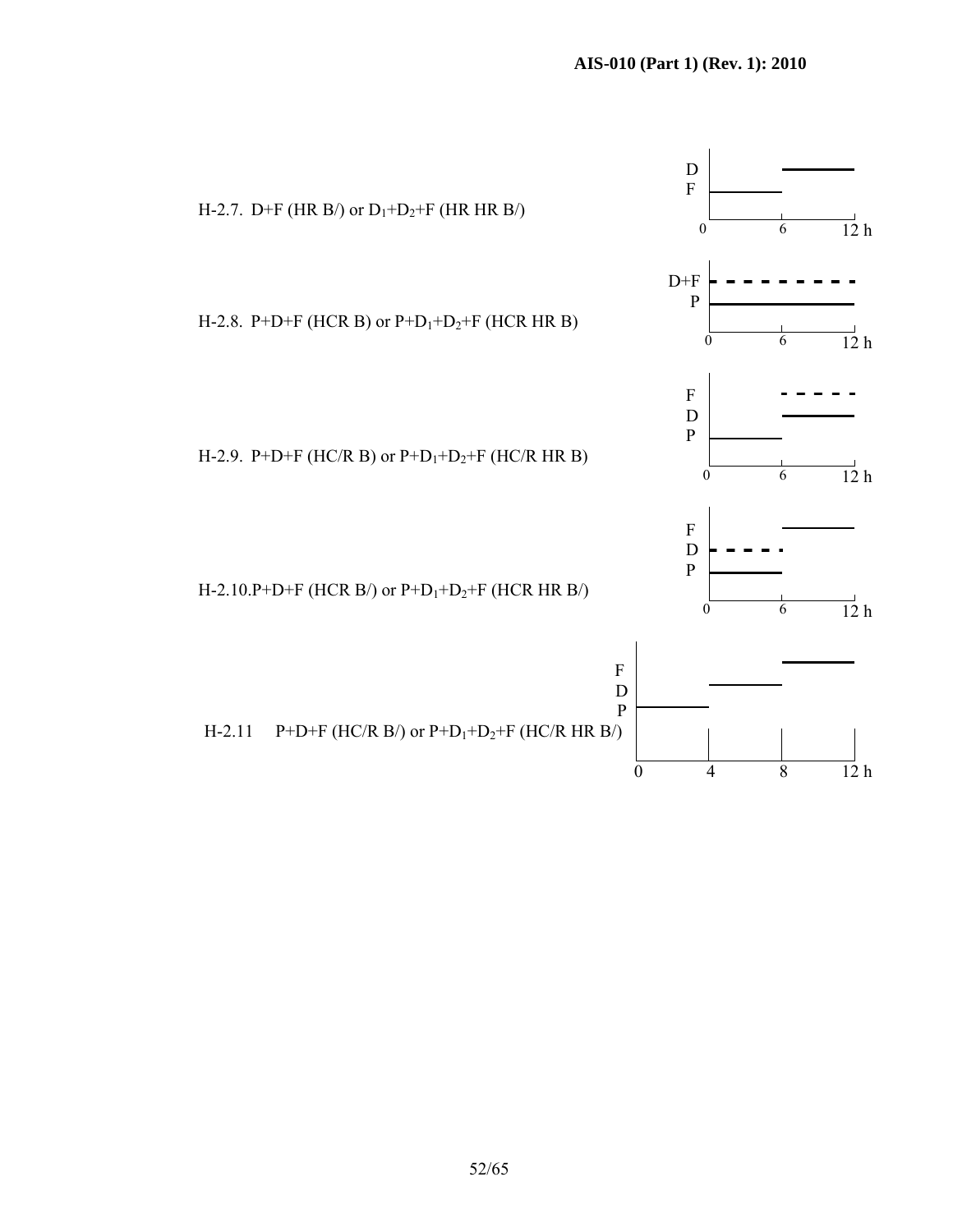H-2.7. D+F (HR B/) or $D_1$+$D_2$+F (HR HR B/)

H-2.8. P+D+F (HCR B) or P+$D_1$+$D_2$+F (HCR HR B)

H-2.9. P+D+F (HC/R B) or P+$D_1$+$D_2$+F (HC/R HR B)

H-2.10. P+D+F (HCR B/) or P+$D_1$+$D_2$+F (HCR HR B/)

H-2.11 P+D+F (HC/R B/) or P+$D_1$+$D_2$+F (HC/R HR B/)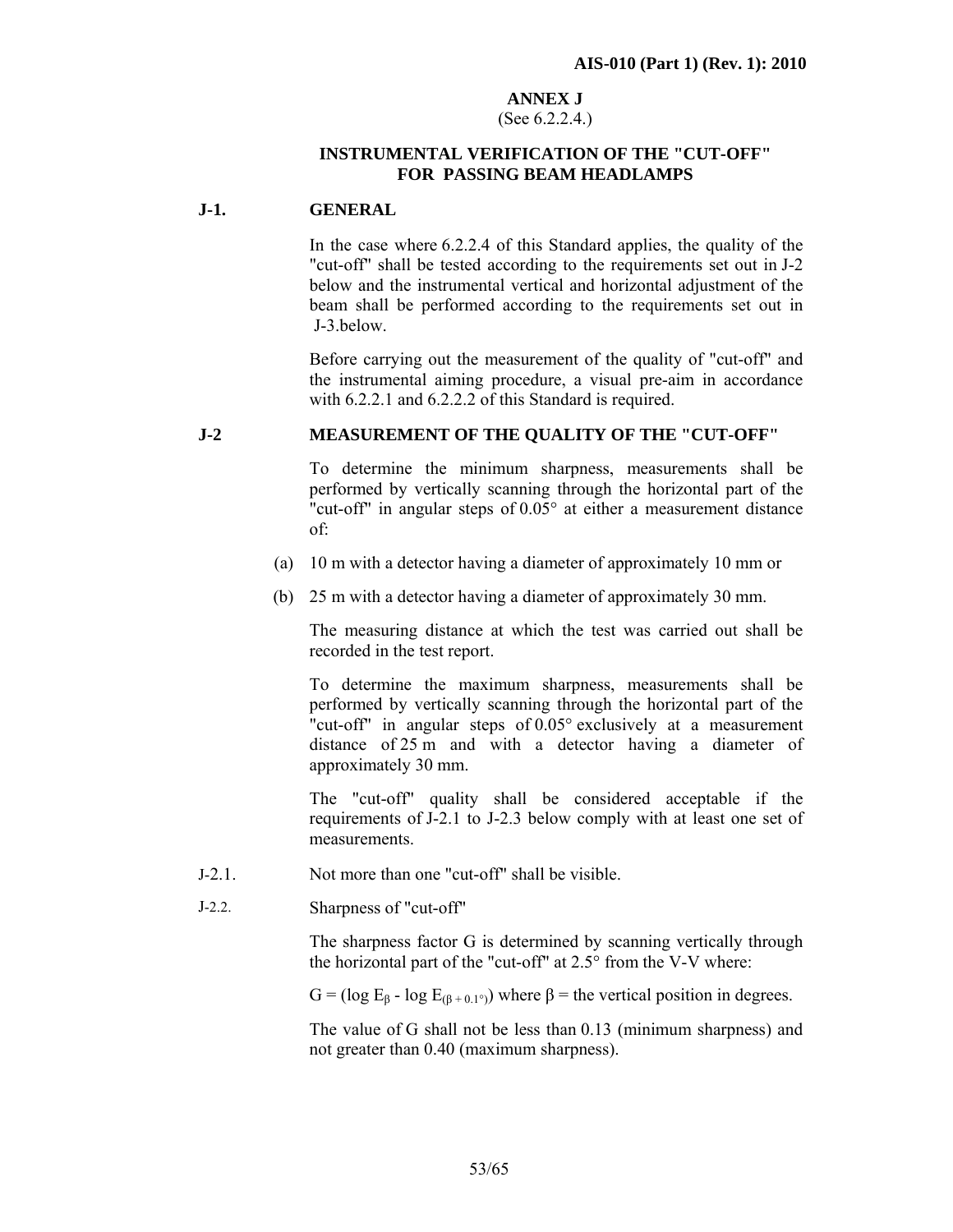## ANNEX J

(See 6.2.2.4.)

### INSTRUMENTAL VERIFICATION OF THE "CUT-OFF" FOR PASSING BEAM HEADLAMPS

**J-1. GENERAL**

In the case where 6.2.2.4 of this Standard applies, the quality of the "cut-off" shall be tested according to the requirements set out in J-2 below and the instrumental vertical and horizontal adjustment of the beam shall be performed according to the requirements set out in J-3.below.

Before carrying out the measurement of the quality of "cut-off" and the instrumental aiming procedure, a visual pre-aim in accordance with 6.2.2.1 and 6.2.2.2 of this Standard is required.

**J-2 MEASUREMENT OF THE QUALITY OF THE "CUT-OFF"**

To determine the minimum sharpness, measurements shall be performed by vertically scanning through the horizontal part of the "cut-off" in angular steps of 0.05° at either a measurement distance of:

(a) 10 m with a detector having a diameter of approximately 10 mm or

(b) 25 m with a detector having a diameter of approximately 30 mm.

The measuring distance at which the test was carried out shall be recorded in the test report.

To determine the maximum sharpness, measurements shall be performed by vertically scanning through the horizontal part of the "cut-off" in angular steps of 0.05° exclusively at a measurement distance of 25 m and with a detector having a diameter of approximately 30 mm.

The "cut-off" quality shall be considered acceptable if the requirements of J-2.1 to J-2.3 below comply with at least one set of measurements.

J-2.1. Not more than one "cut-off" shall be visible.

J-2.2. Sharpness of "cut-off"

The sharpness factor G is determined by scanning vertically through the horizontal part of the "cut-off" at 2.5° from the V-V where:

$G = (\log E_{\beta} - \log E_{(\beta + 0.1°)})$ where $\beta$ = the vertical position in degrees.

The value of G shall not be less than 0.13 (minimum sharpness) and not greater than 0.40 (maximum sharpness).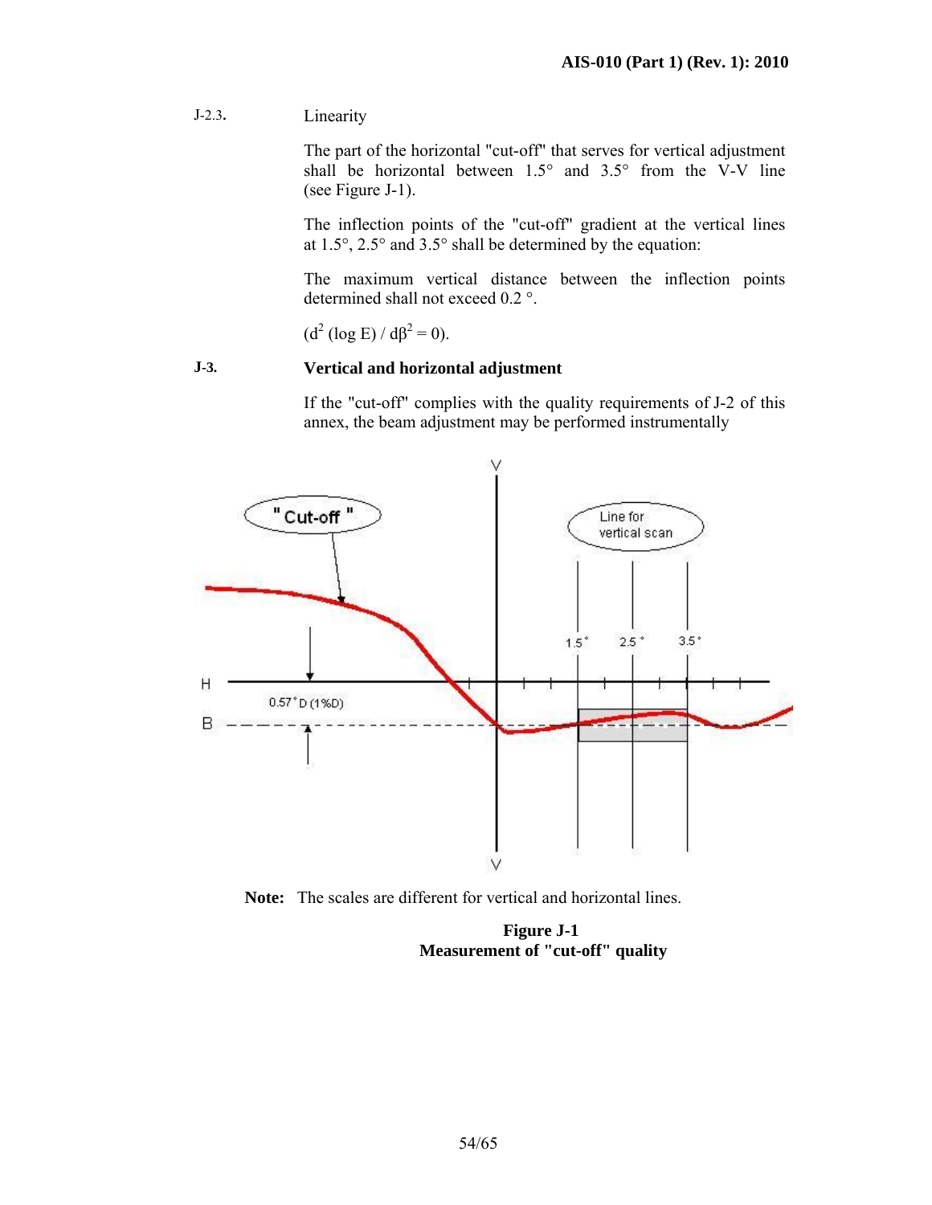J-2.3. Linearity

The part of the horizontal "cut-off" that serves for vertical adjustment shall be horizontal between 1.5° and 3.5° from the V-V line (see Figure J-1).

The inflection points of the "cut-off" gradient at the vertical lines at 1.5°, 2.5° and 3.5° shall be determined by the equation:

The maximum vertical distance between the inflection points determined shall not exceed 0.2 °.

$(d^2 (\log E) / d\beta^2 = 0)$.

**J-3. Vertical and horizontal adjustment**

If the "cut-off" complies with the quality requirements of J-2 of this annex, the beam adjustment may be performed instrumentally

**Note:** The scales are different for vertical and horizontal lines.

**Figure J-1**
**Measurement of "cut-off" quality**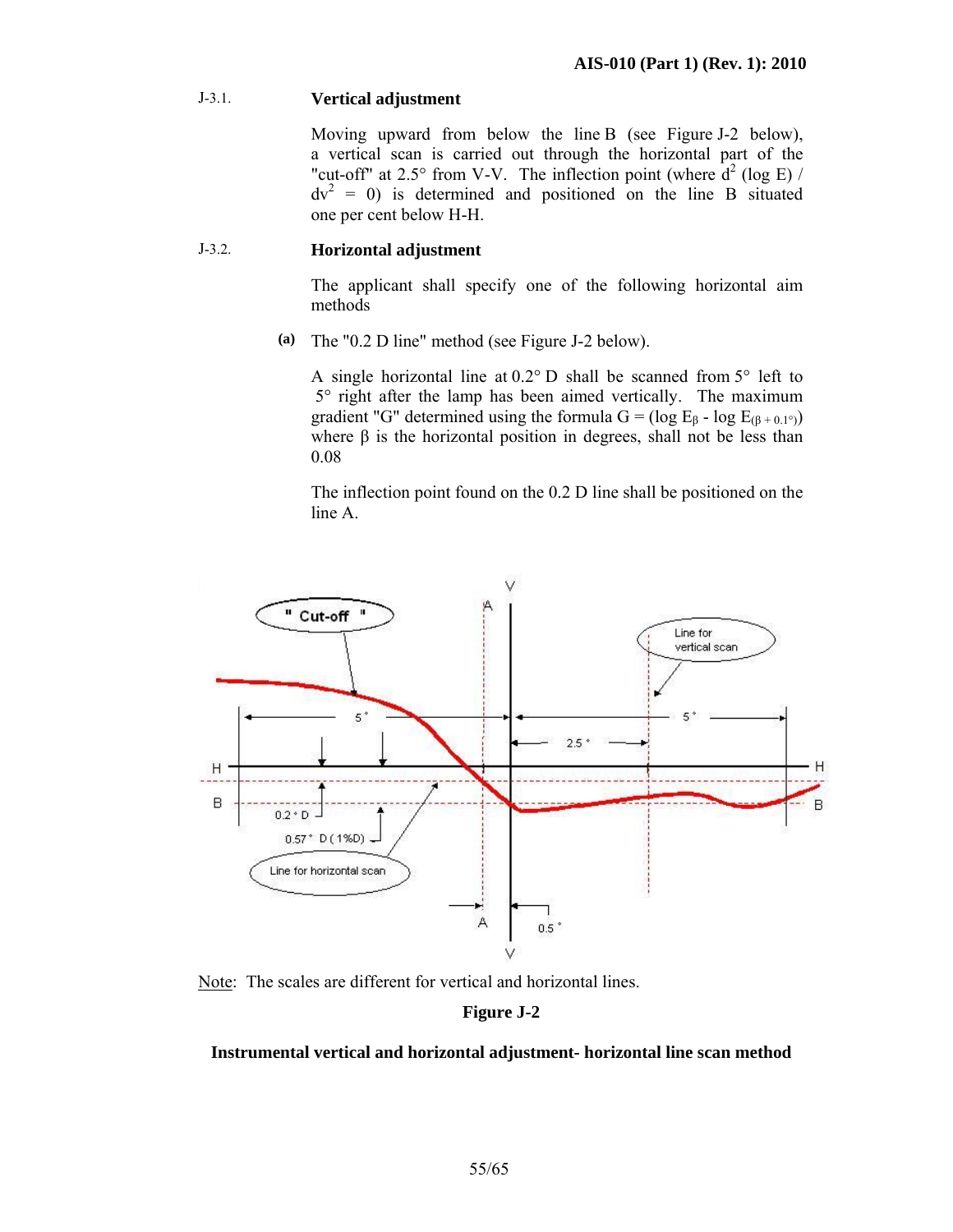J-3.1. **Vertical adjustment**

Moving upward from below the line B (see Figure J-2 below), a vertical scan is carried out through the horizontal part of the "cut-off" at 2.5° from V-V. The inflection point (where $d^2 (\log E) / dv^2 = 0$) is determined and positioned on the line B situated one per cent below H-H.

J-3.2. **Horizontal adjustment**

The applicant shall specify one of the following horizontal aim methods

**(a)** The "0.2 D line" method (see Figure J-2 below).

A single horizontal line at 0.2° D shall be scanned from 5° left to 5° right after the lamp has been aimed vertically. The maximum gradient "G" determined using the formula $G = (\log E_\beta - \log E_{(\beta + 0.1°)})$ where β is the horizontal position in degrees, shall not be less than 0.08

The inflection point found on the 0.2 D line shall be positioned on the line A.

Note: The scales are different for vertical and horizontal lines.

**Figure J-2**

**Instrumental vertical and horizontal adjustment- horizontal line scan method**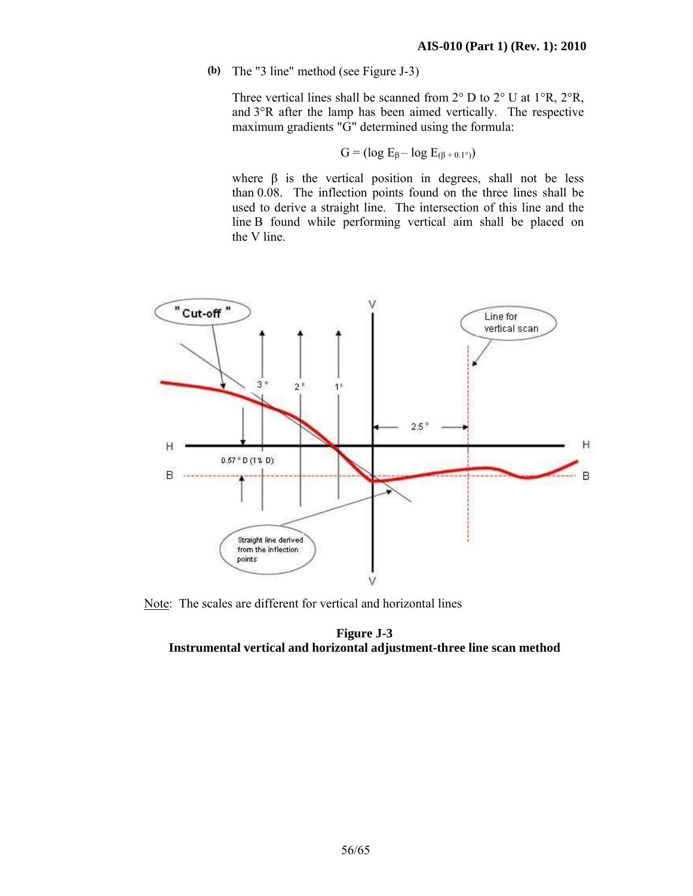**(b)** The "3 line" method (see Figure J-3)

Three vertical lines shall be scanned from 2° D to 2° U at 1°R, 2°R, and 3°R after the lamp has been aimed vertically. The respective maximum gradients "G" determined using the formula:

$$G = (\log E_{\beta} - \log E_{(\beta + 0.1°)})$$

where β is the vertical position in degrees, shall not be less than 0.08. The inflection points found on the three lines shall be used to derive a straight line. The intersection of this line and the line B found while performing vertical aim shall be placed on the V line.

Note: The scales are different for vertical and horizontal lines

**Figure J-3**
**Instrumental vertical and horizontal adjustment-three line scan method**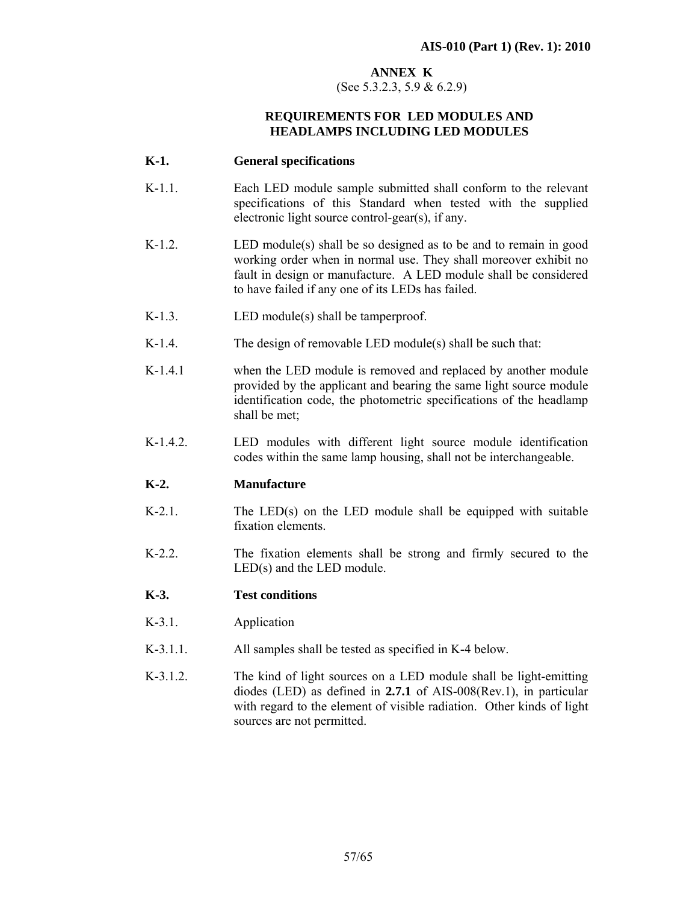## ANNEX K

(See 5.3.2.3, 5.9 & 6.2.9)

## REQUIREMENTS FOR LED MODULES AND HEADLAMPS INCLUDING LED MODULES

**K-1. General specifications**

K-1.1. Each LED module sample submitted shall conform to the relevant specifications of this Standard when tested with the supplied electronic light source control-gear(s), if any.

K-1.2. LED module(s) shall be so designed as to be and to remain in good working order when in normal use. They shall moreover exhibit no fault in design or manufacture. A LED module shall be considered to have failed if any one of its LEDs has failed.

K-1.3. LED module(s) shall be tamperproof.

K-1.4. The design of removable LED module(s) shall be such that:

K-1.4.1 when the LED module is removed and replaced by another module provided by the applicant and bearing the same light source module identification code, the photometric specifications of the headlamp shall be met;

K-1.4.2. LED modules with different light source module identification codes within the same lamp housing, shall not be interchangeable.

**K-2. Manufacture**

K-2.1. The LED(s) on the LED module shall be equipped with suitable fixation elements.

K-2.2. The fixation elements shall be strong and firmly secured to the LED(s) and the LED module.

**K-3. Test conditions**

K-3.1. Application

K-3.1.1. All samples shall be tested as specified in K-4 below.

K-3.1.2. The kind of light sources on a LED module shall be light-emitting diodes (LED) as defined in **2.7.1** of AIS-008(Rev.1), in particular with regard to the element of visible radiation. Other kinds of light sources are not permitted.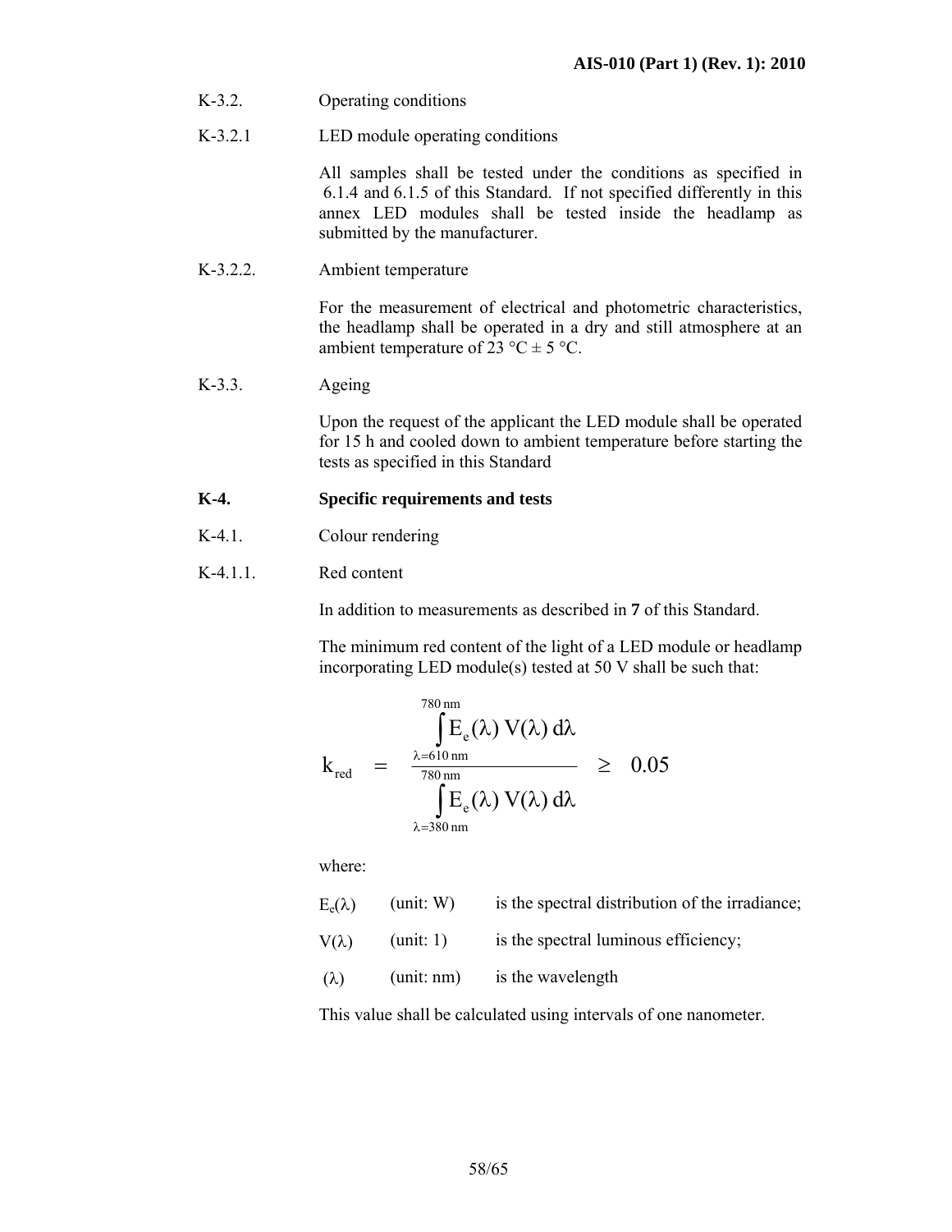K-3.2. Operating conditions

K-3.2.1 LED module operating conditions

All samples shall be tested under the conditions as specified in 6.1.4 and 6.1.5 of this Standard. If not specified differently in this annex LED modules shall be tested inside the headlamp as submitted by the manufacturer.

K-3.2.2. Ambient temperature

For the measurement of electrical and photometric characteristics, the headlamp shall be operated in a dry and still atmosphere at an ambient temperature of 23 °C ± 5 °C.

K-3.3. Ageing

Upon the request of the applicant the LED module shall be operated for 15 h and cooled down to ambient temperature before starting the tests as specified in this Standard

**K-4. Specific requirements and tests**

K-4.1. Colour rendering

K-4.1.1. Red content

In addition to measurements as described in **7** of this Standard.

The minimum red content of the light of a LED module or headlamp incorporating LED module(s) tested at 50 V shall be such that:

$$k_{red} = \frac{\int_{\lambda=610\,nm}^{780\,nm} E_e(\lambda)\,V(\lambda)\,d\lambda}{\int_{\lambda=380\,nm}^{780\,nm} E_e(\lambda)\,V(\lambda)\,d\lambda} \geq 0.05$$

where:

| | | |
|---|---|---|
| $E_e(\lambda)$ | (unit: W) | is the spectral distribution of the irradiance; |
| $V(\lambda)$ | (unit: 1) | is the spectral luminous efficiency; |
| $(\lambda)$ | (unit: nm) | is the wavelength |

This value shall be calculated using intervals of one nanometer.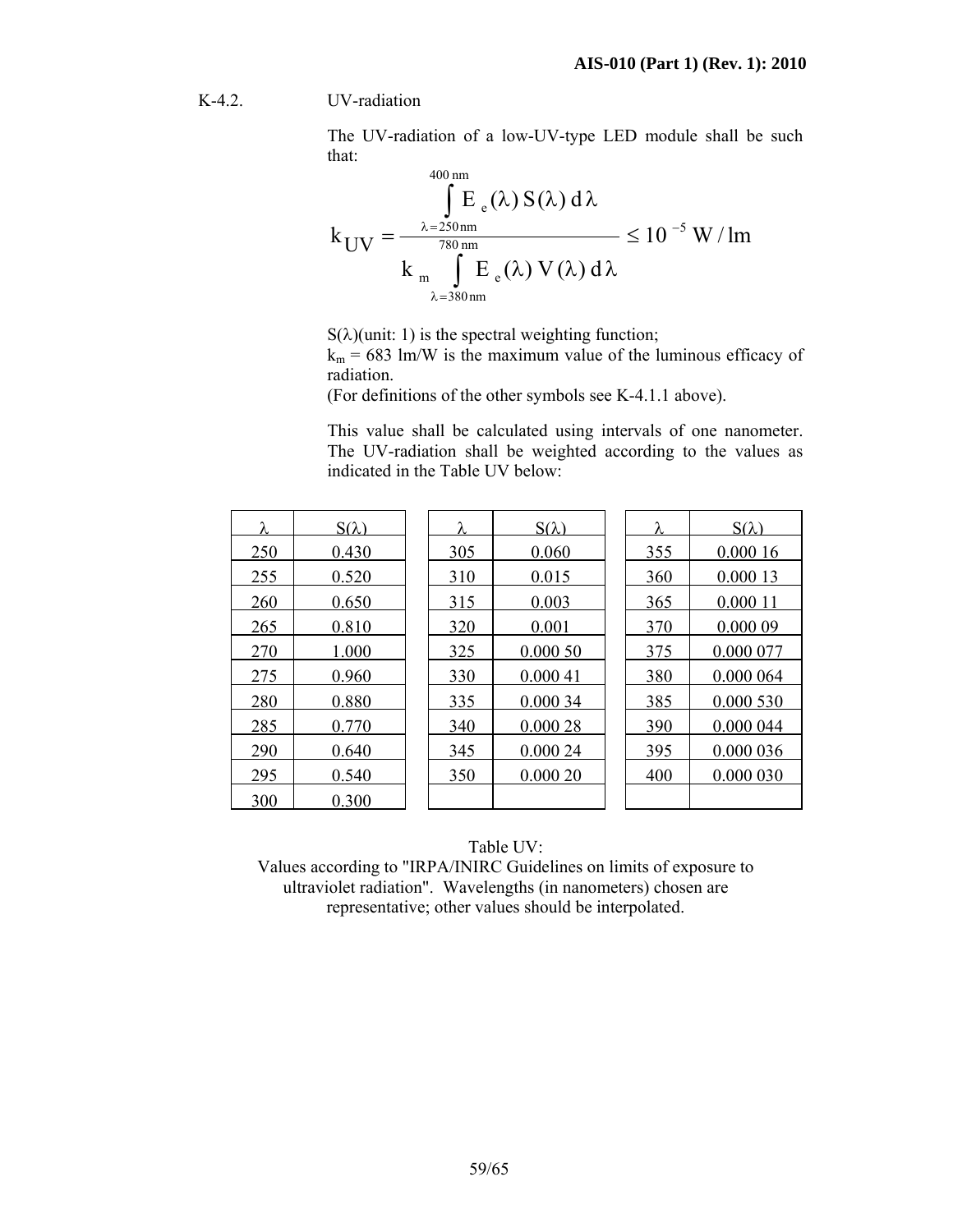K-4.2. UV-radiation

The UV-radiation of a low-UV-type LED module shall be such that:

$$k_{UV} = \frac{\int_{\lambda=250\,nm}^{400\,nm} E_e(\lambda)\, S(\lambda)\, d\lambda}{k_m \int_{\lambda=380\,nm}^{780\,nm} E_e(\lambda)\, V(\lambda)\, d\lambda} \leq 10^{-5}\ W/lm$$

$S(\lambda)$(unit: 1) is the spectral weighting function;

$k_m$ = 683 lm/W is the maximum value of the luminous efficacy of radiation.

(For definitions of the other symbols see K-4.1.1 above).

This value shall be calculated using intervals of one nanometer. The UV-radiation shall be weighted according to the values as indicated in the Table UV below:

| λ | S(λ) | λ | S(λ) | λ | S(λ) |
|---|---|---|---|---|---|
| 250 | 0.430 | 305 | 0.060 | 355 | 0.000 16 |
| 255 | 0.520 | 310 | 0.015 | 360 | 0.000 13 |
| 260 | 0.650 | 315 | 0.003 | 365 | 0.000 11 |
| 265 | 0.810 | 320 | 0.001 | 370 | 0.000 09 |
| 270 | 1.000 | 325 | 0.000 50 | 375 | 0.000 077 |
| 275 | 0.960 | 330 | 0.000 41 | 380 | 0.000 064 |
| 280 | 0.880 | 335 | 0.000 34 | 385 | 0.000 530 |
| 285 | 0.770 | 340 | 0.000 28 | 390 | 0.000 044 |
| 290 | 0.640 | 345 | 0.000 24 | 395 | 0.000 036 |
| 295 | 0.540 | 350 | 0.000 20 | 400 | 0.000 030 |
| 300 | 0.300 | | | | |

Table UV:
Values according to "IRPA/INIRC Guidelines on limits of exposure to ultraviolet radiation". Wavelengths (in nanometers) chosen are representative; other values should be interpolated.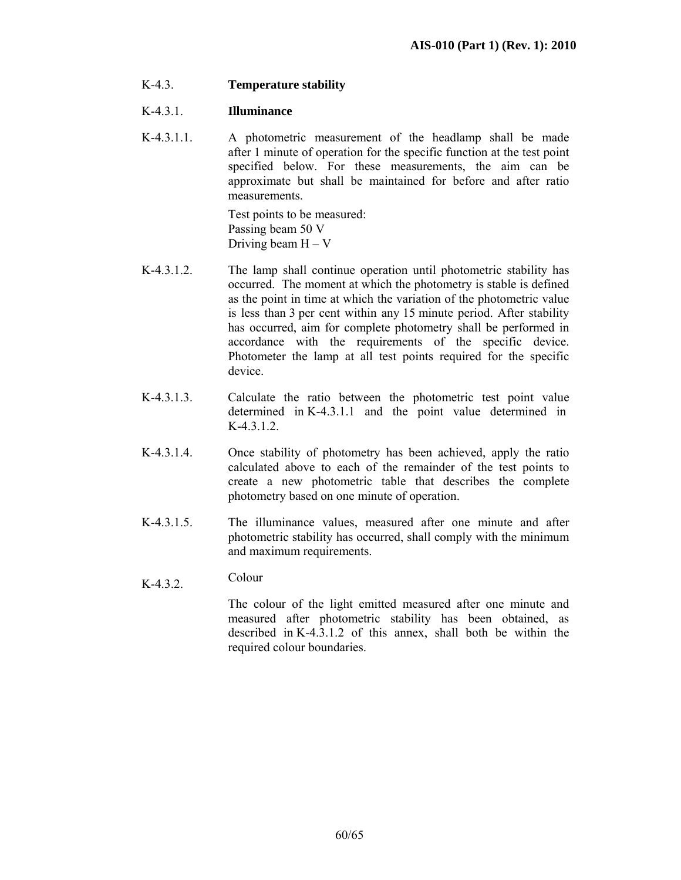K-4.3. **Temperature stability**

K-4.3.1. **Illuminance**

K-4.3.1.1. A photometric measurement of the headlamp shall be made after 1 minute of operation for the specific function at the test point specified below. For these measurements, the aim can be approximate but shall be maintained for before and after ratio measurements.

Test points to be measured:
Passing beam 50 V
Driving beam H – V

K-4.3.1.2. The lamp shall continue operation until photometric stability has occurred. The moment at which the photometry is stable is defined as the point in time at which the variation of the photometric value is less than 3 per cent within any 15 minute period. After stability has occurred, aim for complete photometry shall be performed in accordance with the requirements of the specific device. Photometer the lamp at all test points required for the specific device.

K-4.3.1.3. Calculate the ratio between the photometric test point value determined in K-4.3.1.1 and the point value determined in K-4.3.1.2.

K-4.3.1.4. Once stability of photometry has been achieved, apply the ratio calculated above to each of the remainder of the test points to create a new photometric table that describes the complete photometry based on one minute of operation.

K-4.3.1.5. The illuminance values, measured after one minute and after photometric stability has occurred, shall comply with the minimum and maximum requirements.

K-4.3.2. Colour

The colour of the light emitted measured after one minute and measured after photometric stability has been obtained, as described in K-4.3.1.2 of this annex, shall both be within the required colour boundaries.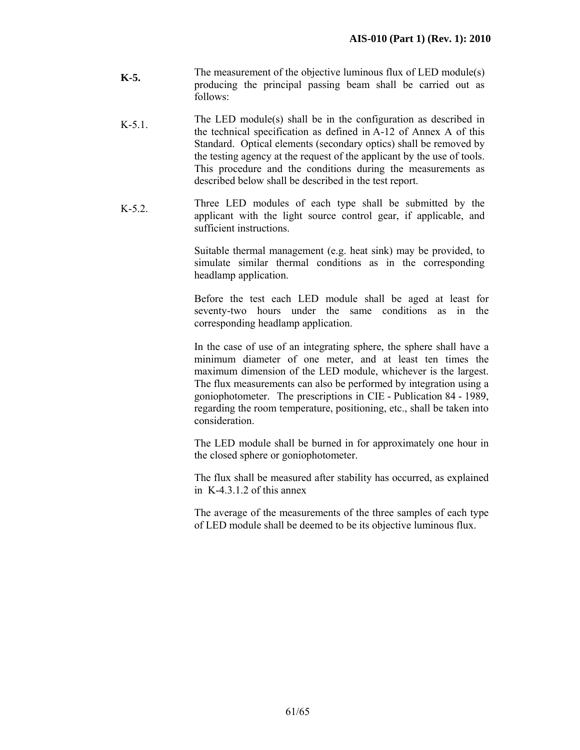**K-5.** The measurement of the objective luminous flux of LED module(s) producing the principal passing beam shall be carried out as follows:

K-5.1. The LED module(s) shall be in the configuration as described in the technical specification as defined in A-12 of Annex A of this Standard. Optical elements (secondary optics) shall be removed by the testing agency at the request of the applicant by the use of tools. This procedure and the conditions during the measurements as described below shall be described in the test report.

K-5.2. Three LED modules of each type shall be submitted by the applicant with the light source control gear, if applicable, and sufficient instructions.

Suitable thermal management (e.g. heat sink) may be provided, to simulate similar thermal conditions as in the corresponding headlamp application.

Before the test each LED module shall be aged at least for seventy-two hours under the same conditions as in the corresponding headlamp application.

In the case of use of an integrating sphere, the sphere shall have a minimum diameter of one meter, and at least ten times the maximum dimension of the LED module, whichever is the largest. The flux measurements can also be performed by integration using a goniophotometer. The prescriptions in CIE - Publication 84 - 1989, regarding the room temperature, positioning, etc., shall be taken into consideration.

The LED module shall be burned in for approximately one hour in the closed sphere or goniophotometer.

The flux shall be measured after stability has occurred, as explained in K-4.3.1.2 of this annex

The average of the measurements of the three samples of each type of LED module shall be deemed to be its objective luminous flux.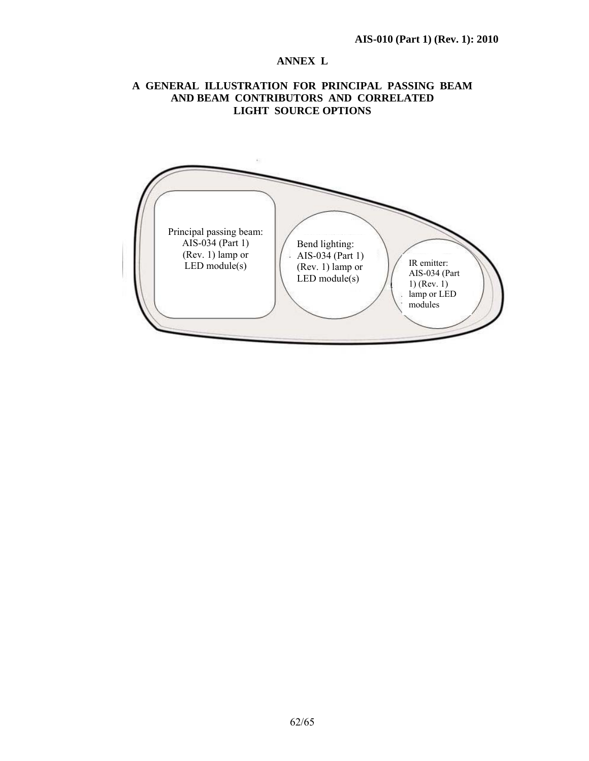# ANNEX L

## A GENERAL ILLUSTRATION FOR PRINCIPAL PASSING BEAM AND BEAM CONTRIBUTORS AND CORRELATED LIGHT SOURCE OPTIONS

Principal passing beam: AIS-034 (Part 1) (Rev. 1) lamp or LED module(s)

Bend lighting: AIS-034 (Part 1) (Rev. 1) lamp or LED module(s)

IR emitter: AIS-034 (Part 1) (Rev. 1) lamp or LED modules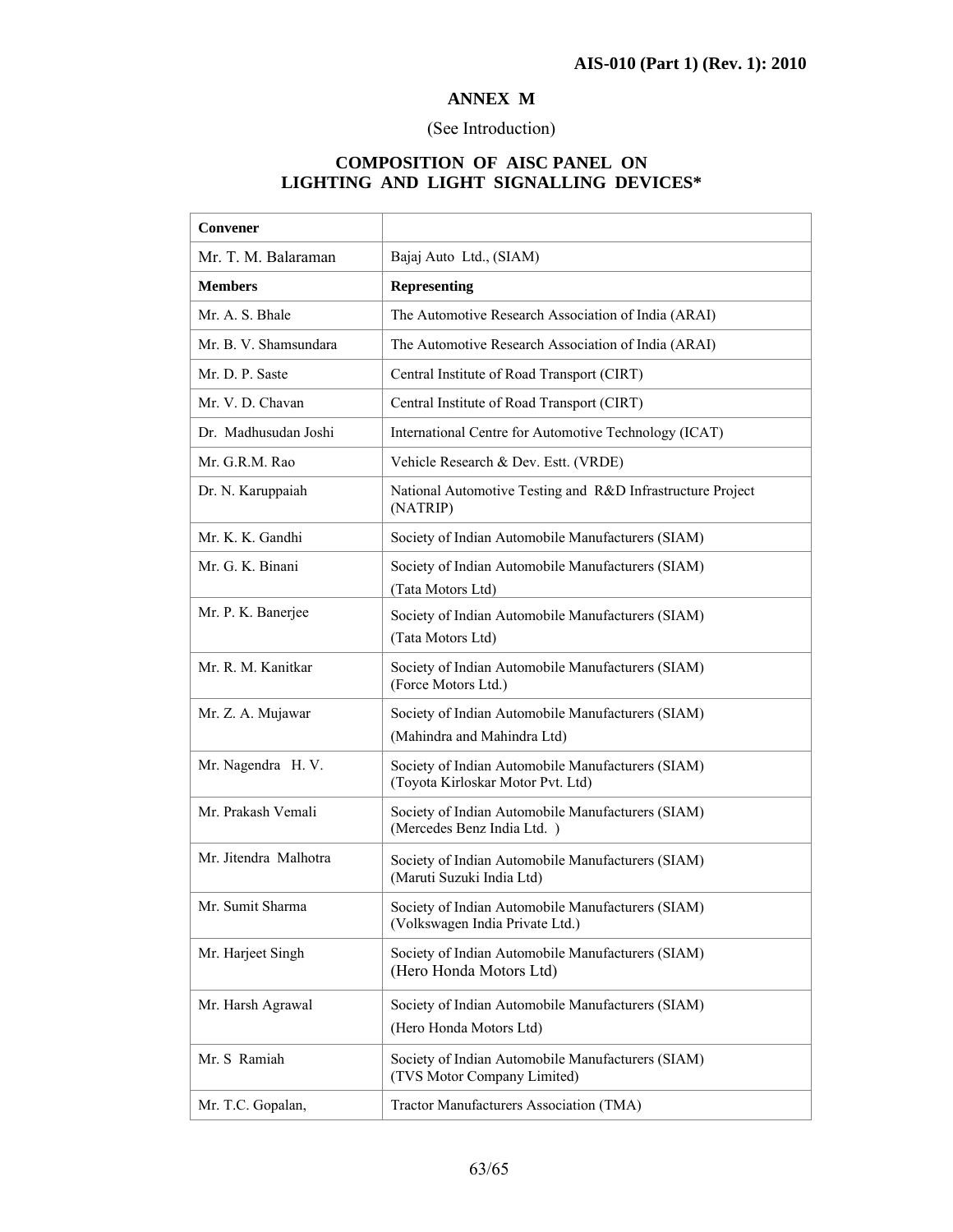## ANNEX M

(See Introduction)

### COMPOSITION OF AISC PANEL ON LIGHTING AND LIGHT SIGNALLING DEVICES*

| **Convener** | |
|---|---|
| Mr. T. M. Balaraman | Bajaj Auto Ltd., (SIAM) |
| **Members** | **Representing** |
| Mr. A. S. Bhale | The Automotive Research Association of India (ARAI) |
| Mr. B. V. Shamsundara | The Automotive Research Association of India (ARAI) |
| Mr. D. P. Saste | Central Institute of Road Transport (CIRT) |
| Mr. V. D. Chavan | Central Institute of Road Transport (CIRT) |
| Dr. Madhusudan Joshi | International Centre for Automotive Technology (ICAT) |
| Mr. G.R.M. Rao | Vehicle Research & Dev. Estt. (VRDE) |
| Dr. N. Karuppaiah | National Automotive Testing and R&D Infrastructure Project (NATRIP) |
| Mr. K. K. Gandhi | Society of Indian Automobile Manufacturers (SIAM) |
| Mr. G. K. Binani | Society of Indian Automobile Manufacturers (SIAM) (Tata Motors Ltd) |
| Mr. P. K. Banerjee | Society of Indian Automobile Manufacturers (SIAM) (Tata Motors Ltd) |
| Mr. R. M. Kanitkar | Society of Indian Automobile Manufacturers (SIAM) (Force Motors Ltd.) |
| Mr. Z. A. Mujawar | Society of Indian Automobile Manufacturers (SIAM) (Mahindra and Mahindra Ltd) |
| Mr. Nagendra H. V. | Society of Indian Automobile Manufacturers (SIAM) (Toyota Kirloskar Motor Pvt. Ltd) |
| Mr. Prakash Vemali | Society of Indian Automobile Manufacturers (SIAM) (Mercedes Benz India Ltd. ) |
| Mr. Jitendra Malhotra | Society of Indian Automobile Manufacturers (SIAM) (Maruti Suzuki India Ltd) |
| Mr. Sumit Sharma | Society of Indian Automobile Manufacturers (SIAM) (Volkswagen India Private Ltd.) |
| Mr. Harjeet Singh | Society of Indian Automobile Manufacturers (SIAM) (Hero Honda Motors Ltd) |
| Mr. Harsh Agrawal | Society of Indian Automobile Manufacturers (SIAM) (Hero Honda Motors Ltd) |
| Mr. S Ramiah | Society of Indian Automobile Manufacturers (SIAM) (TVS Motor Company Limited) |
| Mr. T.C. Gopalan, | Tractor Manufacturers Association (TMA) |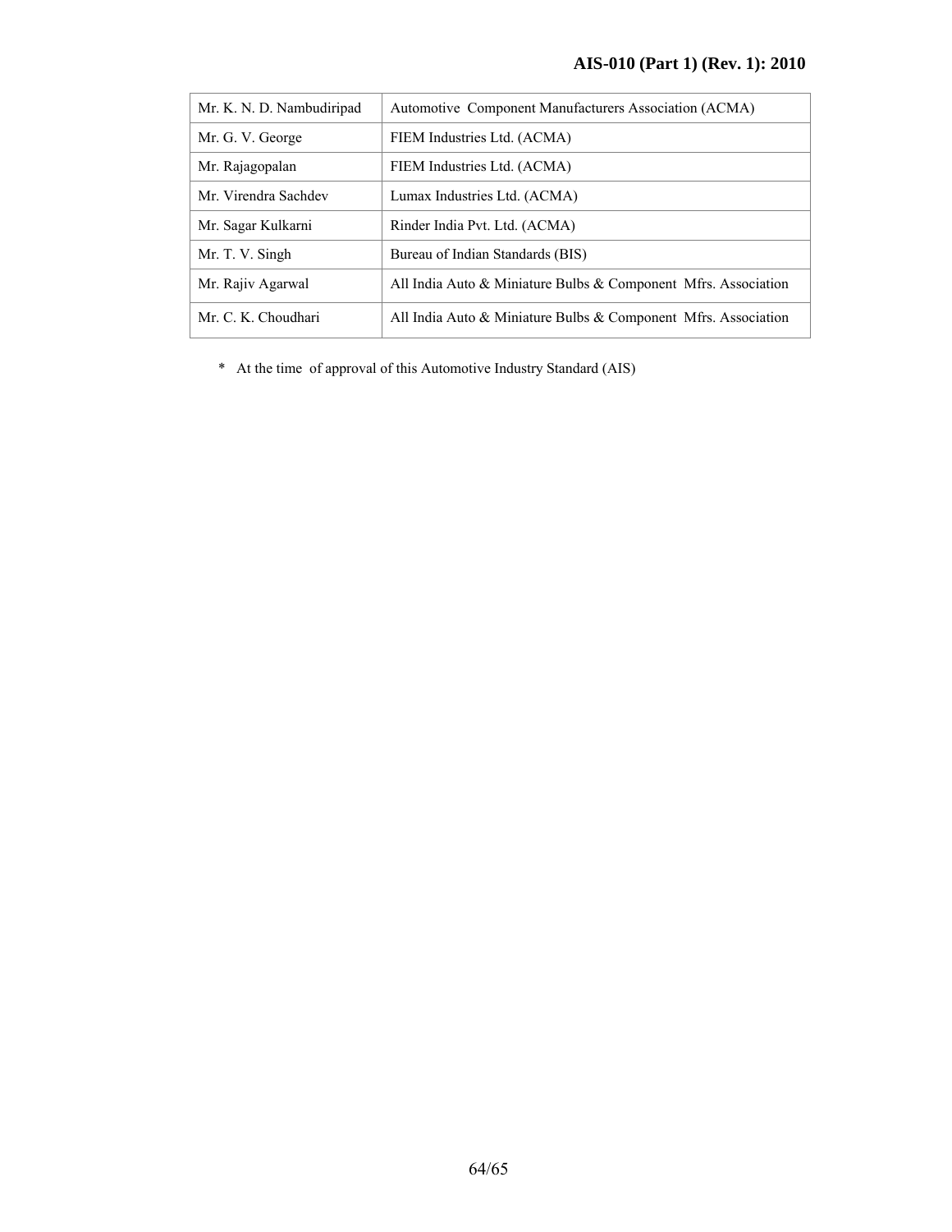| Mr. K. N. D. Nambudiripad | Automotive Component Manufacturers Association (ACMA) |
|---|---|
| Mr. G. V. George | FIEM Industries Ltd. (ACMA) |
| Mr. Rajagopalan | FIEM Industries Ltd. (ACMA) |
| Mr. Virendra Sachdev | Lumax Industries Ltd. (ACMA) |
| Mr. Sagar Kulkarni | Rinder India Pvt. Ltd. (ACMA) |
| Mr. T. V. Singh | Bureau of Indian Standards (BIS) |
| Mr. Rajiv Agarwal | All India Auto & Miniature Bulbs & Component Mfrs. Association |
| Mr. C. K. Choudhari | All India Auto & Miniature Bulbs & Component Mfrs. Association |

\* At the time of approval of this Automotive Industry Standard (AIS)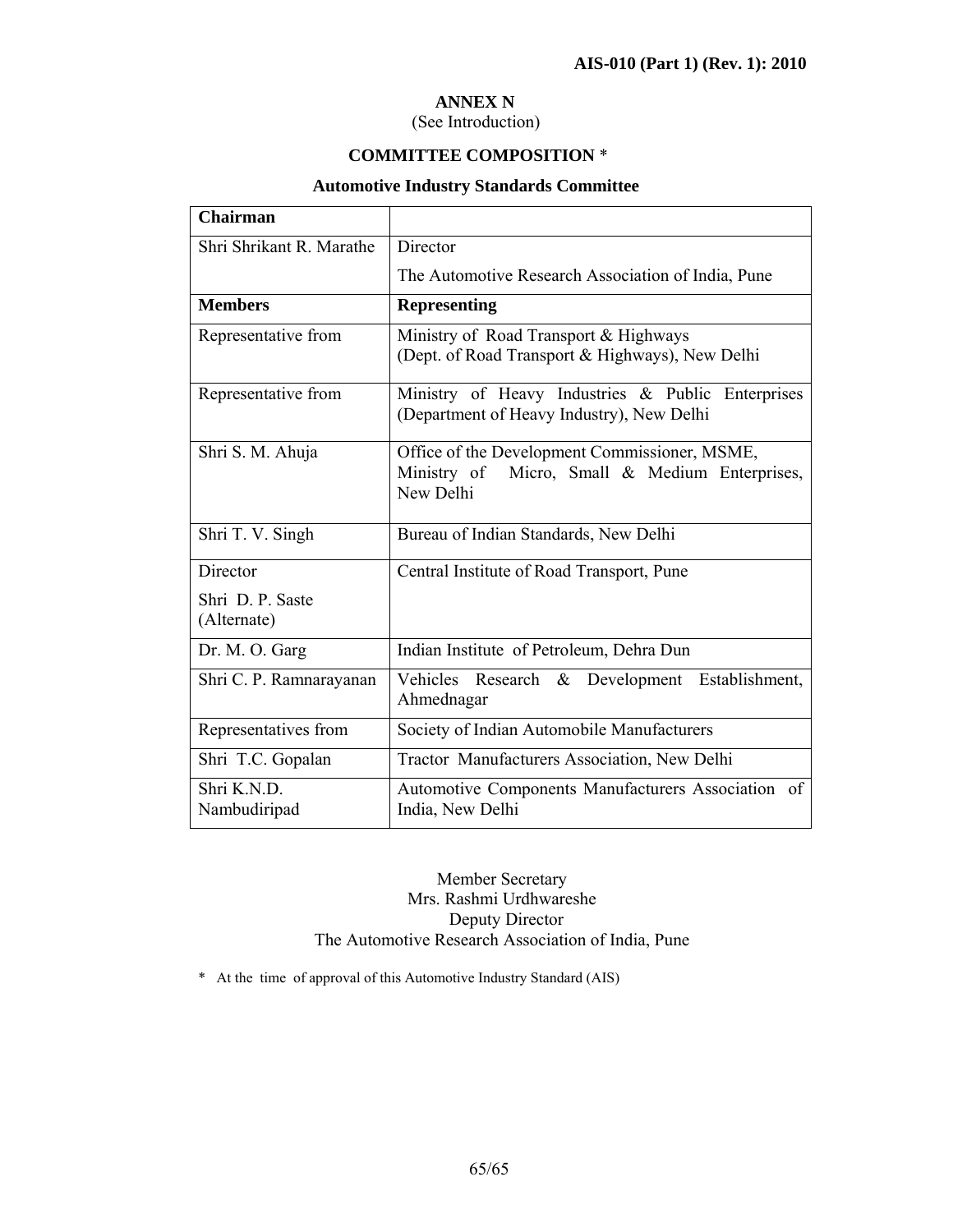## ANNEX N

(See Introduction)

### COMMITTEE COMPOSITION *

### Automotive Industry Standards Committee

| **Chairman** | |
|---|---|
| Shri Shrikant R. Marathe | Director<br>The Automotive Research Association of India, Pune |
| **Members** | **Representing** |
| Representative from | Ministry of Road Transport & Highways (Dept. of Road Transport & Highways), New Delhi |
| Representative from | Ministry of Heavy Industries & Public Enterprises (Department of Heavy Industry), New Delhi |
| Shri S. M. Ahuja | Office of the Development Commissioner, MSME, Ministry of Micro, Small & Medium Enterprises, New Delhi |
| Shri T. V. Singh | Bureau of Indian Standards, New Delhi |
| Director<br>Shri D. P. Saste (Alternate) | Central Institute of Road Transport, Pune |
| Dr. M. O. Garg | Indian Institute of Petroleum, Dehra Dun |
| Shri C. P. Ramnarayanan | Vehicles Research & Development Establishment, Ahmednagar |
| Representatives from | Society of Indian Automobile Manufacturers |
| Shri T.C. Gopalan | Tractor Manufacturers Association, New Delhi |
| Shri K.N.D. Nambudiripad | Automotive Components Manufacturers Association of India, New Delhi |

Member Secretary
Mrs. Rashmi Urdhwareshe
Deputy Director
The Automotive Research Association of India, Pune

\* At the time of approval of this Automotive Industry Standard (AIS)